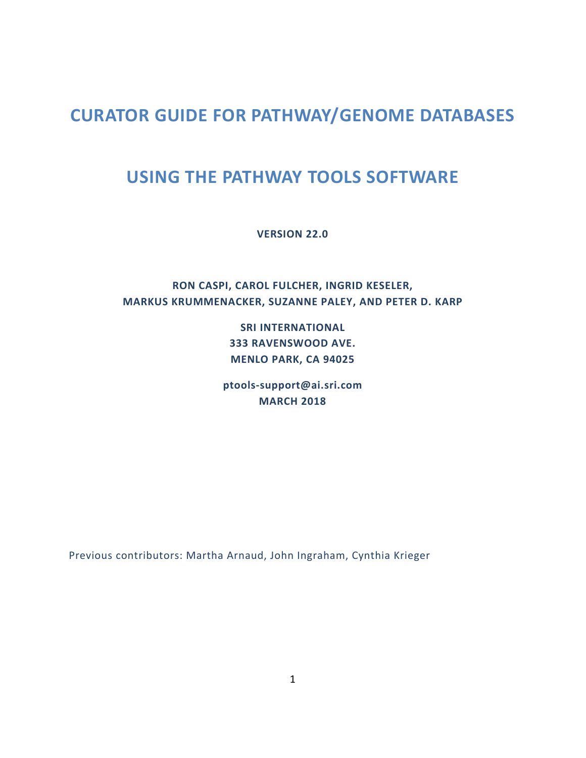# CURATOR GUIDE FOR PATHWAY/GENOME DATABASES

# USING THE PATHWAY TOOLS SOFTWARE

**VERSION 22.0**

**RON CASPI, CAROL FULCHER, INGRID KESELER,**
**MARKUS KRUMMENACKER, SUZANNE PALEY, AND PETER D. KARP**

**SRI INTERNATIONAL**
**333 RAVENSWOOD AVE.**
**MENLO PARK, CA 94025**

**ptools-support@ai.sri.com**
**MARCH 2018**

Previous contributors: Martha Arnaud, John Ingraham, Cynthia Krieger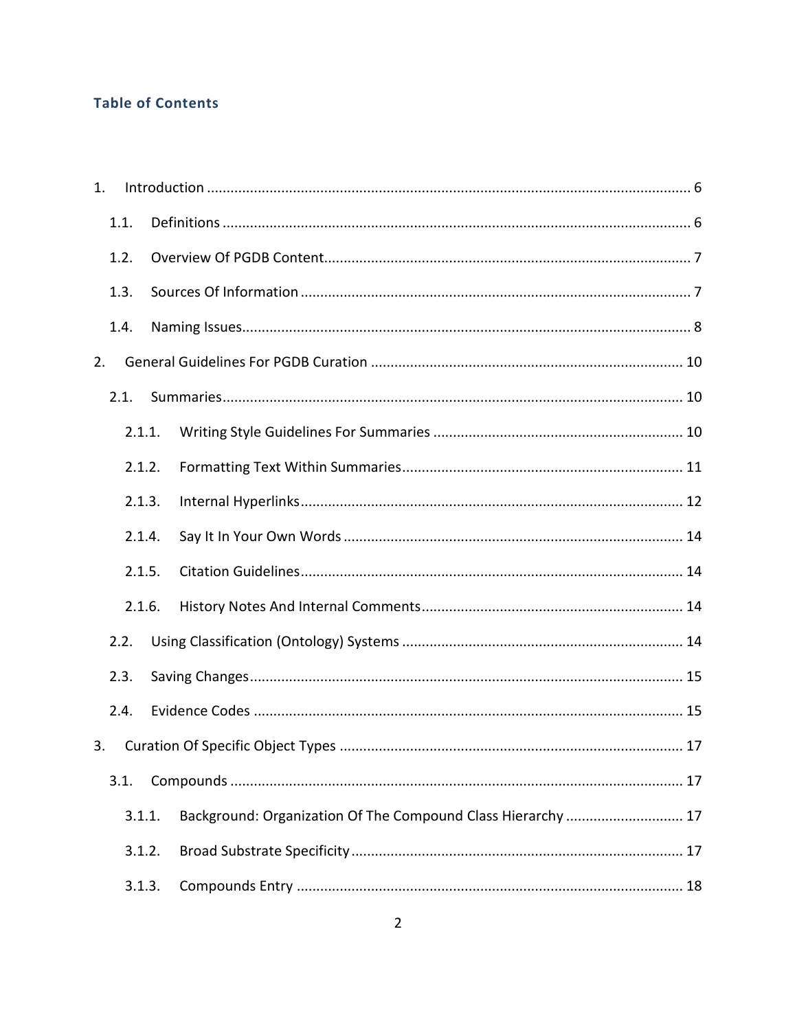## Table of Contents

1. Introduction .......... 6
   - 1.1. Definitions .......... 6
   - 1.2. Overview Of PGDB Content .......... 7
   - 1.3. Sources Of Information .......... 7
   - 1.4. Naming Issues .......... 8
2. General Guidelines For PGDB Curation .......... 10
   - 2.1. Summaries .......... 10
     - 2.1.1. Writing Style Guidelines For Summaries .......... 10
     - 2.1.2. Formatting Text Within Summaries .......... 11
     - 2.1.3. Internal Hyperlinks .......... 12
     - 2.1.4. Say It In Your Own Words .......... 14
     - 2.1.5. Citation Guidelines .......... 14
     - 2.1.6. History Notes And Internal Comments .......... 14
   - 2.2. Using Classification (Ontology) Systems .......... 14
   - 2.3. Saving Changes .......... 15
   - 2.4. Evidence Codes .......... 15
3. Curation Of Specific Object Types .......... 17
   - 3.1. Compounds .......... 17
     - 3.1.1. Background: Organization Of The Compound Class Hierarchy .......... 17
     - 3.1.2. Broad Substrate Specificity .......... 17
     - 3.1.3. Compounds Entry .......... 18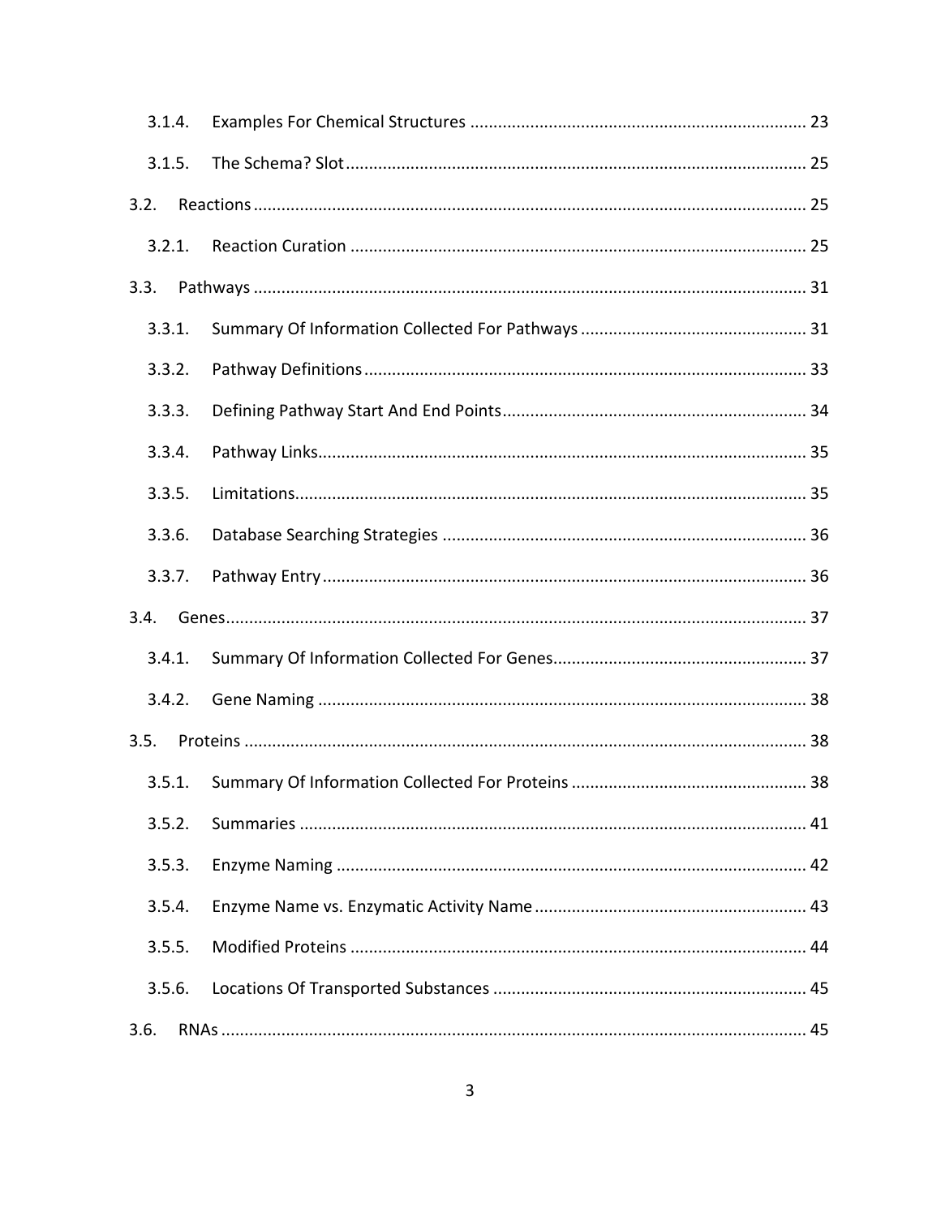3.1.4. Examples For Chemical Structures ........................................................................ 23

3.1.5. The Schema? Slot ................................................................................................. 25

3.2. Reactions ..................................................................................................................... 25

3.2.1. Reaction Curation .................................................................................................. 25

3.3. Pathways ...................................................................................................................... 31

3.3.1. Summary Of Information Collected For Pathways ................................................ 31

3.3.2. Pathway Definitions ............................................................................................... 33

3.3.3. Defining Pathway Start And End Points ................................................................. 34

3.3.4. Pathway Links ......................................................................................................... 35

3.3.5. Limitations .............................................................................................................. 35

3.3.6. Database Searching Strategies .............................................................................. 36

3.3.7. Pathway Entry ........................................................................................................ 36

3.4. Genes ............................................................................................................................ 37

3.4.1. Summary Of Information Collected For Genes ...................................................... 37

3.4.2. Gene Naming .......................................................................................................... 38

3.5. Proteins ........................................................................................................................ 38

3.5.1. Summary Of Information Collected For Proteins .................................................. 38

3.5.2. Summaries ............................................................................................................. 41

3.5.3. Enzyme Naming ...................................................................................................... 42

3.5.4. Enzyme Name vs. Enzymatic Activity Name .......................................................... 43

3.5.5. Modified Proteins .................................................................................................. 44

3.5.6. Locations Of Transported Substances ................................................................... 45

3.6. RNAs ............................................................................................................................. 45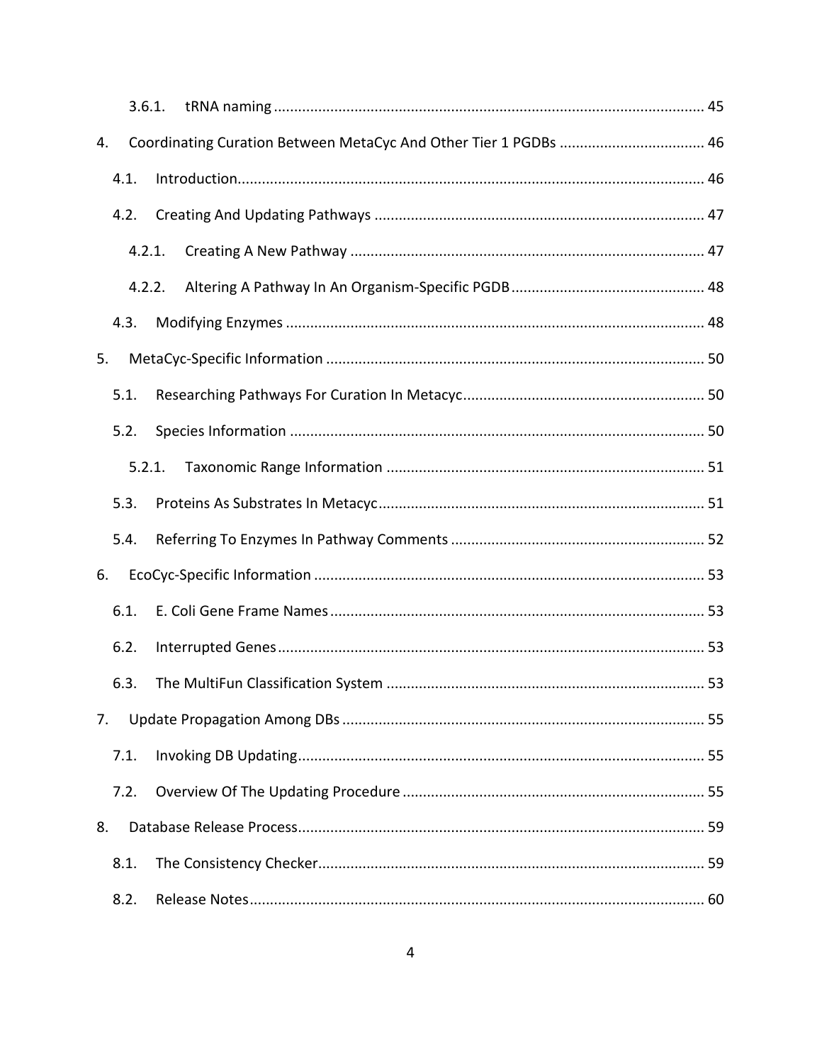- 3.6.1. tRNA naming ... 45
- 4. Coordinating Curation Between MetaCyc And Other Tier 1 PGDBs ... 46
  - 4.1. Introduction ... 46
  - 4.2. Creating And Updating Pathways ... 47
    - 4.2.1. Creating A New Pathway ... 47
    - 4.2.2. Altering A Pathway In An Organism-Specific PGDB ... 48
  - 4.3. Modifying Enzymes ... 48
- 5. MetaCyc-Specific Information ... 50
  - 5.1. Researching Pathways For Curation In Metacyc ... 50
  - 5.2. Species Information ... 50
    - 5.2.1. Taxonomic Range Information ... 51
  - 5.3. Proteins As Substrates In Metacyc ... 51
  - 5.4. Referring To Enzymes In Pathway Comments ... 52
- 6. EcoCyc-Specific Information ... 53
  - 6.1. E. Coli Gene Frame Names ... 53
  - 6.2. Interrupted Genes ... 53
  - 6.3. The MultiFun Classification System ... 53
- 7. Update Propagation Among DBs ... 55
  - 7.1. Invoking DB Updating ... 55
  - 7.2. Overview Of The Updating Procedure ... 55
- 8. Database Release Process ... 59
  - 8.1. The Consistency Checker ... 59
  - 8.2. Release Notes ... 60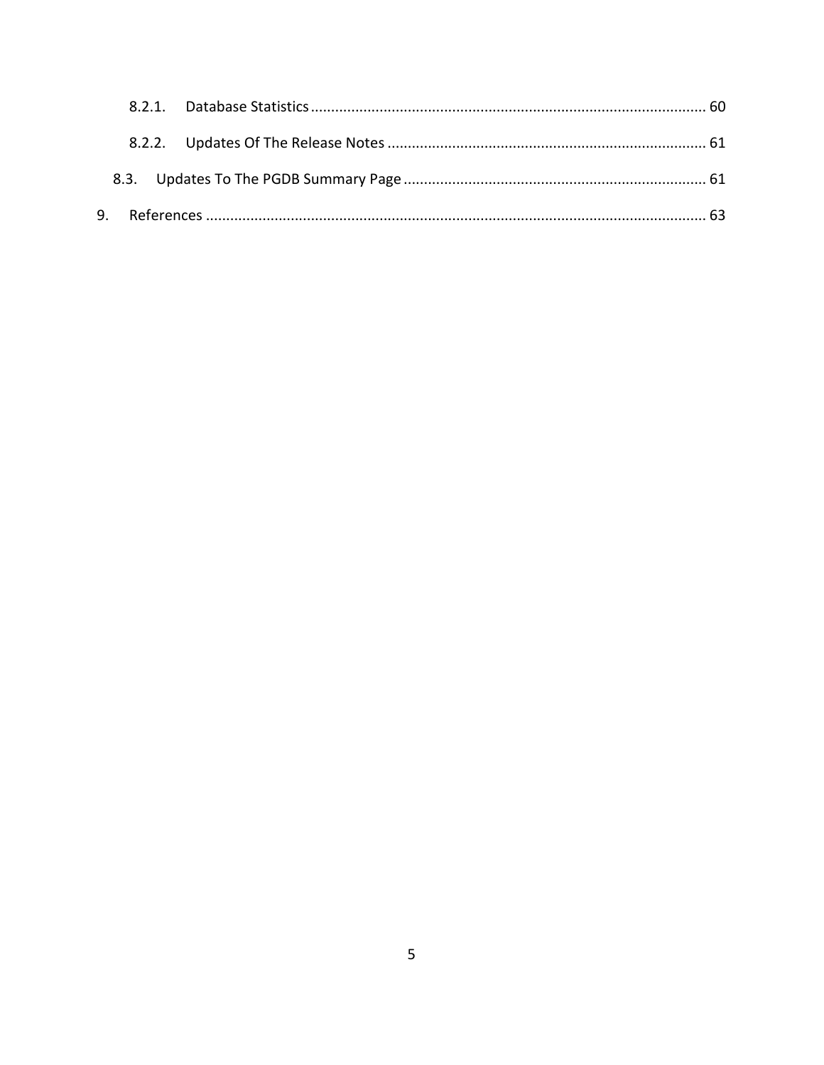8.2.1. Database Statistics ........................................................................................................ 60

8.2.2. Updates Of The Release Notes ............................................................................. 61

8.3. Updates To The PGDB Summary Page ........................................................................ 61

9. References ........................................................................................................................ 63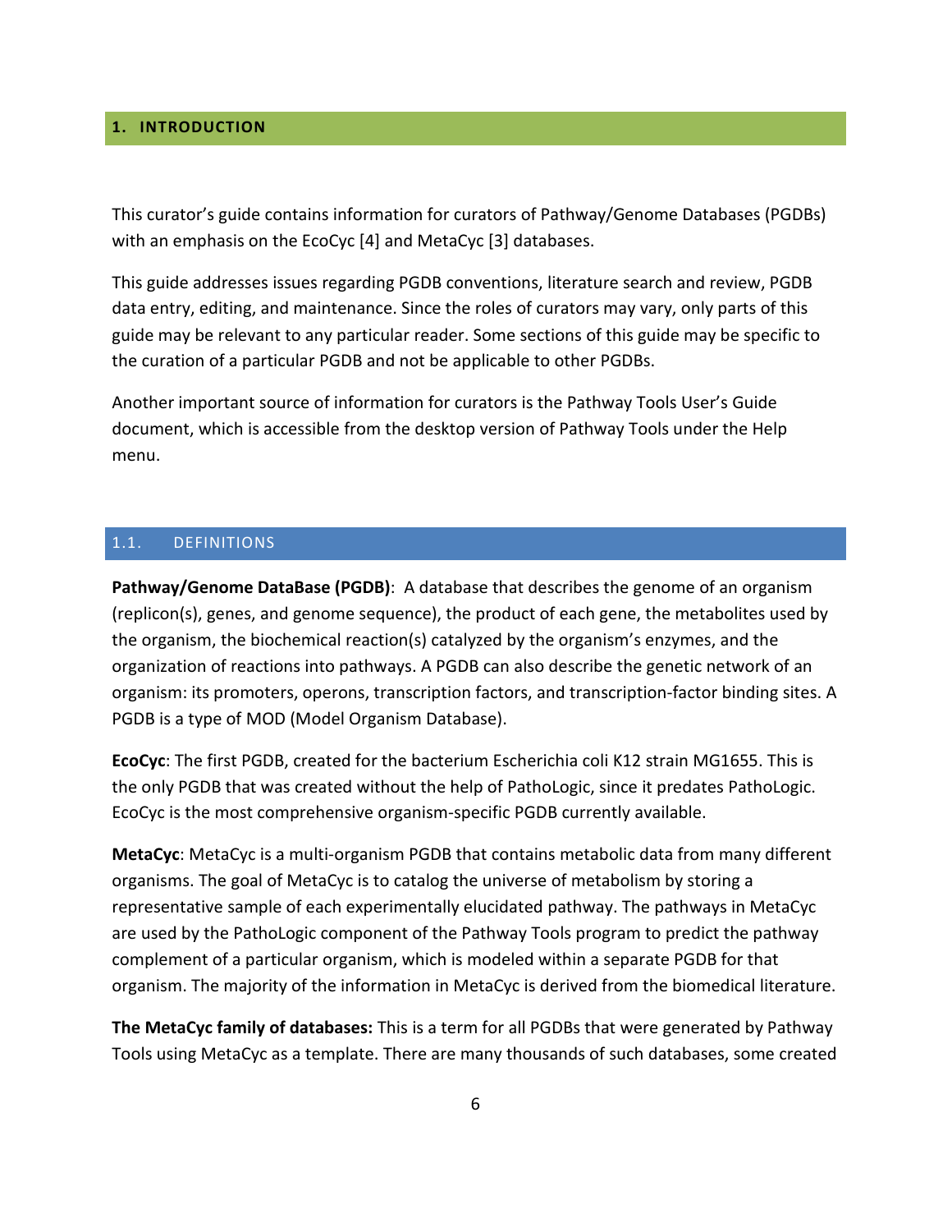# 1. INTRODUCTION

This curator's guide contains information for curators of Pathway/Genome Databases (PGDBs) with an emphasis on the EcoCyc [4] and MetaCyc [3] databases.

This guide addresses issues regarding PGDB conventions, literature search and review, PGDB data entry, editing, and maintenance. Since the roles of curators may vary, only parts of this guide may be relevant to any particular reader. Some sections of this guide may be specific to the curation of a particular PGDB and not be applicable to other PGDBs.

Another important source of information for curators is the Pathway Tools User's Guide document, which is accessible from the desktop version of Pathway Tools under the Help menu.

## 1.1. DEFINITIONS

**Pathway/Genome DataBase (PGDB)**: A database that describes the genome of an organism (replicon(s), genes, and genome sequence), the product of each gene, the metabolites used by the organism, the biochemical reaction(s) catalyzed by the organism's enzymes, and the organization of reactions into pathways. A PGDB can also describe the genetic network of an organism: its promoters, operons, transcription factors, and transcription-factor binding sites. A PGDB is a type of MOD (Model Organism Database).

**EcoCyc**: The first PGDB, created for the bacterium Escherichia coli K12 strain MG1655. This is the only PGDB that was created without the help of PathoLogic, since it predates PathoLogic. EcoCyc is the most comprehensive organism-specific PGDB currently available.

**MetaCyc**: MetaCyc is a multi-organism PGDB that contains metabolic data from many different organisms. The goal of MetaCyc is to catalog the universe of metabolism by storing a representative sample of each experimentally elucidated pathway. The pathways in MetaCyc are used by the PathoLogic component of the Pathway Tools program to predict the pathway complement of a particular organism, which is modeled within a separate PGDB for that organism. The majority of the information in MetaCyc is derived from the biomedical literature.

**The MetaCyc family of databases:** This is a term for all PGDBs that were generated by Pathway Tools using MetaCyc as a template. There are many thousands of such databases, some created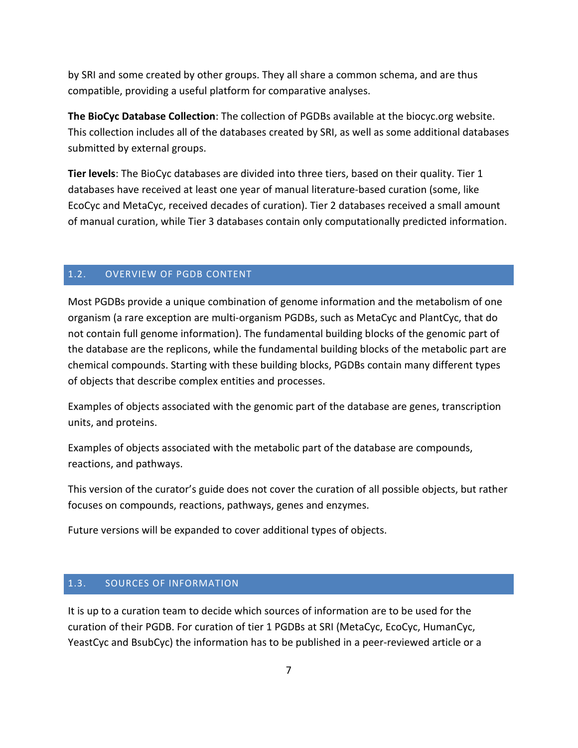by SRI and some created by other groups. They all share a common schema, and are thus compatible, providing a useful platform for comparative analyses.

**The BioCyc Database Collection**: The collection of PGDBs available at the biocyc.org website. This collection includes all of the databases created by SRI, as well as some additional databases submitted by external groups.

**Tier levels**: The BioCyc databases are divided into three tiers, based on their quality. Tier 1 databases have received at least one year of manual literature-based curation (some, like EcoCyc and MetaCyc, received decades of curation). Tier 2 databases received a small amount of manual curation, while Tier 3 databases contain only computationally predicted information.

## 1.2. OVERVIEW OF PGDB CONTENT

Most PGDBs provide a unique combination of genome information and the metabolism of one organism (a rare exception are multi-organism PGDBs, such as MetaCyc and PlantCyc, that do not contain full genome information). The fundamental building blocks of the genomic part of the database are the replicons, while the fundamental building blocks of the metabolic part are chemical compounds. Starting with these building blocks, PGDBs contain many different types of objects that describe complex entities and processes.

Examples of objects associated with the genomic part of the database are genes, transcription units, and proteins.

Examples of objects associated with the metabolic part of the database are compounds, reactions, and pathways.

This version of the curator's guide does not cover the curation of all possible objects, but rather focuses on compounds, reactions, pathways, genes and enzymes.

Future versions will be expanded to cover additional types of objects.

## 1.3. SOURCES OF INFORMATION

It is up to a curation team to decide which sources of information are to be used for the curation of their PGDB. For curation of tier 1 PGDBs at SRI (MetaCyc, EcoCyc, HumanCyc, YeastCyc and BsubCyc) the information has to be published in a peer-reviewed article or a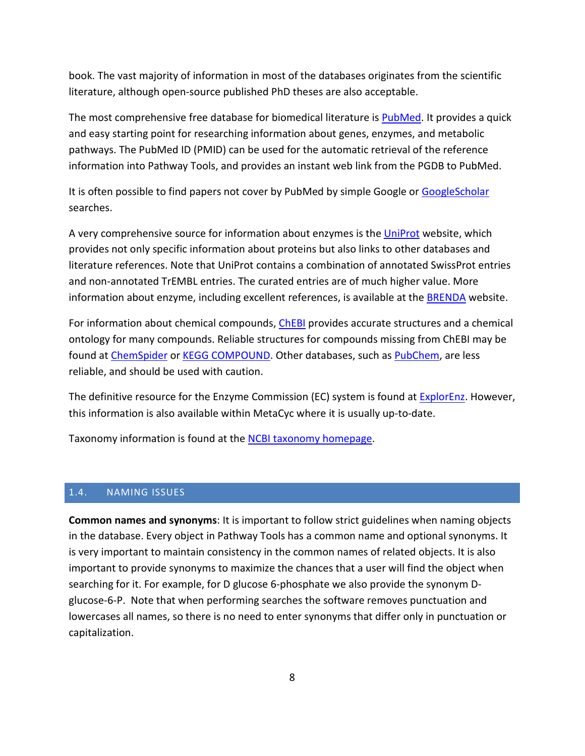book. The vast majority of information in most of the databases originates from the scientific literature, although open-source published PhD theses are also acceptable.

The most comprehensive free database for biomedical literature is PubMed. It provides a quick and easy starting point for researching information about genes, enzymes, and metabolic pathways. The PubMed ID (PMID) can be used for the automatic retrieval of the reference information into Pathway Tools, and provides an instant web link from the PGDB to PubMed.

It is often possible to find papers not cover by PubMed by simple Google or GoogleScholar searches.

A very comprehensive source for information about enzymes is the UniProt website, which provides not only specific information about proteins but also links to other databases and literature references. Note that UniProt contains a combination of annotated SwissProt entries and non-annotated TrEMBL entries. The curated entries are of much higher value. More information about enzyme, including excellent references, is available at the BRENDA website.

For information about chemical compounds, ChEBI provides accurate structures and a chemical ontology for many compounds. Reliable structures for compounds missing from ChEBI may be found at ChemSpider or KEGG COMPOUND. Other databases, such as PubChem, are less reliable, and should be used with caution.

The definitive resource for the Enzyme Commission (EC) system is found at ExplorEnz. However, this information is also available within MetaCyc where it is usually up-to-date.

Taxonomy information is found at the NCBI taxonomy homepage.

## 1.4. NAMING ISSUES

**Common names and synonyms**: It is important to follow strict guidelines when naming objects in the database. Every object in Pathway Tools has a common name and optional synonyms. It is very important to maintain consistency in the common names of related objects. It is also important to provide synonyms to maximize the chances that a user will find the object when searching for it. For example, for D glucose 6-phosphate we also provide the synonym D-glucose-6-P. Note that when performing searches the software removes punctuation and lowercases all names, so there is no need to enter synonyms that differ only in punctuation or capitalization.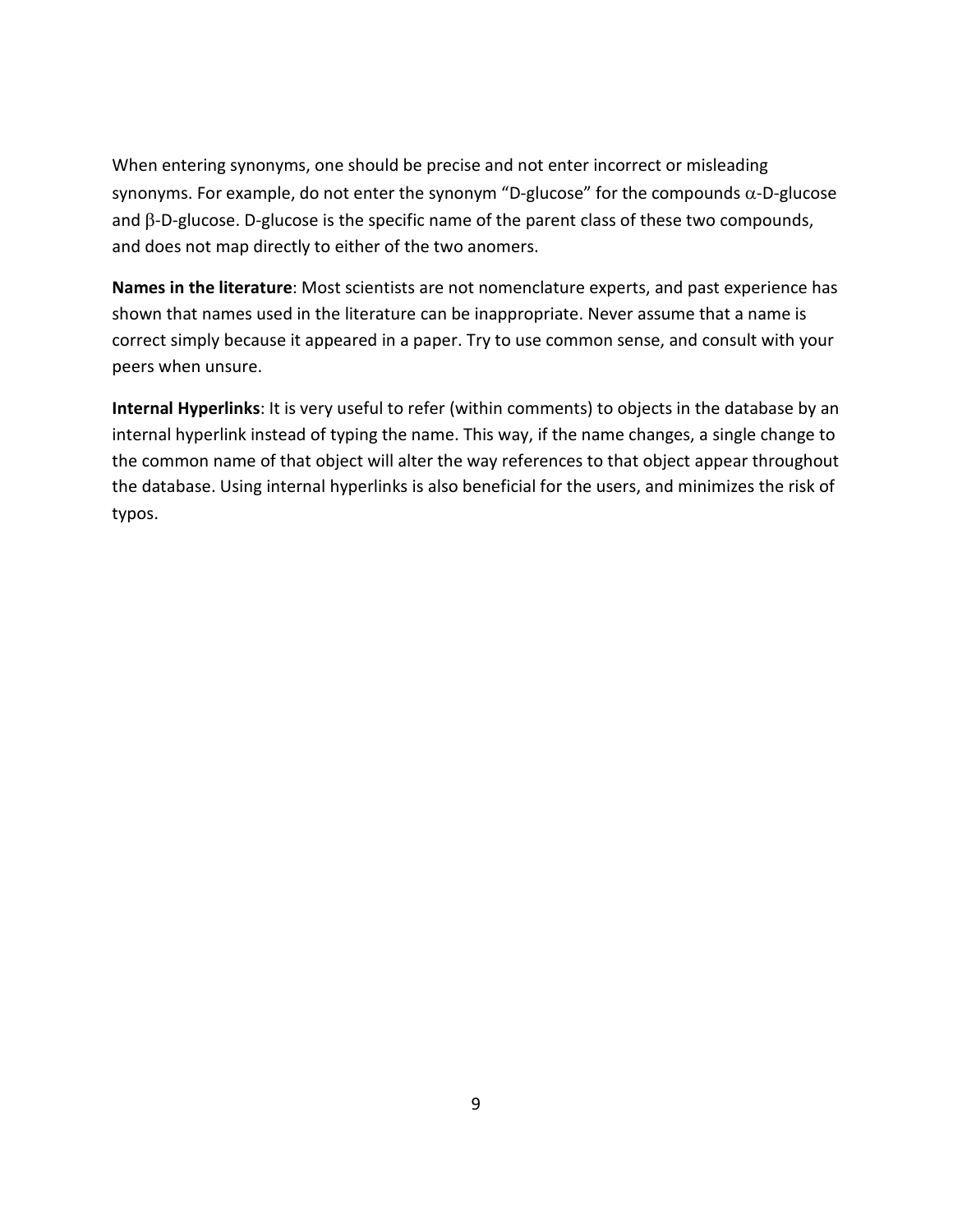When entering synonyms, one should be precise and not enter incorrect or misleading synonyms. For example, do not enter the synonym “D-glucose” for the compounds $\alpha$-D-glucose and $\beta$-D-glucose. D-glucose is the specific name of the parent class of these two compounds, and does not map directly to either of the two anomers.

**Names in the literature**: Most scientists are not nomenclature experts, and past experience has shown that names used in the literature can be inappropriate. Never assume that a name is correct simply because it appeared in a paper. Try to use common sense, and consult with your peers when unsure.

**Internal Hyperlinks**: It is very useful to refer (within comments) to objects in the database by an internal hyperlink instead of typing the name. This way, if the name changes, a single change to the common name of that object will alter the way references to that object appear throughout the database. Using internal hyperlinks is also beneficial for the users, and minimizes the risk of typos.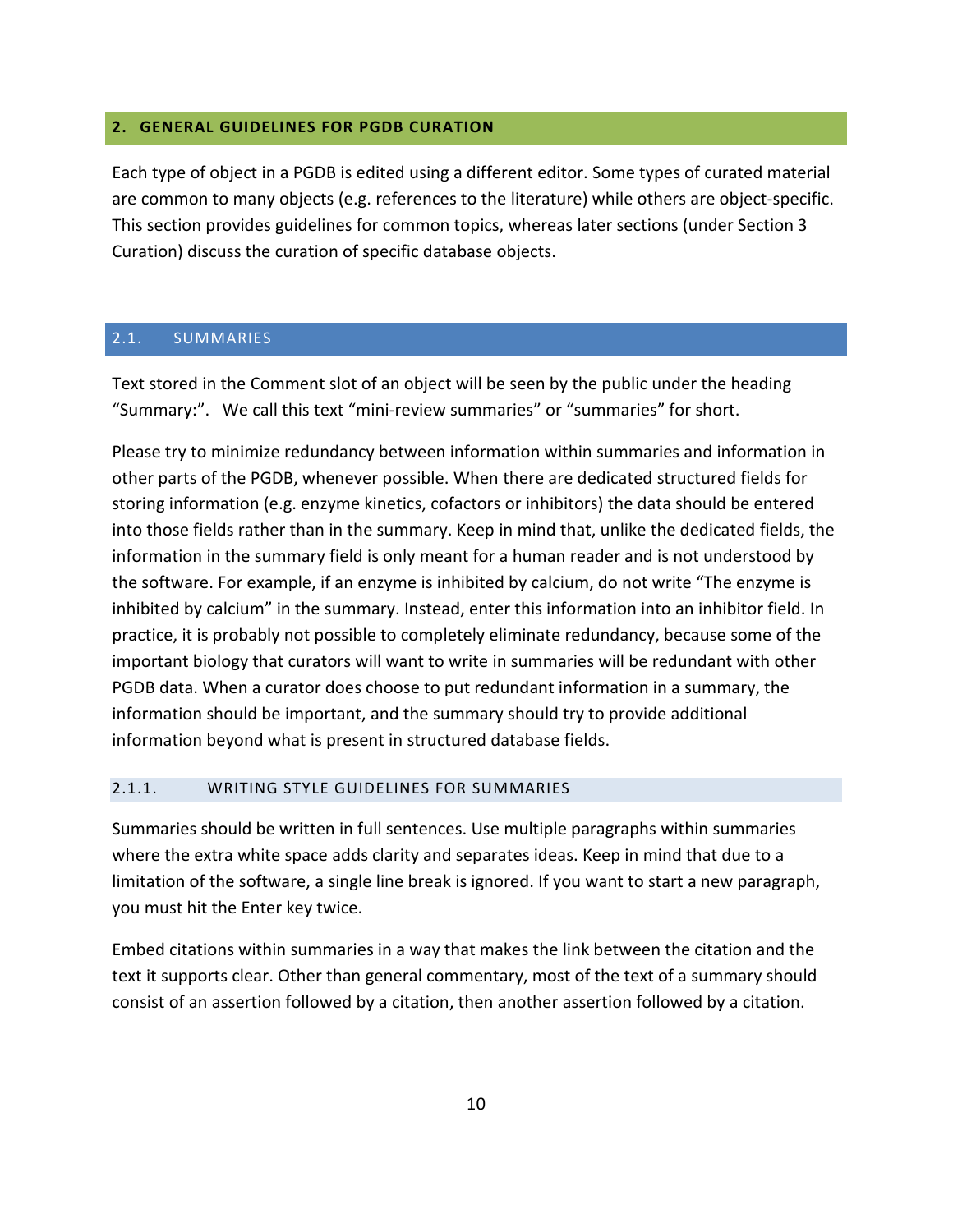## 2. GENERAL GUIDELINES FOR PGDB CURATION

Each type of object in a PGDB is edited using a different editor. Some types of curated material are common to many objects (e.g. references to the literature) while others are object-specific. This section provides guidelines for common topics, whereas later sections (under Section 3 Curation) discuss the curation of specific database objects.

### 2.1. SUMMARIES

Text stored in the Comment slot of an object will be seen by the public under the heading "Summary:". We call this text "mini-review summaries" or "summaries" for short.

Please try to minimize redundancy between information within summaries and information in other parts of the PGDB, whenever possible. When there are dedicated structured fields for storing information (e.g. enzyme kinetics, cofactors or inhibitors) the data should be entered into those fields rather than in the summary. Keep in mind that, unlike the dedicated fields, the information in the summary field is only meant for a human reader and is not understood by the software. For example, if an enzyme is inhibited by calcium, do not write "The enzyme is inhibited by calcium" in the summary. Instead, enter this information into an inhibitor field. In practice, it is probably not possible to completely eliminate redundancy, because some of the important biology that curators will want to write in summaries will be redundant with other PGDB data. When a curator does choose to put redundant information in a summary, the information should be important, and the summary should try to provide additional information beyond what is present in structured database fields.

#### 2.1.1. WRITING STYLE GUIDELINES FOR SUMMARIES

Summaries should be written in full sentences. Use multiple paragraphs within summaries where the extra white space adds clarity and separates ideas. Keep in mind that due to a limitation of the software, a single line break is ignored. If you want to start a new paragraph, you must hit the Enter key twice.

Embed citations within summaries in a way that makes the link between the citation and the text it supports clear. Other than general commentary, most of the text of a summary should consist of an assertion followed by a citation, then another assertion followed by a citation.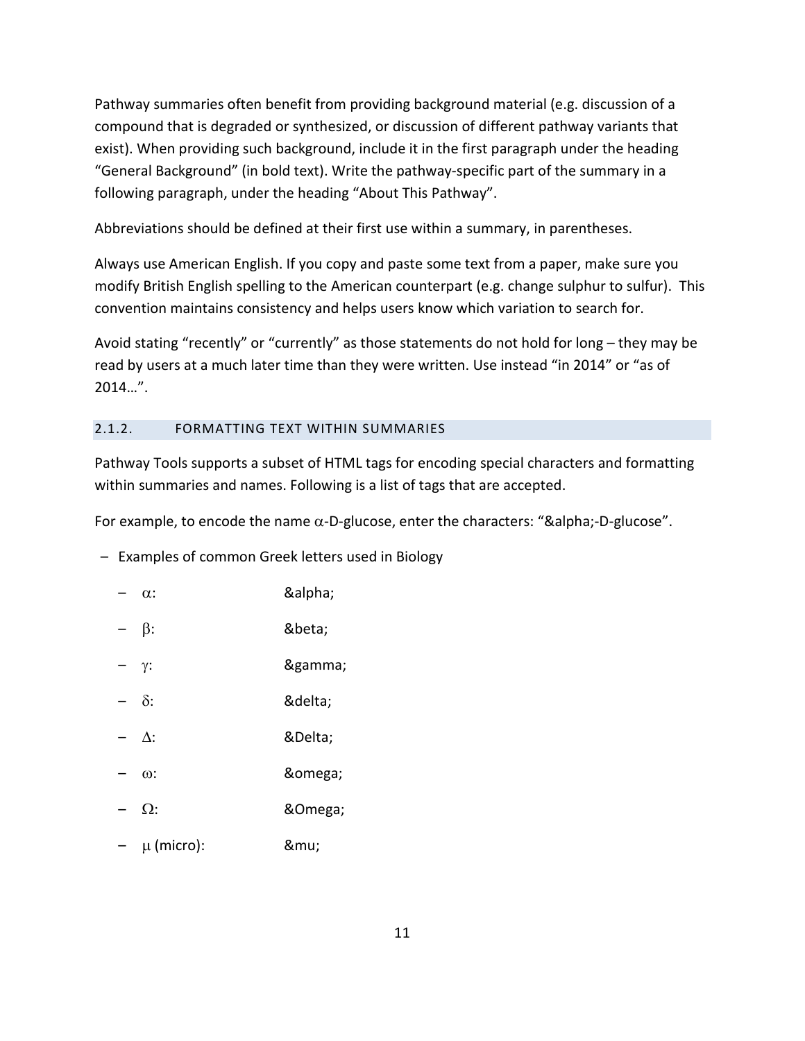Pathway summaries often benefit from providing background material (e.g. discussion of a compound that is degraded or synthesized, or discussion of different pathway variants that exist). When providing such background, include it in the first paragraph under the heading "General Background" (in bold text). Write the pathway-specific part of the summary in a following paragraph, under the heading "About This Pathway".

Abbreviations should be defined at their first use within a summary, in parentheses.

Always use American English. If you copy and paste some text from a paper, make sure you modify British English spelling to the American counterpart (e.g. change sulphur to sulfur). This convention maintains consistency and helps users know which variation to search for.

Avoid stating "recently" or "currently" as those statements do not hold for long – they may be read by users at a much later time than they were written. Use instead "in 2014" or "as of 2014…".

### 2.1.2. FORMATTING TEXT WITHIN SUMMARIES

Pathway Tools supports a subset of HTML tags for encoding special characters and formatting within summaries and names. Following is a list of tags that are accepted.

For example, to encode the name α-D-glucose, enter the characters: "&alpha;-D-glucose".

- Examples of common Greek letters used in Biology
  - α: &alpha;
  - β: &beta;
  - γ: &gamma;
  - δ: &delta;
  - Δ: &Delta;
  - ω: &omega;
  - Ω: &Omega;
  - μ (micro): &mu;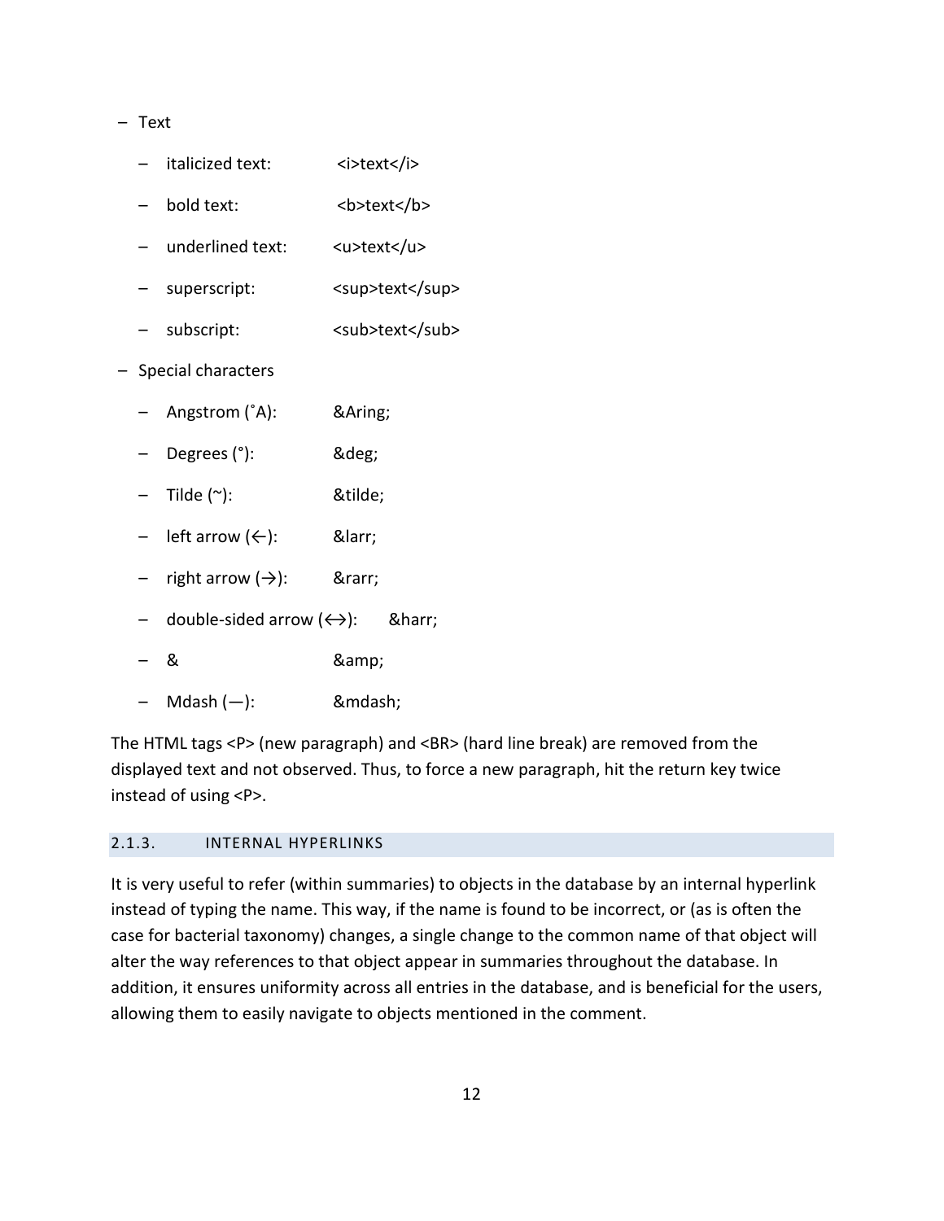- Text
  - italicized text: <i>text</i>
  - bold text: <b>text</b>
  - underlined text: <u>text</u>
  - superscript: <sup>text</sup>
  - subscript: <sub>text</sub>
- Special characters
  - Angstrom (˚A): &Aring;
  - Degrees (°): &deg;
  - Tilde (~): &tilde;
  - left arrow (←): &larr;
  - right arrow (→): &rarr;
  - double-sided arrow (↔): &harr;
  - & &amp;
  - Mdash (—): &mdash;

The HTML tags <P> (new paragraph) and <BR> (hard line break) are removed from the displayed text and not observed. Thus, to force a new paragraph, hit the return key twice instead of using <P>.

### 2.1.3. INTERNAL HYPERLINKS

It is very useful to refer (within summaries) to objects in the database by an internal hyperlink instead of typing the name. This way, if the name is found to be incorrect, or (as is often the case for bacterial taxonomy) changes, a single change to the common name of that object will alter the way references to that object appear in summaries throughout the database. In addition, it ensures uniformity across all entries in the database, and is beneficial for the users, allowing them to easily navigate to objects mentioned in the comment.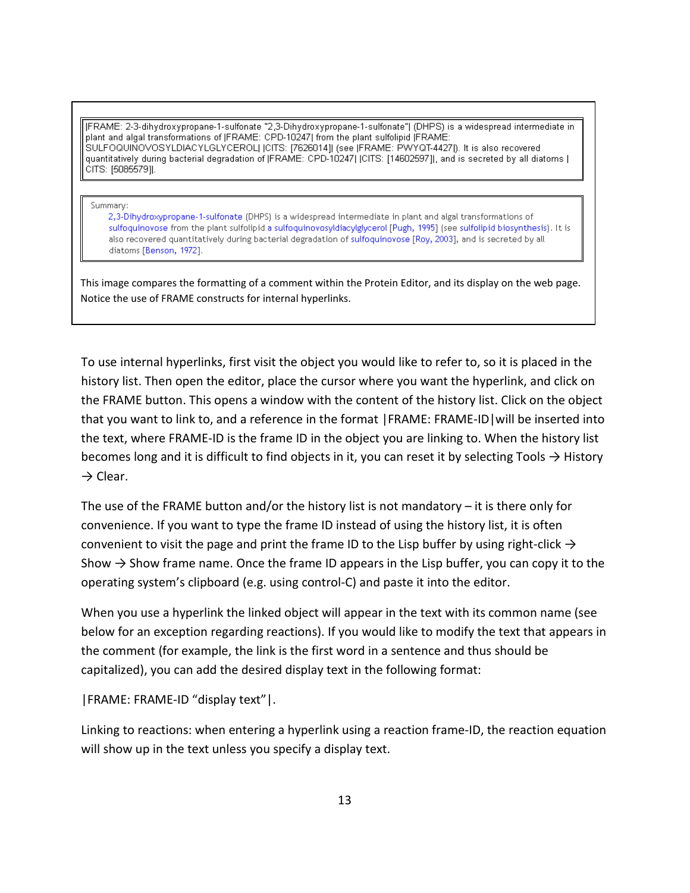|FRAME: 2-3-dihydroxypropane-1-sulfonate "2,3-Dihydroxypropane-1-sulfonate"| (DHPS) is a widespread intermediate in plant and algal transformations of |FRAME: CPD-10247| from the plant sulfolipid |FRAME: SULFOQUINOVOSYLDIACYLGLYCEROL| |CITS: [7626014]| (see |FRAME: PWYQT-4427|). It is also recovered quantitatively during bacterial degradation of |FRAME: CPD-10247| |CITS: [14602597]|, and is secreted by all diatoms |CITS: [5085579]|.

Summary:
2,3-Dihydroxypropane-1-sulfonate (DHPS) is a widespread intermediate in plant and algal transformations of sulfoquinovose from the plant sulfolipid a sulfoquinovosyldiacylglycerol [Pugh, 1995] (see sulfolipid biosynthesis). It is also recovered quantitatively during bacterial degradation of sulfoquinovose [Roy, 2003], and is secreted by all diatoms [Benson, 1972].

This image compares the formatting of a comment within the Protein Editor, and its display on the web page. Notice the use of FRAME constructs for internal hyperlinks.

To use internal hyperlinks, first visit the object you would like to refer to, so it is placed in the history list. Then open the editor, place the cursor where you want the hyperlink, and click on the FRAME button. This opens a window with the content of the history list. Click on the object that you want to link to, and a reference in the format |FRAME: FRAME-ID|will be inserted into the text, where FRAME-ID is the frame ID in the object you are linking to. When the history list becomes long and it is difficult to find objects in it, you can reset it by selecting Tools → History → Clear.

The use of the FRAME button and/or the history list is not mandatory – it is there only for convenience. If you want to type the frame ID instead of using the history list, it is often convenient to visit the page and print the frame ID to the Lisp buffer by using right-click → Show → Show frame name. Once the frame ID appears in the Lisp buffer, you can copy it to the operating system's clipboard (e.g. using control-C) and paste it into the editor.

When you use a hyperlink the linked object will appear in the text with its common name (see below for an exception regarding reactions). If you would like to modify the text that appears in the comment (for example, the link is the first word in a sentence and thus should be capitalized), you can add the desired display text in the following format:

|FRAME: FRAME-ID "display text"|.

Linking to reactions: when entering a hyperlink using a reaction frame-ID, the reaction equation will show up in the text unless you specify a display text.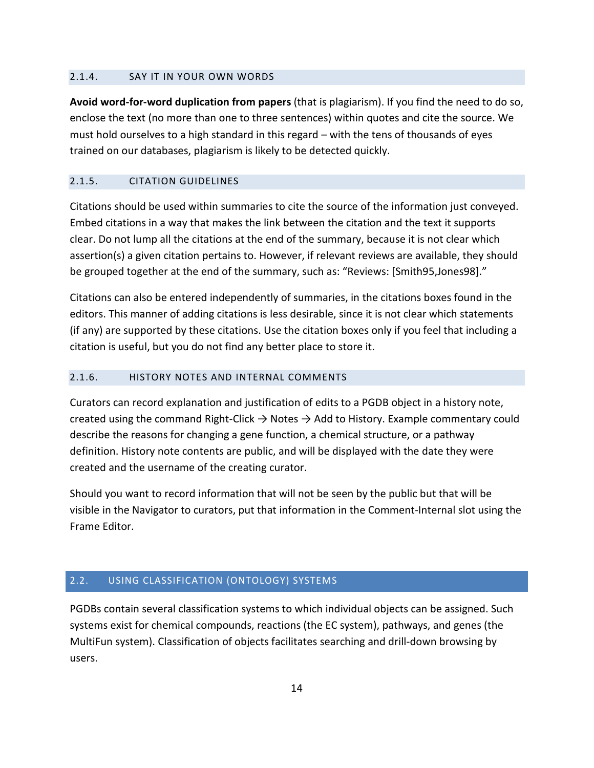### 2.1.4. SAY IT IN YOUR OWN WORDS

**Avoid word-for-word duplication from papers** (that is plagiarism). If you find the need to do so, enclose the text (no more than one to three sentences) within quotes and cite the source. We must hold ourselves to a high standard in this regard – with the tens of thousands of eyes trained on our databases, plagiarism is likely to be detected quickly.

### 2.1.5. CITATION GUIDELINES

Citations should be used within summaries to cite the source of the information just conveyed. Embed citations in a way that makes the link between the citation and the text it supports clear. Do not lump all the citations at the end of the summary, because it is not clear which assertion(s) a given citation pertains to. However, if relevant reviews are available, they should be grouped together at the end of the summary, such as: "Reviews: [Smith95,Jones98]."

Citations can also be entered independently of summaries, in the citations boxes found in the editors. This manner of adding citations is less desirable, since it is not clear which statements (if any) are supported by these citations. Use the citation boxes only if you feel that including a citation is useful, but you do not find any better place to store it.

### 2.1.6. HISTORY NOTES AND INTERNAL COMMENTS

Curators can record explanation and justification of edits to a PGDB object in a history note, created using the command Right-Click → Notes → Add to History. Example commentary could describe the reasons for changing a gene function, a chemical structure, or a pathway definition. History note contents are public, and will be displayed with the date they were created and the username of the creating curator.

Should you want to record information that will not be seen by the public but that will be visible in the Navigator to curators, put that information in the Comment-Internal slot using the Frame Editor.

## 2.2. USING CLASSIFICATION (ONTOLOGY) SYSTEMS

PGDBs contain several classification systems to which individual objects can be assigned. Such systems exist for chemical compounds, reactions (the EC system), pathways, and genes (the MultiFun system). Classification of objects facilitates searching and drill-down browsing by users.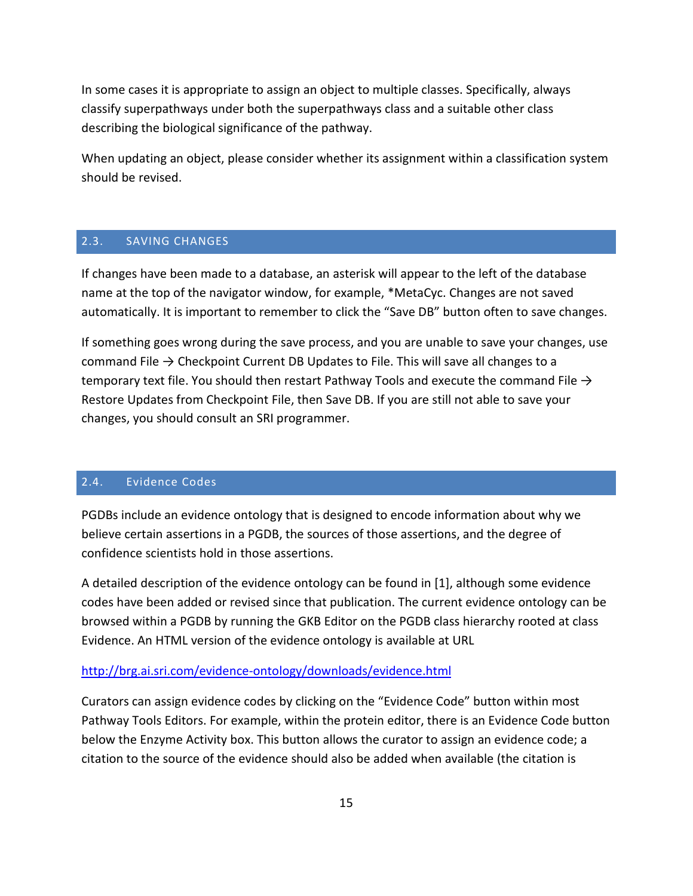In some cases it is appropriate to assign an object to multiple classes. Specifically, always classify superpathways under both the superpathways class and a suitable other class describing the biological significance of the pathway.

When updating an object, please consider whether its assignment within a classification system should be revised.

## 2.3. SAVING CHANGES

If changes have been made to a database, an asterisk will appear to the left of the database name at the top of the navigator window, for example, *MetaCyc. Changes are not saved automatically. It is important to remember to click the “Save DB” button often to save changes.

If something goes wrong during the save process, and you are unable to save your changes, use command File → Checkpoint Current DB Updates to File. This will save all changes to a temporary text file. You should then restart Pathway Tools and execute the command File → Restore Updates from Checkpoint File, then Save DB. If you are still not able to save your changes, you should consult an SRI programmer.

## 2.4. Evidence Codes

PGDBs include an evidence ontology that is designed to encode information about why we believe certain assertions in a PGDB, the sources of those assertions, and the degree of confidence scientists hold in those assertions.

A detailed description of the evidence ontology can be found in [1], although some evidence codes have been added or revised since that publication. The current evidence ontology can be browsed within a PGDB by running the GKB Editor on the PGDB class hierarchy rooted at class Evidence. An HTML version of the evidence ontology is available at URL

http://brg.ai.sri.com/evidence-ontology/downloads/evidence.html

Curators can assign evidence codes by clicking on the “Evidence Code” button within most Pathway Tools Editors. For example, within the protein editor, there is an Evidence Code button below the Enzyme Activity box. This button allows the curator to assign an evidence code; a citation to the source of the evidence should also be added when available (the citation is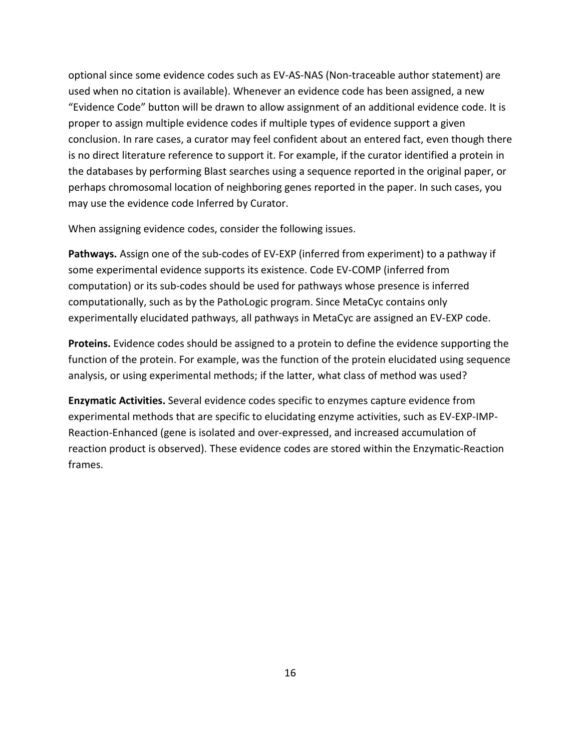optional since some evidence codes such as EV-AS-NAS (Non-traceable author statement) are used when no citation is available). Whenever an evidence code has been assigned, a new "Evidence Code" button will be drawn to allow assignment of an additional evidence code. It is proper to assign multiple evidence codes if multiple types of evidence support a given conclusion. In rare cases, a curator may feel confident about an entered fact, even though there is no direct literature reference to support it. For example, if the curator identified a protein in the databases by performing Blast searches using a sequence reported in the original paper, or perhaps chromosomal location of neighboring genes reported in the paper. In such cases, you may use the evidence code Inferred by Curator.

When assigning evidence codes, consider the following issues.

**Pathways.** Assign one of the sub-codes of EV-EXP (inferred from experiment) to a pathway if some experimental evidence supports its existence. Code EV-COMP (inferred from computation) or its sub-codes should be used for pathways whose presence is inferred computationally, such as by the PathoLogic program. Since MetaCyc contains only experimentally elucidated pathways, all pathways in MetaCyc are assigned an EV-EXP code.

**Proteins.** Evidence codes should be assigned to a protein to define the evidence supporting the function of the protein. For example, was the function of the protein elucidated using sequence analysis, or using experimental methods; if the latter, what class of method was used?

**Enzymatic Activities.** Several evidence codes specific to enzymes capture evidence from experimental methods that are specific to elucidating enzyme activities, such as EV-EXP-IMP-Reaction-Enhanced (gene is isolated and over-expressed, and increased accumulation of reaction product is observed). These evidence codes are stored within the Enzymatic-Reaction frames.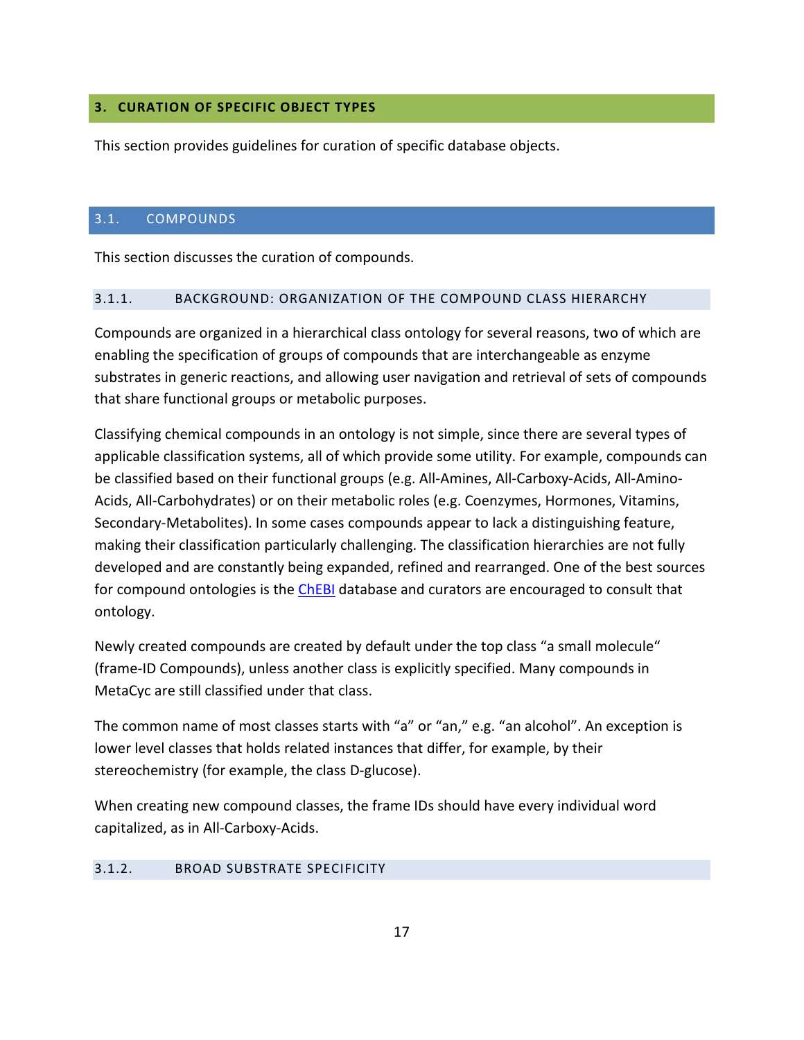# 3. CURATION OF SPECIFIC OBJECT TYPES

This section provides guidelines for curation of specific database objects.

## 3.1. COMPOUNDS

This section discusses the curation of compounds.

### 3.1.1. BACKGROUND: ORGANIZATION OF THE COMPOUND CLASS HIERARCHY

Compounds are organized in a hierarchical class ontology for several reasons, two of which are enabling the specification of groups of compounds that are interchangeable as enzyme substrates in generic reactions, and allowing user navigation and retrieval of sets of compounds that share functional groups or metabolic purposes.

Classifying chemical compounds in an ontology is not simple, since there are several types of applicable classification systems, all of which provide some utility. For example, compounds can be classified based on their functional groups (e.g. All-Amines, All-Carboxy-Acids, All-Amino-Acids, All-Carbohydrates) or on their metabolic roles (e.g. Coenzymes, Hormones, Vitamins, Secondary-Metabolites). In some cases compounds appear to lack a distinguishing feature, making their classification particularly challenging. The classification hierarchies are not fully developed and are constantly being expanded, refined and rearranged. One of the best sources for compound ontologies is the ChEBI database and curators are encouraged to consult that ontology.

Newly created compounds are created by default under the top class "a small molecule" (frame-ID Compounds), unless another class is explicitly specified. Many compounds in MetaCyc are still classified under that class.

The common name of most classes starts with "a" or "an," e.g. "an alcohol". An exception is lower level classes that holds related instances that differ, for example, by their stereochemistry (for example, the class D-glucose).

When creating new compound classes, the frame IDs should have every individual word capitalized, as in All-Carboxy-Acids.

### 3.1.2. BROAD SUBSTRATE SPECIFICITY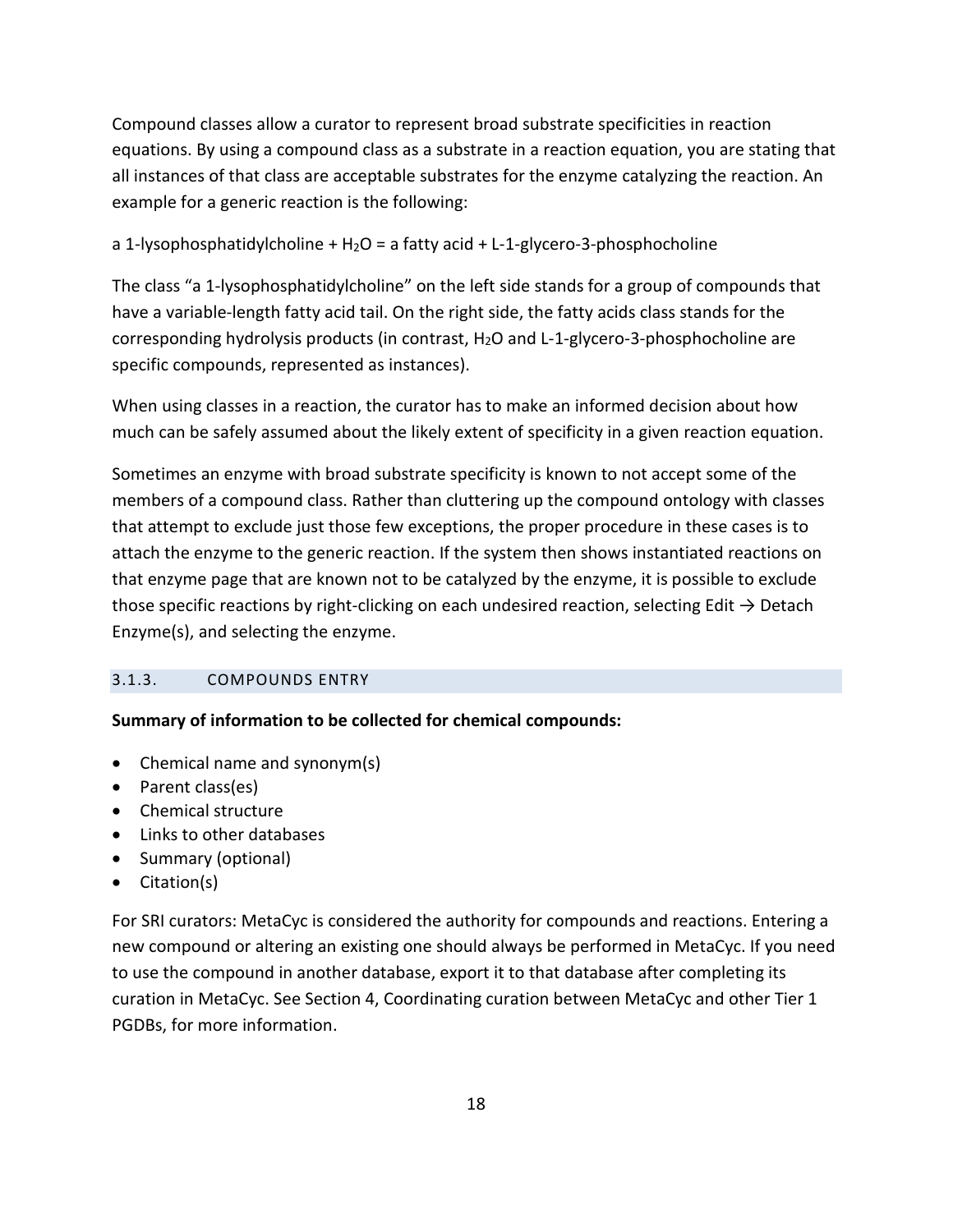Compound classes allow a curator to represent broad substrate specificities in reaction equations. By using a compound class as a substrate in a reaction equation, you are stating that all instances of that class are acceptable substrates for the enzyme catalyzing the reaction. An example for a generic reaction is the following:

a 1-lysophosphatidylcholine + $H_2O$ = a fatty acid + L-1-glycero-3-phosphocholine

The class "a 1-lysophosphatidylcholine" on the left side stands for a group of compounds that have a variable-length fatty acid tail. On the right side, the fatty acids class stands for the corresponding hydrolysis products (in contrast, $H_2O$ and L-1-glycero-3-phosphocholine are specific compounds, represented as instances).

When using classes in a reaction, the curator has to make an informed decision about how much can be safely assumed about the likely extent of specificity in a given reaction equation.

Sometimes an enzyme with broad substrate specificity is known to not accept some of the members of a compound class. Rather than cluttering up the compound ontology with classes that attempt to exclude just those few exceptions, the proper procedure in these cases is to attach the enzyme to the generic reaction. If the system then shows instantiated reactions on that enzyme page that are known not to be catalyzed by the enzyme, it is possible to exclude those specific reactions by right-clicking on each undesired reaction, selecting Edit → Detach Enzyme(s), and selecting the enzyme.

### 3.1.3. COMPOUNDS ENTRY

**Summary of information to be collected for chemical compounds:**

- Chemical name and synonym(s)
- Parent class(es)
- Chemical structure
- Links to other databases
- Summary (optional)
- Citation(s)

For SRI curators: MetaCyc is considered the authority for compounds and reactions. Entering a new compound or altering an existing one should always be performed in MetaCyc. If you need to use the compound in another database, export it to that database after completing its curation in MetaCyc. See Section 4, Coordinating curation between MetaCyc and other Tier 1 PGDBs, for more information.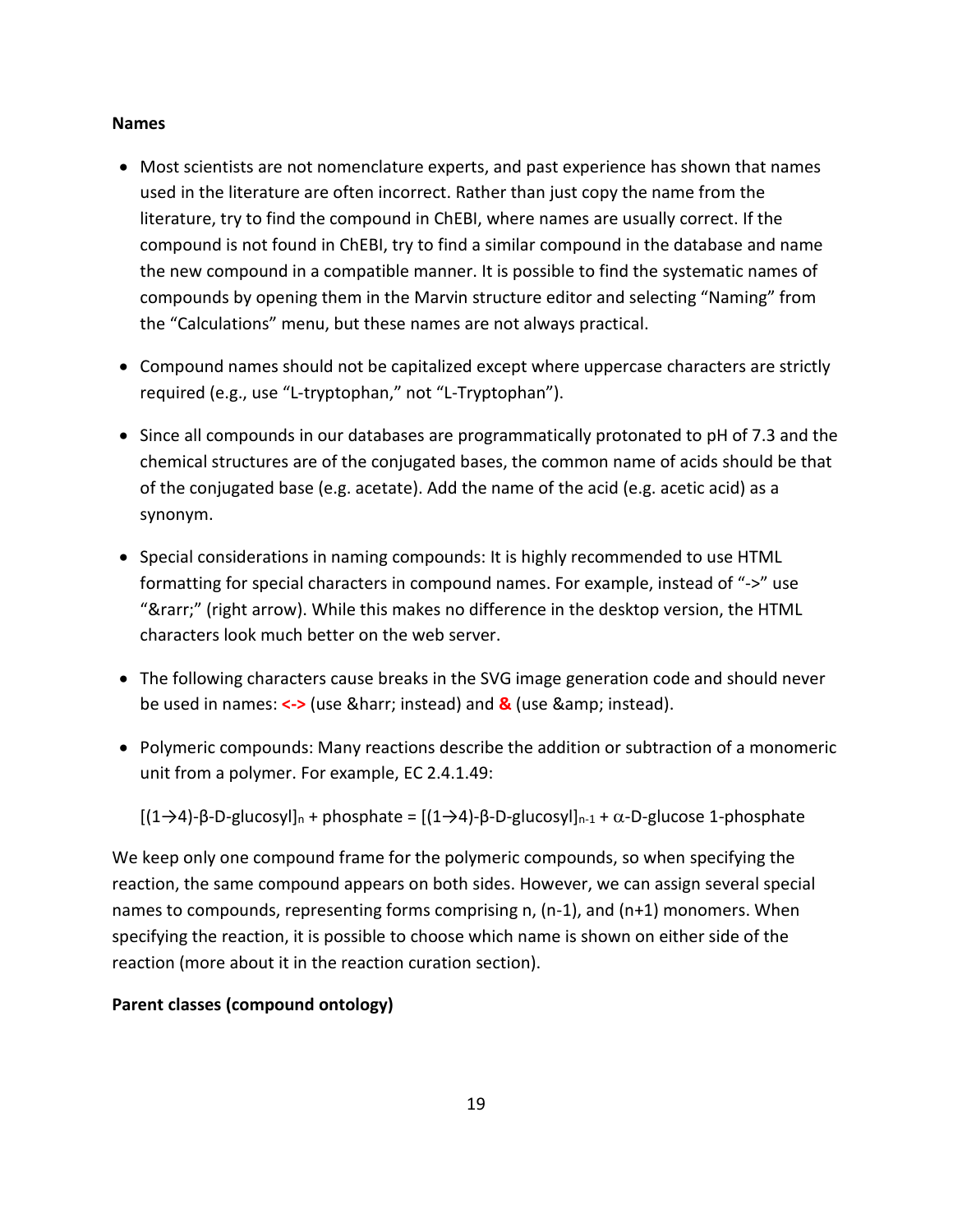**Names**

- Most scientists are not nomenclature experts, and past experience has shown that names used in the literature are often incorrect. Rather than just copy the name from the literature, try to find the compound in ChEBI, where names are usually correct. If the compound is not found in ChEBI, try to find a similar compound in the database and name the new compound in a compatible manner. It is possible to find the systematic names of compounds by opening them in the Marvin structure editor and selecting "Naming" from the "Calculations" menu, but these names are not always practical.

- Compound names should not be capitalized except where uppercase characters are strictly required (e.g., use "L-tryptophan," not "L-Tryptophan").

- Since all compounds in our databases are programmatically protonated to pH of 7.3 and the chemical structures are of the conjugated bases, the common name of acids should be that of the conjugated base (e.g. acetate). Add the name of the acid (e.g. acetic acid) as a synonym.

- Special considerations in naming compounds: It is highly recommended to use HTML formatting for special characters in compound names. For example, instead of "->" use "&rarr;" (right arrow). While this makes no difference in the desktop version, the HTML characters look much better on the web server.

- The following characters cause breaks in the SVG image generation code and should never be used in names: **<->** (use &harr; instead) and **&** (use &amp; instead).

- Polymeric compounds: Many reactions describe the addition or subtraction of a monomeric unit from a polymer. For example, EC 2.4.1.49:

  $[(1\rightarrow4)\text{-}\beta\text{-D-glucosyl}]_n$ + phosphate = $[(1\rightarrow4)\text{-}\beta\text{-D-glucosyl}]_{n-1}$ + $\alpha$-D-glucose 1-phosphate

We keep only one compound frame for the polymeric compounds, so when specifying the reaction, the same compound appears on both sides. However, we can assign several special names to compounds, representing forms comprising n, (n-1), and (n+1) monomers. When specifying the reaction, it is possible to choose which name is shown on either side of the reaction (more about it in the reaction curation section).

**Parent classes (compound ontology)**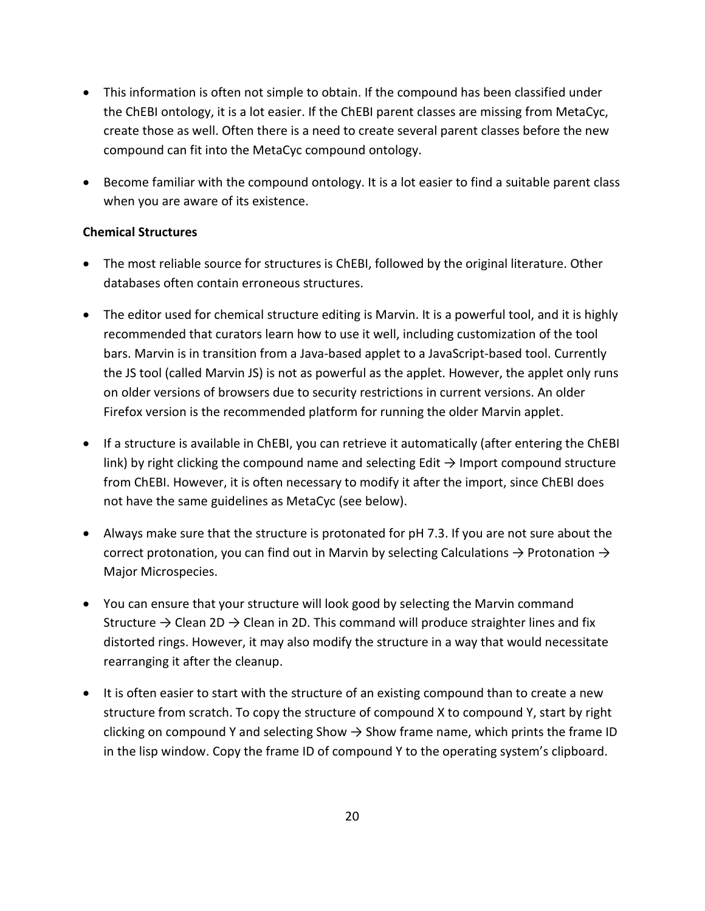- This information is often not simple to obtain. If the compound has been classified under the ChEBI ontology, it is a lot easier. If the ChEBI parent classes are missing from MetaCyc, create those as well. Often there is a need to create several parent classes before the new compound can fit into the MetaCyc compound ontology.
- Become familiar with the compound ontology. It is a lot easier to find a suitable parent class when you are aware of its existence.

**Chemical Structures**

- The most reliable source for structures is ChEBI, followed by the original literature. Other databases often contain erroneous structures.
- The editor used for chemical structure editing is Marvin. It is a powerful tool, and it is highly recommended that curators learn how to use it well, including customization of the tool bars. Marvin is in transition from a Java-based applet to a JavaScript-based tool. Currently the JS tool (called Marvin JS) is not as powerful as the applet. However, the applet only runs on older versions of browsers due to security restrictions in current versions. An older Firefox version is the recommended platform for running the older Marvin applet.
- If a structure is available in ChEBI, you can retrieve it automatically (after entering the ChEBI link) by right clicking the compound name and selecting Edit → Import compound structure from ChEBI. However, it is often necessary to modify it after the import, since ChEBI does not have the same guidelines as MetaCyc (see below).
- Always make sure that the structure is protonated for pH 7.3. If you are not sure about the correct protonation, you can find out in Marvin by selecting Calculations → Protonation → Major Microspecies.
- You can ensure that your structure will look good by selecting the Marvin command Structure → Clean 2D → Clean in 2D. This command will produce straighter lines and fix distorted rings. However, it may also modify the structure in a way that would necessitate rearranging it after the cleanup.
- It is often easier to start with the structure of an existing compound than to create a new structure from scratch. To copy the structure of compound X to compound Y, start by right clicking on compound Y and selecting Show → Show frame name, which prints the frame ID in the lisp window. Copy the frame ID of compound Y to the operating system's clipboard.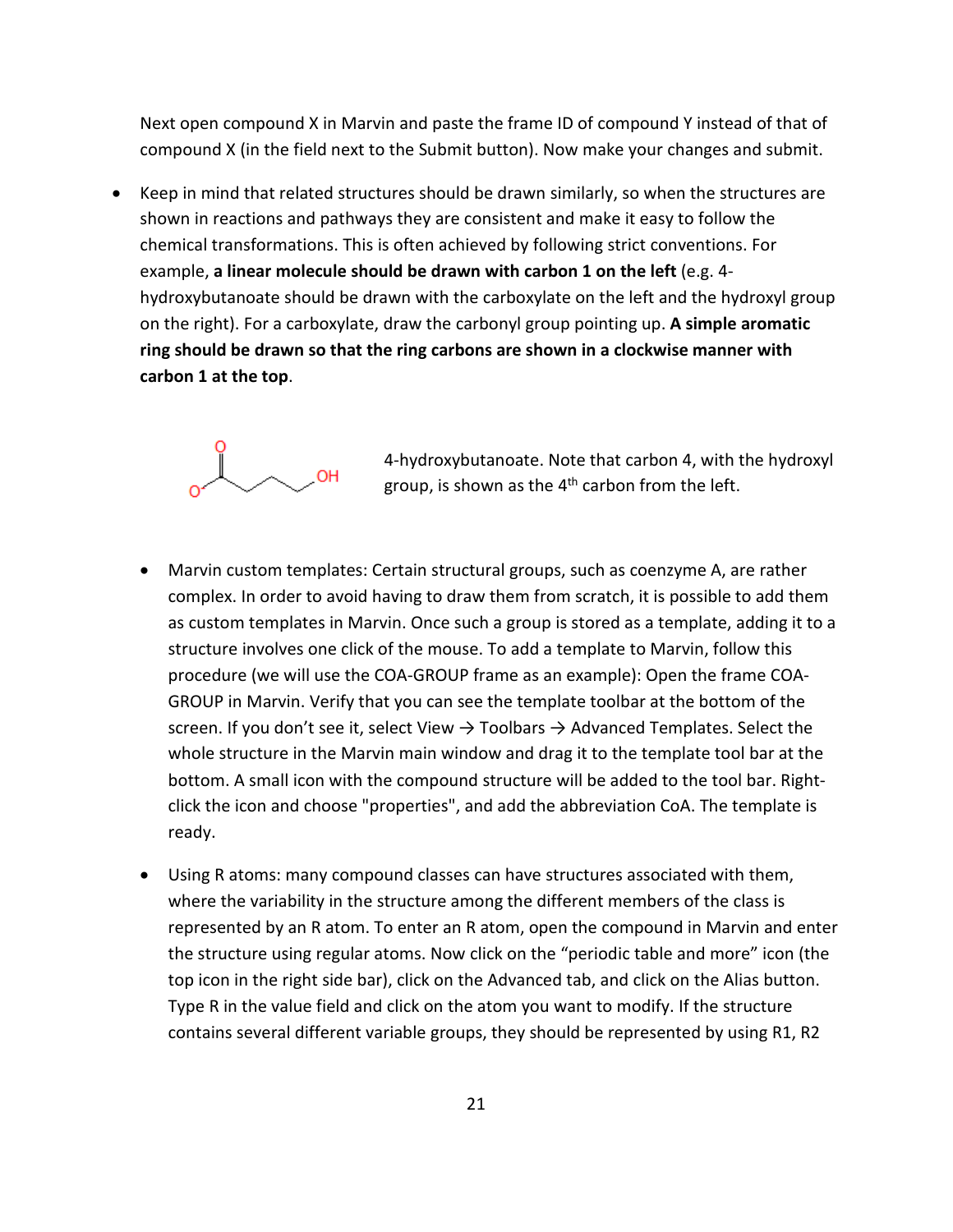Next open compound X in Marvin and paste the frame ID of compound Y instead of that of compound X (in the field next to the Submit button). Now make your changes and submit.

- Keep in mind that related structures should be drawn similarly, so when the structures are shown in reactions and pathways they are consistent and make it easy to follow the chemical transformations. This is often achieved by following strict conventions. For example, **a linear molecule should be drawn with carbon 1 on the left** (e.g. 4-hydroxybutanoate should be drawn with the carboxylate on the left and the hydroxyl group on the right). For a carboxylate, draw the carbonyl group pointing up. **A simple aromatic ring should be drawn so that the ring carbons are shown in a clockwise manner with carbon 1 at the top**.

4-hydroxybutanoate. Note that carbon 4, with the hydroxyl group, is shown as the 4th carbon from the left.

- Marvin custom templates: Certain structural groups, such as coenzyme A, are rather complex. In order to avoid having to draw them from scratch, it is possible to add them as custom templates in Marvin. Once such a group is stored as a template, adding it to a structure involves one click of the mouse. To add a template to Marvin, follow this procedure (we will use the COA-GROUP frame as an example): Open the frame COA-GROUP in Marvin. Verify that you can see the template toolbar at the bottom of the screen. If you don't see it, select View → Toolbars → Advanced Templates. Select the whole structure in the Marvin main window and drag it to the template tool bar at the bottom. A small icon with the compound structure will be added to the tool bar. Right-click the icon and choose "properties", and add the abbreviation CoA. The template is ready.

- Using R atoms: many compound classes can have structures associated with them, where the variability in the structure among the different members of the class is represented by an R atom. To enter an R atom, open the compound in Marvin and enter the structure using regular atoms. Now click on the "periodic table and more" icon (the top icon in the right side bar), click on the Advanced tab, and click on the Alias button. Type R in the value field and click on the atom you want to modify. If the structure contains several different variable groups, they should be represented by using R1, R2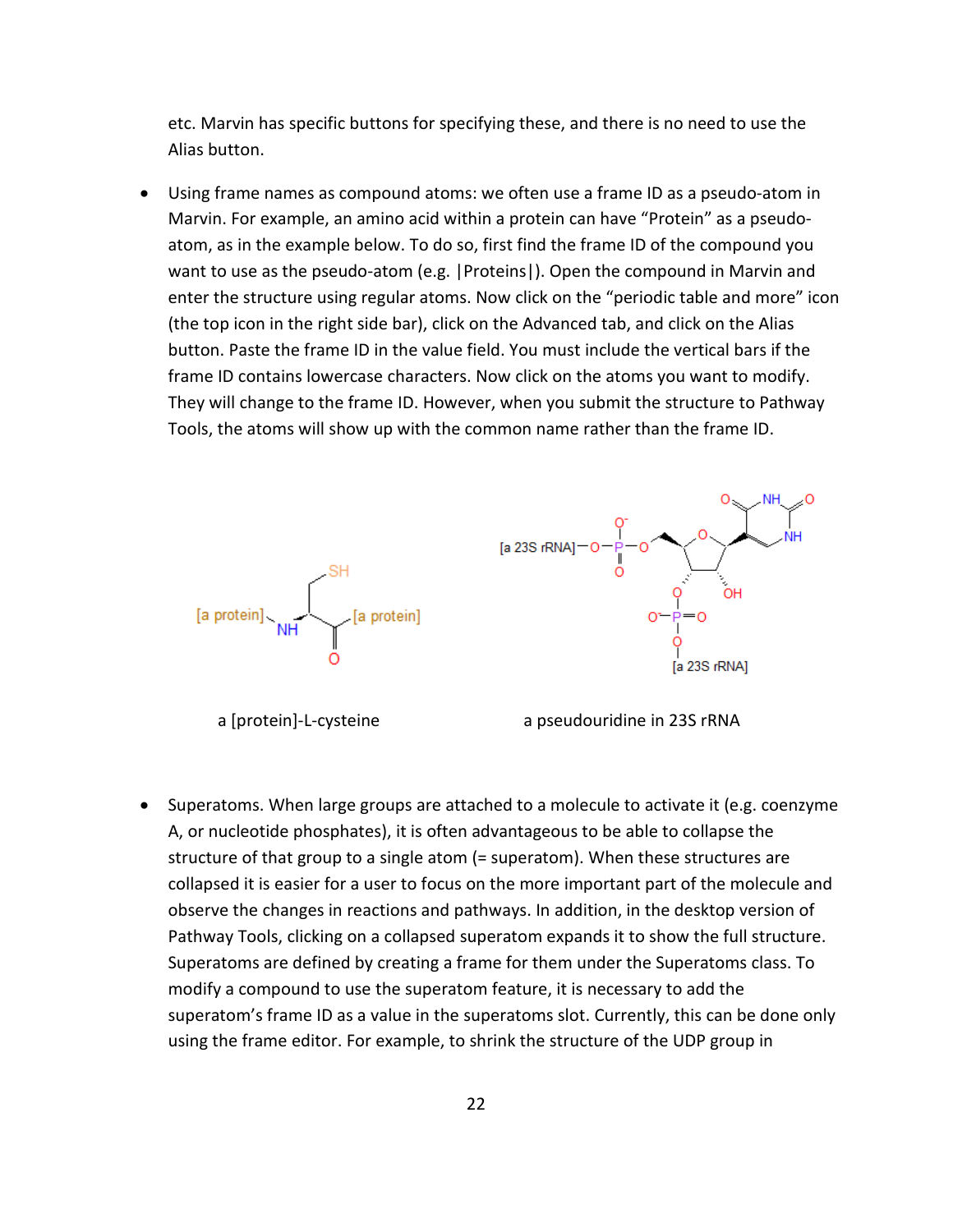etc. Marvin has specific buttons for specifying these, and there is no need to use the Alias button.

- Using frame names as compound atoms: we often use a frame ID as a pseudo-atom in Marvin. For example, an amino acid within a protein can have "Protein" as a pseudo-atom, as in the example below. To do so, first find the frame ID of the compound you want to use as the pseudo-atom (e.g. |Proteins|). Open the compound in Marvin and enter the structure using regular atoms. Now click on the "periodic table and more" icon (the top icon in the right side bar), click on the Advanced tab, and click on the Alias button. Paste the frame ID in the value field. You must include the vertical bars if the frame ID contains lowercase characters. Now click on the atoms you want to modify. They will change to the frame ID. However, when you submit the structure to Pathway Tools, the atoms will show up with the common name rather than the frame ID.

a [protein]-L-cysteine

a pseudouridine in 23S rRNA

- Superatoms. When large groups are attached to a molecule to activate it (e.g. coenzyme A, or nucleotide phosphates), it is often advantageous to be able to collapse the structure of that group to a single atom (= superatom). When these structures are collapsed it is easier for a user to focus on the more important part of the molecule and observe the changes in reactions and pathways. In addition, in the desktop version of Pathway Tools, clicking on a collapsed superatom expands it to show the full structure. Superatoms are defined by creating a frame for them under the Superatoms class. To modify a compound to use the superatom feature, it is necessary to add the superatom's frame ID as a value in the superatoms slot. Currently, this can be done only using the frame editor. For example, to shrink the structure of the UDP group in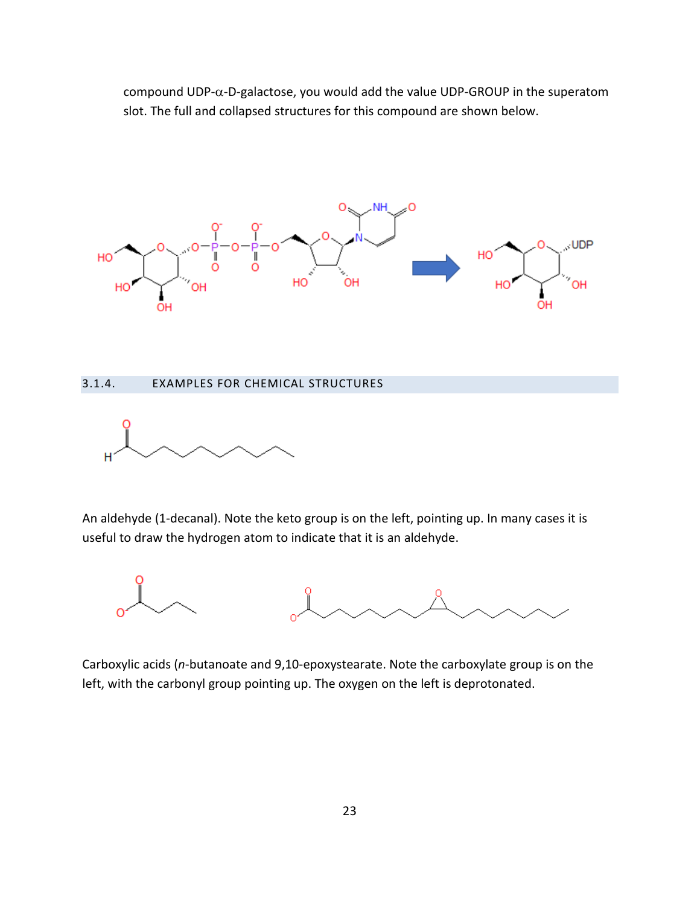compound UDP-α-D-galactose, you would add the value UDP-GROUP in the superatom slot. The full and collapsed structures for this compound are shown below.

### 3.1.4. EXAMPLES FOR CHEMICAL STRUCTURES

An aldehyde (1-decanal). Note the keto group is on the left, pointing up. In many cases it is useful to draw the hydrogen atom to indicate that it is an aldehyde.

Carboxylic acids (*n*-butanoate and 9,10-epoxystearate. Note the carboxylate group is on the left, with the carbonyl group pointing up. The oxygen on the left is deprotonated.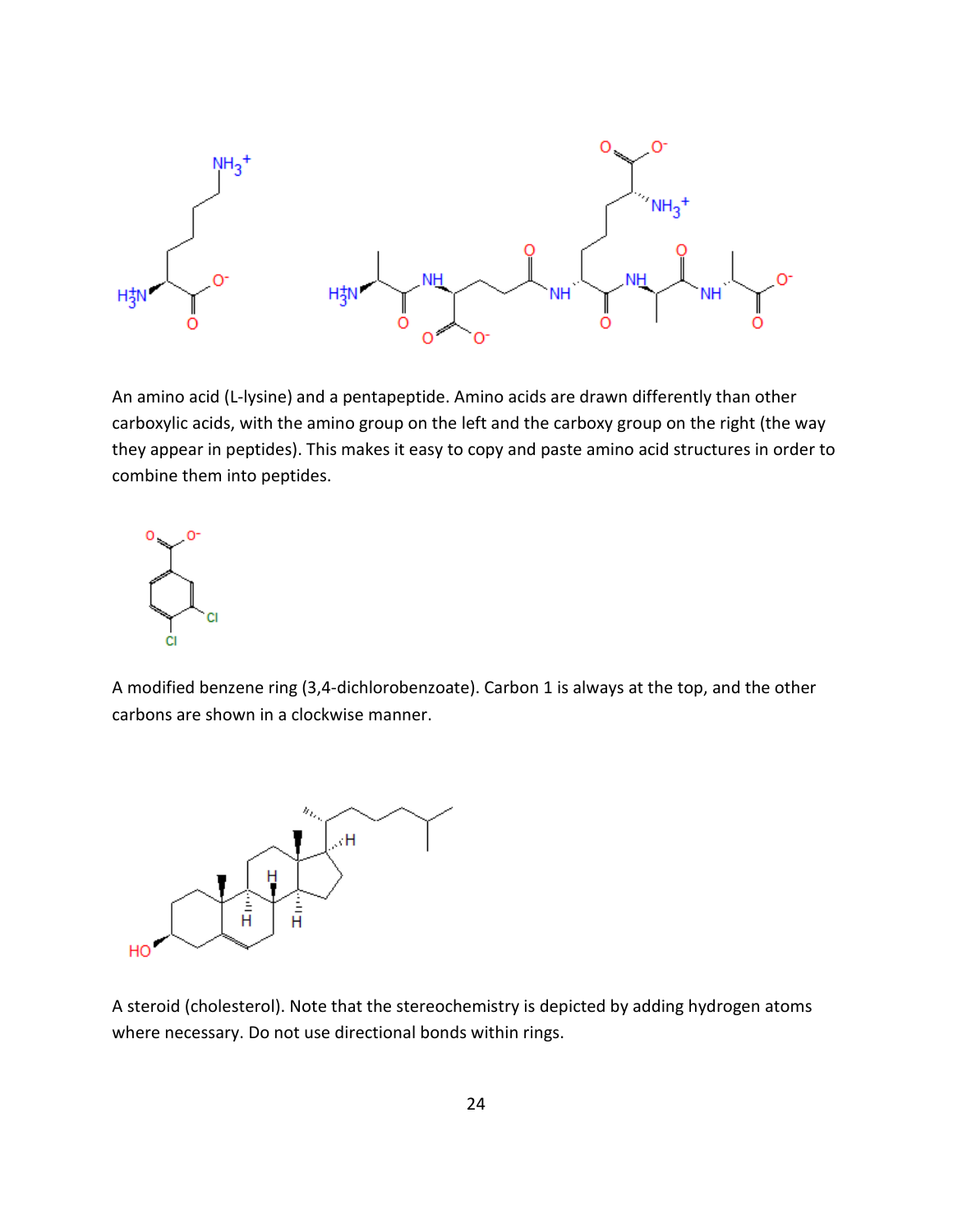An amino acid (L-lysine) and a pentapeptide. Amino acids are drawn differently than other carboxylic acids, with the amino group on the left and the carboxy group on the right (the way they appear in peptides). This makes it easy to copy and paste amino acid structures in order to combine them into peptides.

A modified benzene ring (3,4-dichlorobenzoate). Carbon 1 is always at the top, and the other carbons are shown in a clockwise manner.

A steroid (cholesterol). Note that the stereochemistry is depicted by adding hydrogen atoms where necessary. Do not use directional bonds within rings.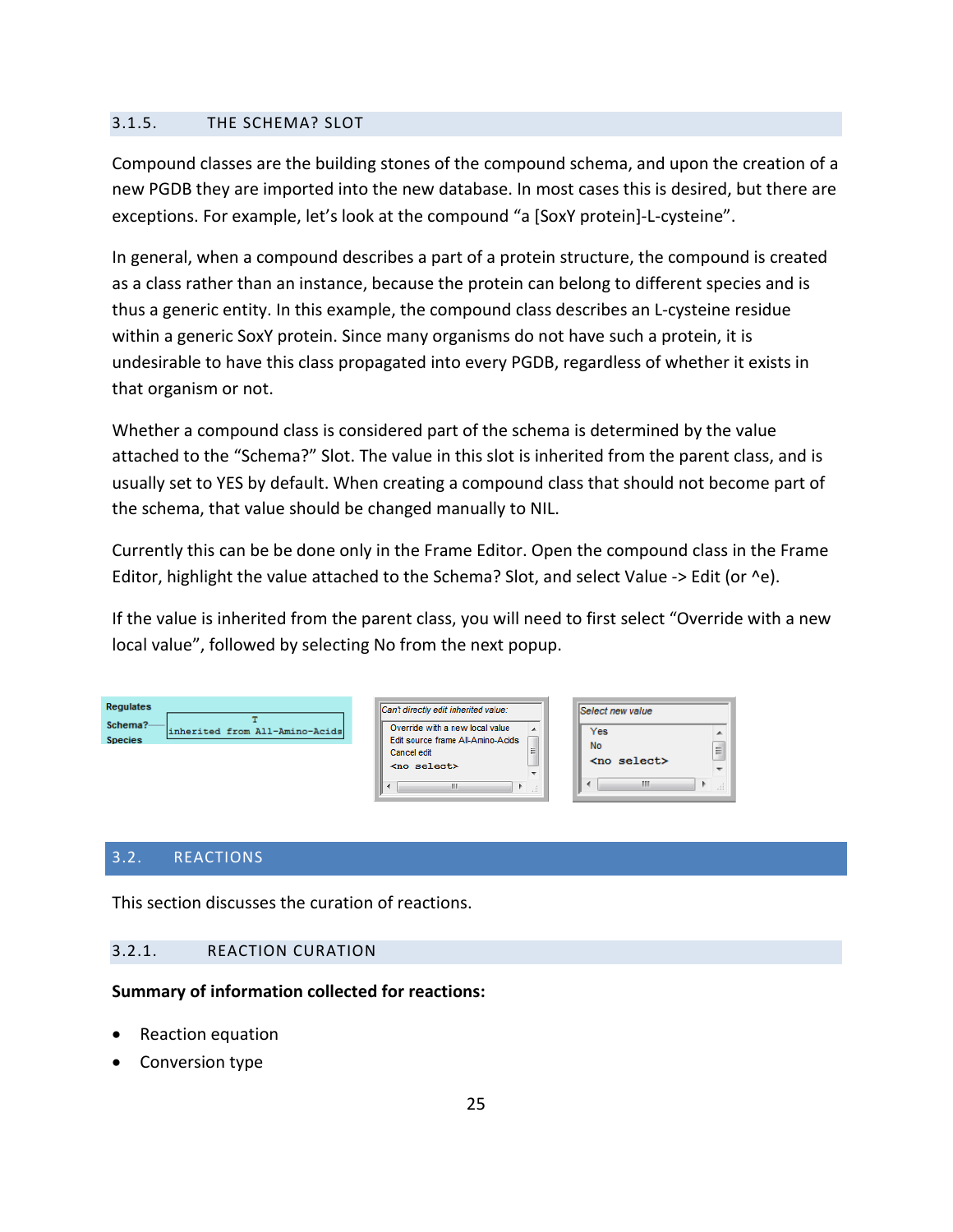### 3.1.5. THE SCHEMA? SLOT

Compound classes are the building stones of the compound schema, and upon the creation of a new PGDB they are imported into the new database. In most cases this is desired, but there are exceptions. For example, let's look at the compound "a [SoxY protein]-L-cysteine".

In general, when a compound describes a part of a protein structure, the compound is created as a class rather than an instance, because the protein can belong to different species and is thus a generic entity. In this example, the compound class describes an L-cysteine residue within a generic SoxY protein. Since many organisms do not have such a protein, it is undesirable to have this class propagated into every PGDB, regardless of whether it exists in that organism or not.

Whether a compound class is considered part of the schema is determined by the value attached to the "Schema?" Slot. The value in this slot is inherited from the parent class, and is usually set to YES by default. When creating a compound class that should not become part of the schema, that value should be changed manually to NIL.

Currently this can be be done only in the Frame Editor. Open the compound class in the Frame Editor, highlight the value attached to the Schema? Slot, and select Value -> Edit (or ^e).

If the value is inherited from the parent class, you will need to first select "Override with a new local value", followed by selecting No from the next popup.

## 3.2. REACTIONS

This section discusses the curation of reactions.

### 3.2.1. REACTION CURATION

**Summary of information collected for reactions:**

- Reaction equation
- Conversion type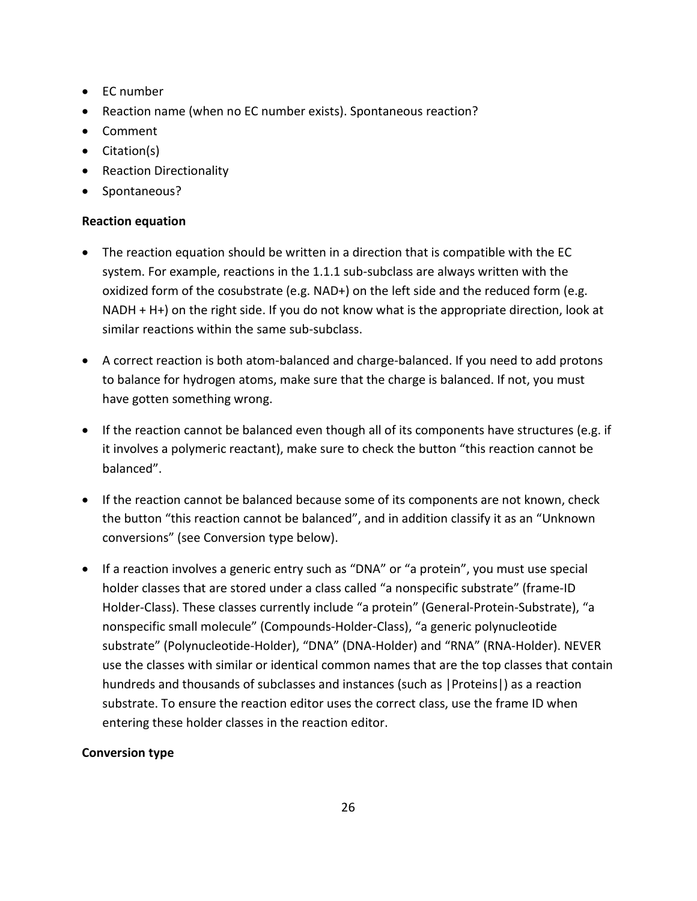- EC number
- Reaction name (when no EC number exists). Spontaneous reaction?
- Comment
- Citation(s)
- Reaction Directionality
- Spontaneous?

**Reaction equation**

- The reaction equation should be written in a direction that is compatible with the EC system. For example, reactions in the 1.1.1 sub-subclass are always written with the oxidized form of the cosubstrate (e.g. NAD+) on the left side and the reduced form (e.g. NADH + H+) on the right side. If you do not know what is the appropriate direction, look at similar reactions within the same sub-subclass.

- A correct reaction is both atom-balanced and charge-balanced. If you need to add protons to balance for hydrogen atoms, make sure that the charge is balanced. If not, you must have gotten something wrong.

- If the reaction cannot be balanced even though all of its components have structures (e.g. if it involves a polymeric reactant), make sure to check the button "this reaction cannot be balanced".

- If the reaction cannot be balanced because some of its components are not known, check the button "this reaction cannot be balanced", and in addition classify it as an "Unknown conversions" (see Conversion type below).

- If a reaction involves a generic entry such as "DNA" or "a protein", you must use special holder classes that are stored under a class called "a nonspecific substrate" (frame-ID Holder-Class). These classes currently include "a protein" (General-Protein-Substrate), "a nonspecific small molecule" (Compounds-Holder-Class), "a generic polynucleotide substrate" (Polynucleotide-Holder), "DNA" (DNA-Holder) and "RNA" (RNA-Holder). NEVER use the classes with similar or identical common names that are the top classes that contain hundreds and thousands of subclasses and instances (such as |Proteins|) as a reaction substrate. To ensure the reaction editor uses the correct class, use the frame ID when entering these holder classes in the reaction editor.

**Conversion type**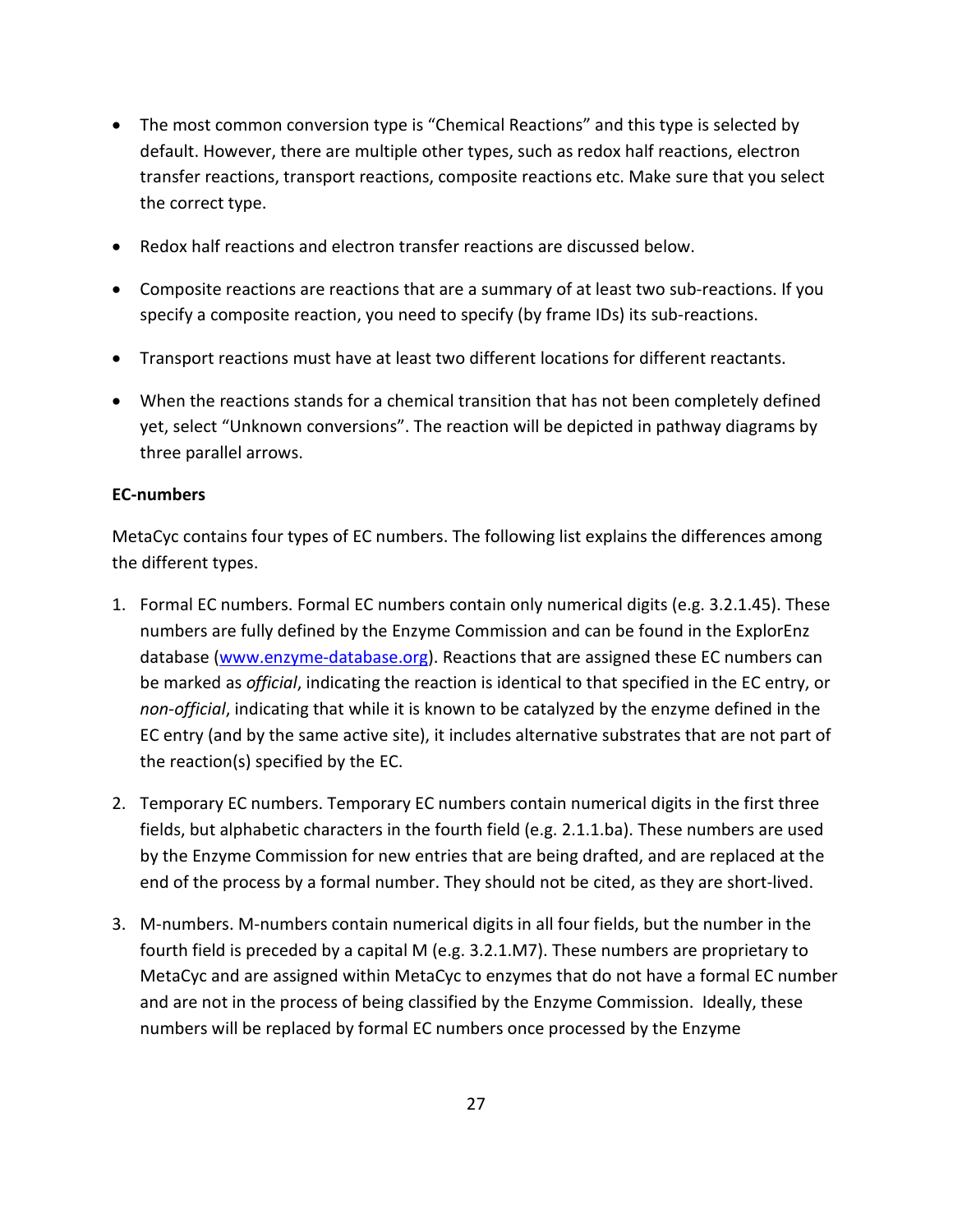- The most common conversion type is "Chemical Reactions" and this type is selected by default. However, there are multiple other types, such as redox half reactions, electron transfer reactions, transport reactions, composite reactions etc. Make sure that you select the correct type.
- Redox half reactions and electron transfer reactions are discussed below.
- Composite reactions are reactions that are a summary of at least two sub-reactions. If you specify a composite reaction, you need to specify (by frame IDs) its sub-reactions.
- Transport reactions must have at least two different locations for different reactants.
- When the reactions stands for a chemical transition that has not been completely defined yet, select "Unknown conversions". The reaction will be depicted in pathway diagrams by three parallel arrows.

**EC-numbers**

MetaCyc contains four types of EC numbers. The following list explains the differences among the different types.

1. Formal EC numbers. Formal EC numbers contain only numerical digits (e.g. 3.2.1.45). These numbers are fully defined by the Enzyme Commission and can be found in the ExplorEnz database ([www.enzyme-database.org](www.enzyme-database.org)). Reactions that are assigned these EC numbers can be marked as *official*, indicating the reaction is identical to that specified in the EC entry, or *non-official*, indicating that while it is known to be catalyzed by the enzyme defined in the EC entry (and by the same active site), it includes alternative substrates that are not part of the reaction(s) specified by the EC.
2. Temporary EC numbers. Temporary EC numbers contain numerical digits in the first three fields, but alphabetic characters in the fourth field (e.g. 2.1.1.ba). These numbers are used by the Enzyme Commission for new entries that are being drafted, and are replaced at the end of the process by a formal number. They should not be cited, as they are short-lived.
3. M-numbers. M-numbers contain numerical digits in all four fields, but the number in the fourth field is preceded by a capital M (e.g. 3.2.1.M7). These numbers are proprietary to MetaCyc and are assigned within MetaCyc to enzymes that do not have a formal EC number and are not in the process of being classified by the Enzyme Commission. Ideally, these numbers will be replaced by formal EC numbers once processed by the Enzyme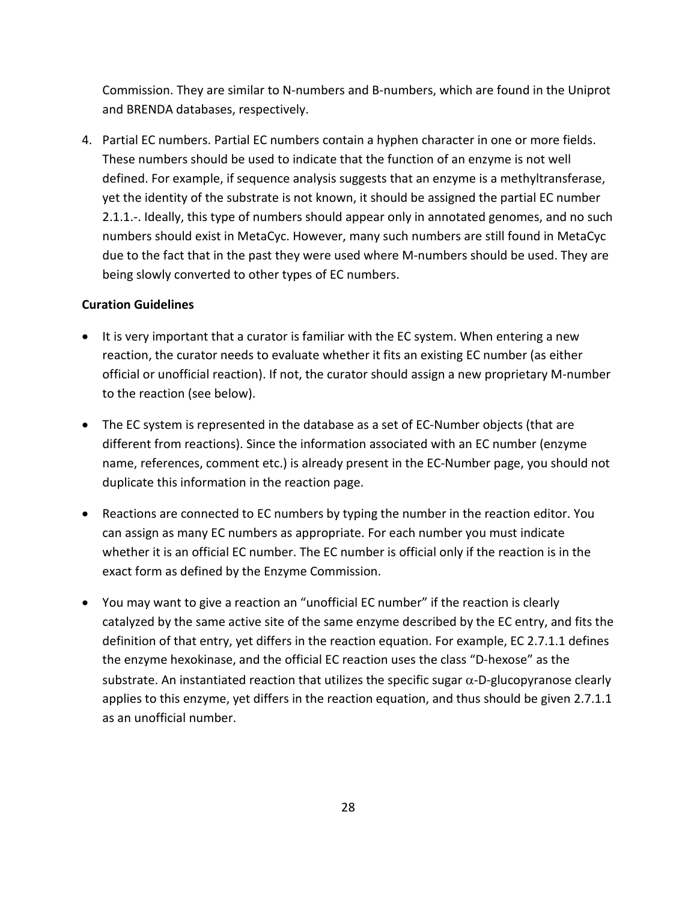Commission. They are similar to N-numbers and B-numbers, which are found in the Uniprot and BRENDA databases, respectively.

4. Partial EC numbers. Partial EC numbers contain a hyphen character in one or more fields. These numbers should be used to indicate that the function of an enzyme is not well defined. For example, if sequence analysis suggests that an enzyme is a methyltransferase, yet the identity of the substrate is not known, it should be assigned the partial EC number 2.1.1.-. Ideally, this type of numbers should appear only in annotated genomes, and no such numbers should exist in MetaCyc. However, many such numbers are still found in MetaCyc due to the fact that in the past they were used where M-numbers should be used. They are being slowly converted to other types of EC numbers.

**Curation Guidelines**

- It is very important that a curator is familiar with the EC system. When entering a new reaction, the curator needs to evaluate whether it fits an existing EC number (as either official or unofficial reaction). If not, the curator should assign a new proprietary M-number to the reaction (see below).
- The EC system is represented in the database as a set of EC-Number objects (that are different from reactions). Since the information associated with an EC number (enzyme name, references, comment etc.) is already present in the EC-Number page, you should not duplicate this information in the reaction page.
- Reactions are connected to EC numbers by typing the number in the reaction editor. You can assign as many EC numbers as appropriate. For each number you must indicate whether it is an official EC number. The EC number is official only if the reaction is in the exact form as defined by the Enzyme Commission.
- You may want to give a reaction an "unofficial EC number" if the reaction is clearly catalyzed by the same active site of the same enzyme described by the EC entry, and fits the definition of that entry, yet differs in the reaction equation. For example, EC 2.7.1.1 defines the enzyme hexokinase, and the official EC reaction uses the class "D-hexose" as the substrate. An instantiated reaction that utilizes the specific sugar $\alpha$-D-glucopyranose clearly applies to this enzyme, yet differs in the reaction equation, and thus should be given 2.7.1.1 as an unofficial number.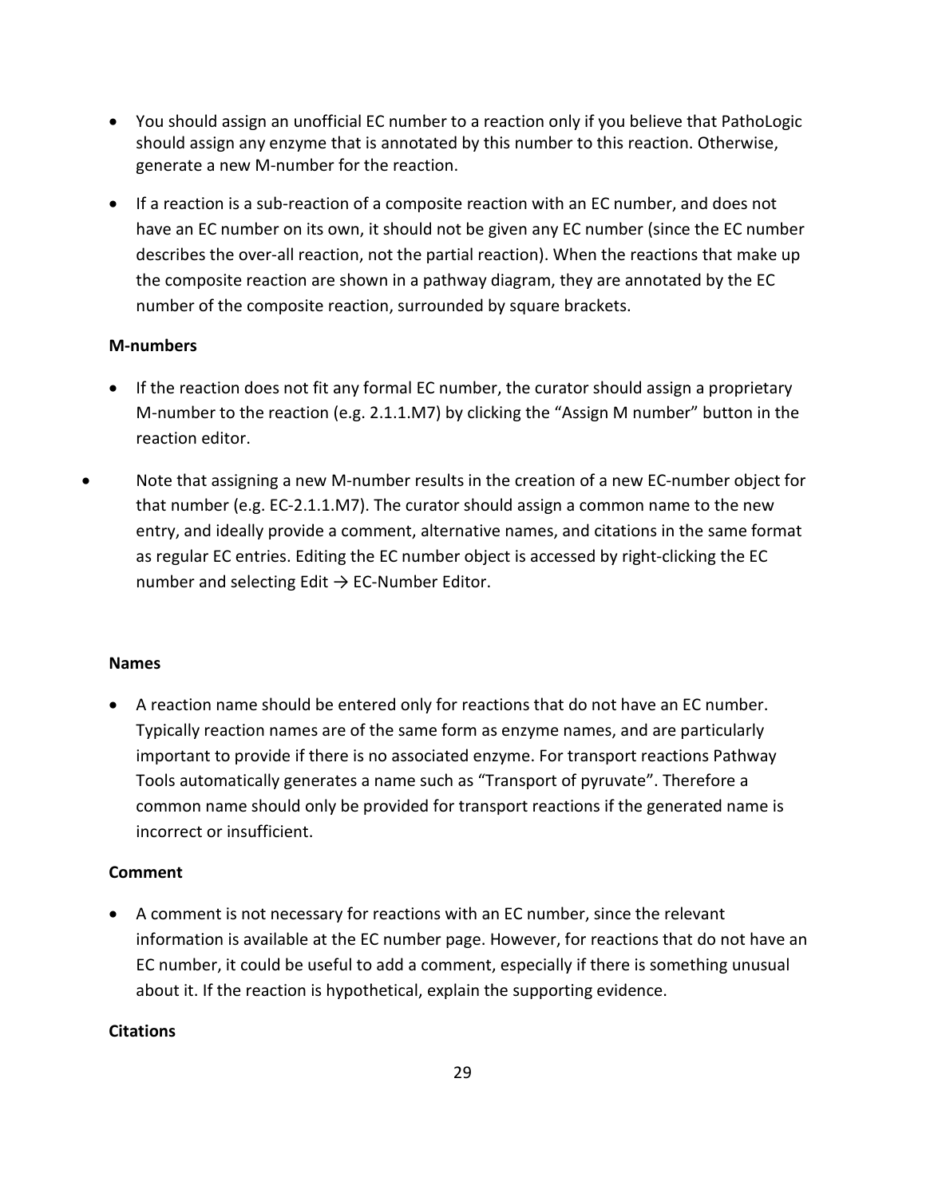- You should assign an unofficial EC number to a reaction only if you believe that PathoLogic should assign any enzyme that is annotated by this number to this reaction. Otherwise, generate a new M-number for the reaction.
- If a reaction is a sub-reaction of a composite reaction with an EC number, and does not have an EC number on its own, it should not be given any EC number (since the EC number describes the over-all reaction, not the partial reaction). When the reactions that make up the composite reaction are shown in a pathway diagram, they are annotated by the EC number of the composite reaction, surrounded by square brackets.

**M-numbers**

- If the reaction does not fit any formal EC number, the curator should assign a proprietary M-number to the reaction (e.g. 2.1.1.M7) by clicking the "Assign M number" button in the reaction editor.
- Note that assigning a new M-number results in the creation of a new EC-number object for that number (e.g. EC-2.1.1.M7). The curator should assign a common name to the new entry, and ideally provide a comment, alternative names, and citations in the same format as regular EC entries. Editing the EC number object is accessed by right-clicking the EC number and selecting Edit → EC-Number Editor.

**Names**

- A reaction name should be entered only for reactions that do not have an EC number. Typically reaction names are of the same form as enzyme names, and are particularly important to provide if there is no associated enzyme. For transport reactions Pathway Tools automatically generates a name such as "Transport of pyruvate". Therefore a common name should only be provided for transport reactions if the generated name is incorrect or insufficient.

**Comment**

- A comment is not necessary for reactions with an EC number, since the relevant information is available at the EC number page. However, for reactions that do not have an EC number, it could be useful to add a comment, especially if there is something unusual about it. If the reaction is hypothetical, explain the supporting evidence.

**Citations**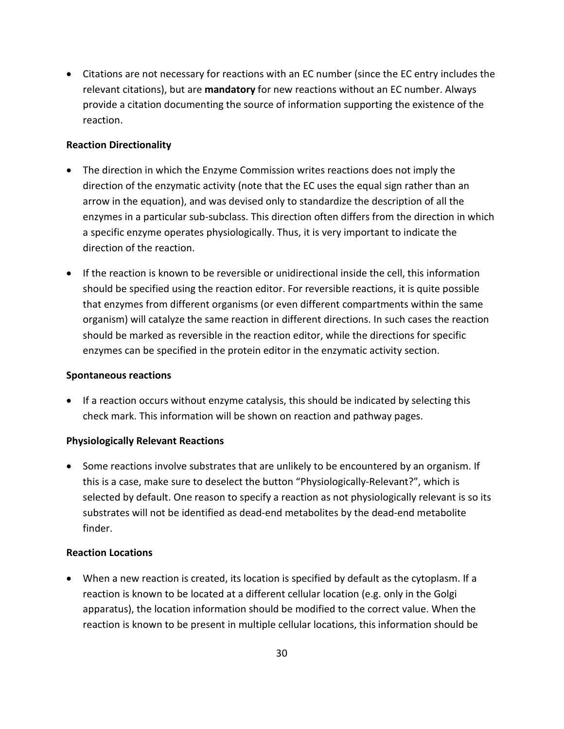- Citations are not necessary for reactions with an EC number (since the EC entry includes the relevant citations), but are **mandatory** for new reactions without an EC number. Always provide a citation documenting the source of information supporting the existence of the reaction.

**Reaction Directionality**

- The direction in which the Enzyme Commission writes reactions does not imply the direction of the enzymatic activity (note that the EC uses the equal sign rather than an arrow in the equation), and was devised only to standardize the description of all the enzymes in a particular sub-subclass. This direction often differs from the direction in which a specific enzyme operates physiologically. Thus, it is very important to indicate the direction of the reaction.
- If the reaction is known to be reversible or unidirectional inside the cell, this information should be specified using the reaction editor. For reversible reactions, it is quite possible that enzymes from different organisms (or even different compartments within the same organism) will catalyze the same reaction in different directions. In such cases the reaction should be marked as reversible in the reaction editor, while the directions for specific enzymes can be specified in the protein editor in the enzymatic activity section.

**Spontaneous reactions**

- If a reaction occurs without enzyme catalysis, this should be indicated by selecting this check mark. This information will be shown on reaction and pathway pages.

**Physiologically Relevant Reactions**

- Some reactions involve substrates that are unlikely to be encountered by an organism. If this is a case, make sure to deselect the button "Physiologically-Relevant?", which is selected by default. One reason to specify a reaction as not physiologically relevant is so its substrates will not be identified as dead-end metabolites by the dead-end metabolite finder.

**Reaction Locations**

- When a new reaction is created, its location is specified by default as the cytoplasm. If a reaction is known to be located at a different cellular location (e.g. only in the Golgi apparatus), the location information should be modified to the correct value. When the reaction is known to be present in multiple cellular locations, this information should be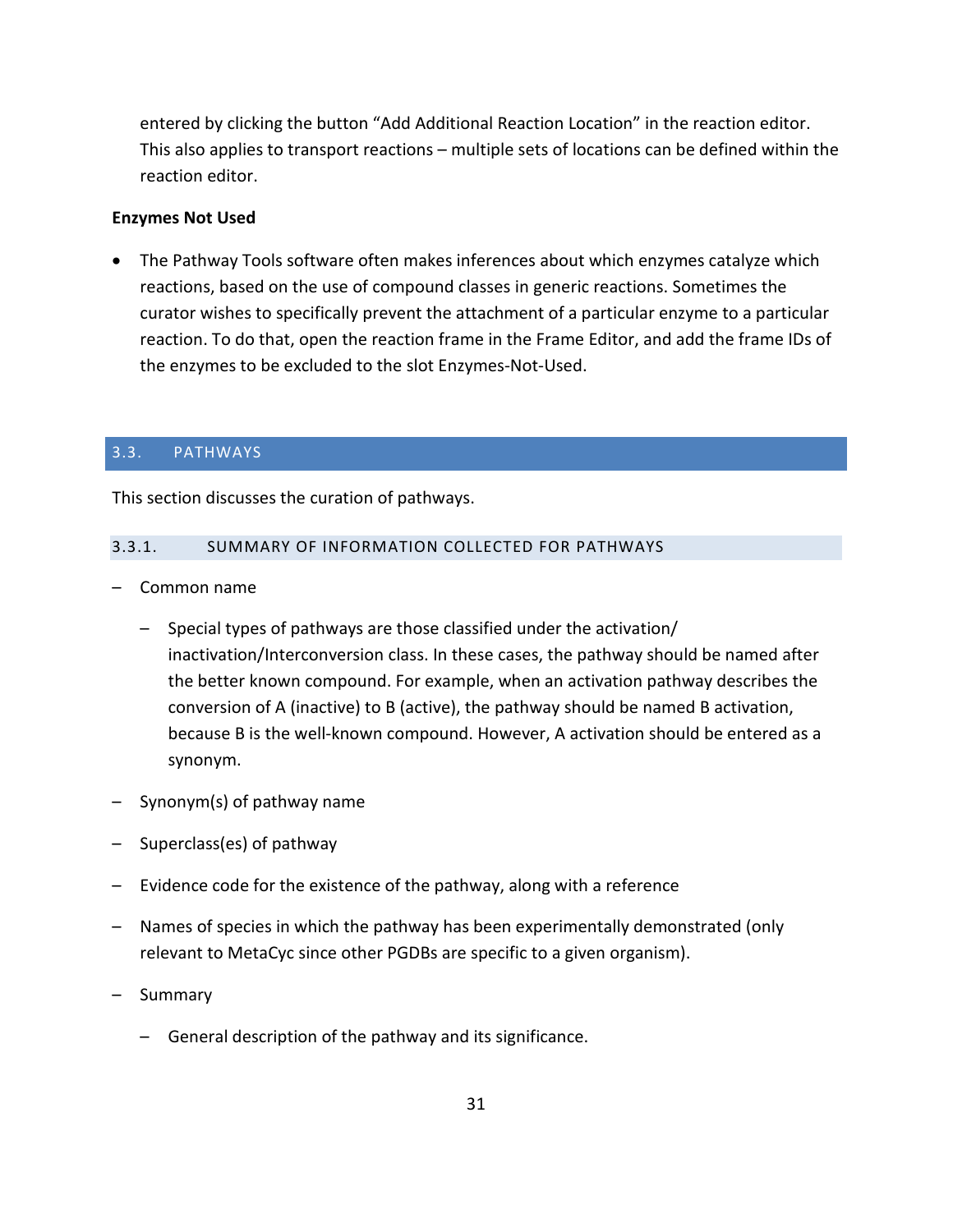entered by clicking the button “Add Additional Reaction Location” in the reaction editor. This also applies to transport reactions – multiple sets of locations can be defined within the reaction editor.

**Enzymes Not Used**

- The Pathway Tools software often makes inferences about which enzymes catalyze which reactions, based on the use of compound classes in generic reactions. Sometimes the curator wishes to specifically prevent the attachment of a particular enzyme to a particular reaction. To do that, open the reaction frame in the Frame Editor, and add the frame IDs of the enzymes to be excluded to the slot Enzymes-Not-Used.

## 3.3. PATHWAYS

This section discusses the curation of pathways.

### 3.3.1. SUMMARY OF INFORMATION COLLECTED FOR PATHWAYS

- Common name
  - Special types of pathways are those classified under the activation/ inactivation/Interconversion class. In these cases, the pathway should be named after the better known compound. For example, when an activation pathway describes the conversion of A (inactive) to B (active), the pathway should be named B activation, because B is the well-known compound. However, A activation should be entered as a synonym.
- Synonym(s) of pathway name
- Superclass(es) of pathway
- Evidence code for the existence of the pathway, along with a reference
- Names of species in which the pathway has been experimentally demonstrated (only relevant to MetaCyc since other PGDBs are specific to a given organism).
- Summary
  - General description of the pathway and its significance.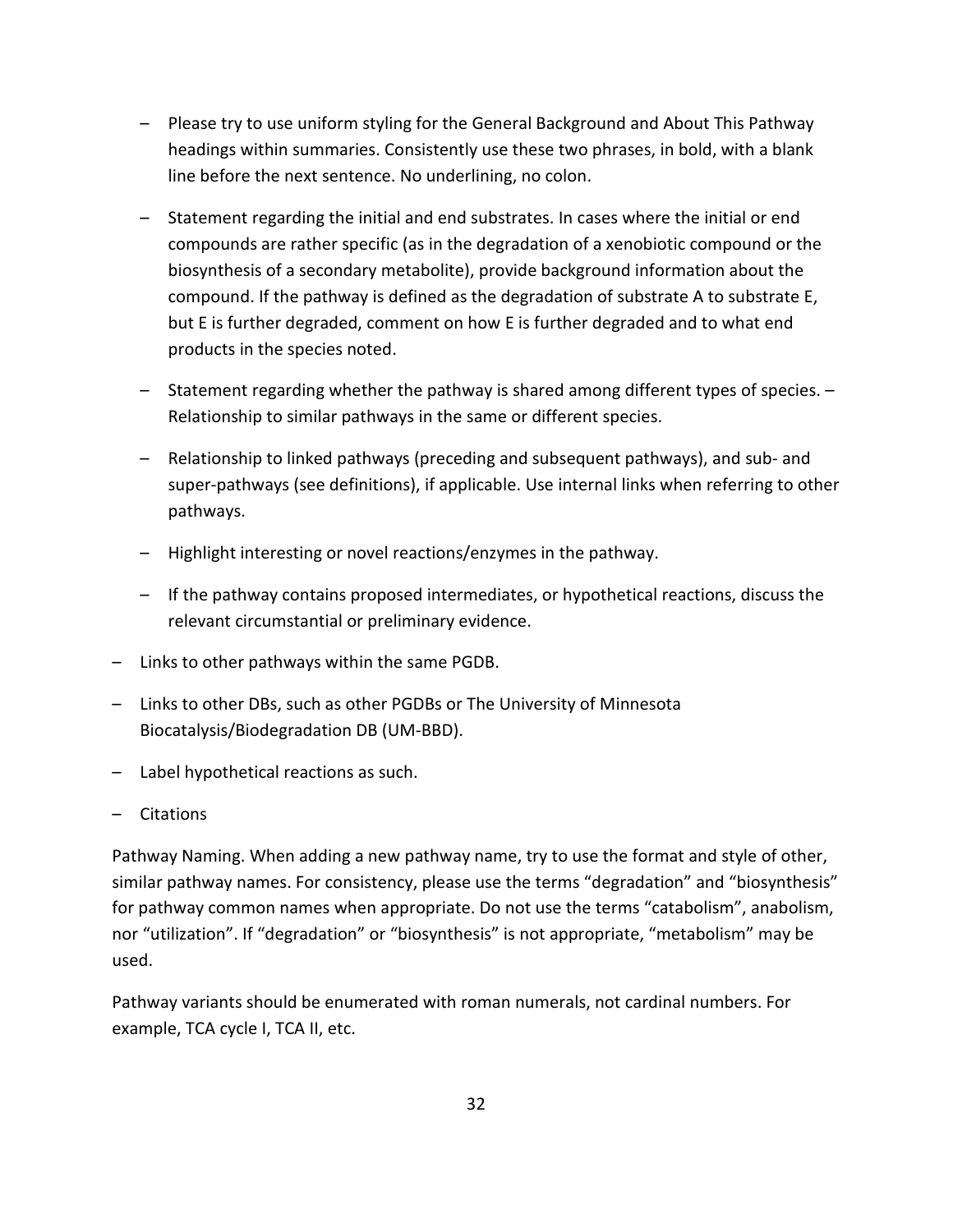- Please try to use uniform styling for the General Background and About This Pathway headings within summaries. Consistently use these two phrases, in bold, with a blank line before the next sentence. No underlining, no colon.

  - Statement regarding the initial and end substrates. In cases where the initial or end compounds are rather specific (as in the degradation of a xenobiotic compound or the biosynthesis of a secondary metabolite), provide background information about the compound. If the pathway is defined as the degradation of substrate A to substrate E, but E is further degraded, comment on how E is further degraded and to what end products in the species noted.

  - Statement regarding whether the pathway is shared among different types of species. – Relationship to similar pathways in the same or different species.

  - Relationship to linked pathways (preceding and subsequent pathways), and sub- and super-pathways (see definitions), if applicable. Use internal links when referring to other pathways.

  - Highlight interesting or novel reactions/enzymes in the pathway.

  - If the pathway contains proposed intermediates, or hypothetical reactions, discuss the relevant circumstantial or preliminary evidence.

- Links to other pathways within the same PGDB.

- Links to other DBs, such as other PGDBs or The University of Minnesota Biocatalysis/Biodegradation DB (UM-BBD).

- Label hypothetical reactions as such.

- Citations

Pathway Naming. When adding a new pathway name, try to use the format and style of other, similar pathway names. For consistency, please use the terms “degradation” and “biosynthesis” for pathway common names when appropriate. Do not use the terms “catabolism”, anabolism, nor “utilization”. If “degradation” or “biosynthesis” is not appropriate, “metabolism” may be used.

Pathway variants should be enumerated with roman numerals, not cardinal numbers. For example, TCA cycle I, TCA II, etc.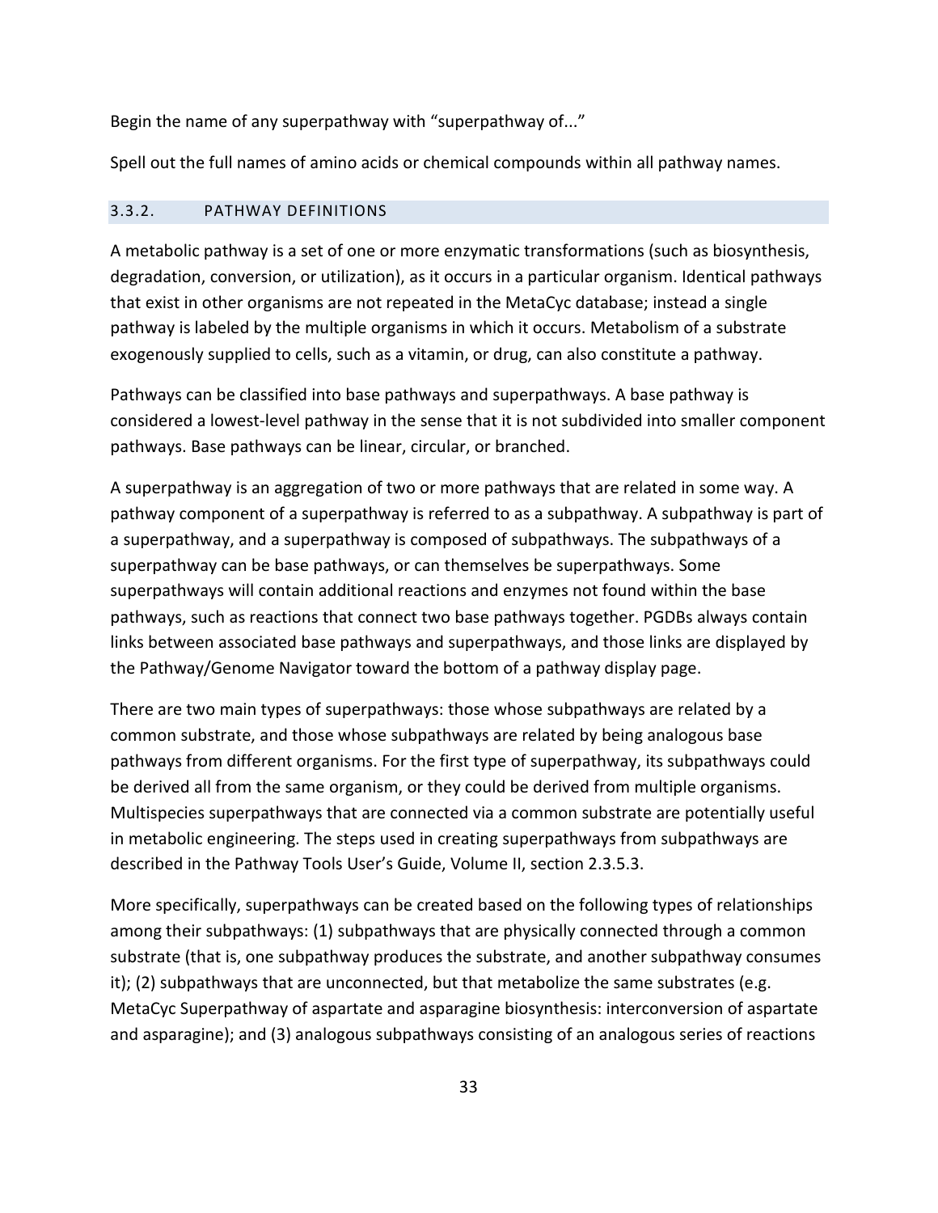Begin the name of any superpathway with “superpathway of...”

Spell out the full names of amino acids or chemical compounds within all pathway names.

### 3.3.2. PATHWAY DEFINITIONS

A metabolic pathway is a set of one or more enzymatic transformations (such as biosynthesis, degradation, conversion, or utilization), as it occurs in a particular organism. Identical pathways that exist in other organisms are not repeated in the MetaCyc database; instead a single pathway is labeled by the multiple organisms in which it occurs. Metabolism of a substrate exogenously supplied to cells, such as a vitamin, or drug, can also constitute a pathway.

Pathways can be classified into base pathways and superpathways. A base pathway is considered a lowest-level pathway in the sense that it is not subdivided into smaller component pathways. Base pathways can be linear, circular, or branched.

A superpathway is an aggregation of two or more pathways that are related in some way. A pathway component of a superpathway is referred to as a subpathway. A subpathway is part of a superpathway, and a superpathway is composed of subpathways. The subpathways of a superpathway can be base pathways, or can themselves be superpathways. Some superpathways will contain additional reactions and enzymes not found within the base pathways, such as reactions that connect two base pathways together. PGDBs always contain links between associated base pathways and superpathways, and those links are displayed by the Pathway/Genome Navigator toward the bottom of a pathway display page.

There are two main types of superpathways: those whose subpathways are related by a common substrate, and those whose subpathways are related by being analogous base pathways from different organisms. For the first type of superpathway, its subpathways could be derived all from the same organism, or they could be derived from multiple organisms. Multispecies superpathways that are connected via a common substrate are potentially useful in metabolic engineering. The steps used in creating superpathways from subpathways are described in the Pathway Tools User’s Guide, Volume II, section 2.3.5.3.

More specifically, superpathways can be created based on the following types of relationships among their subpathways: (1) subpathways that are physically connected through a common substrate (that is, one subpathway produces the substrate, and another subpathway consumes it); (2) subpathways that are unconnected, but that metabolize the same substrates (e.g. MetaCyc Superpathway of aspartate and asparagine biosynthesis: interconversion of aspartate and asparagine); and (3) analogous subpathways consisting of an analogous series of reactions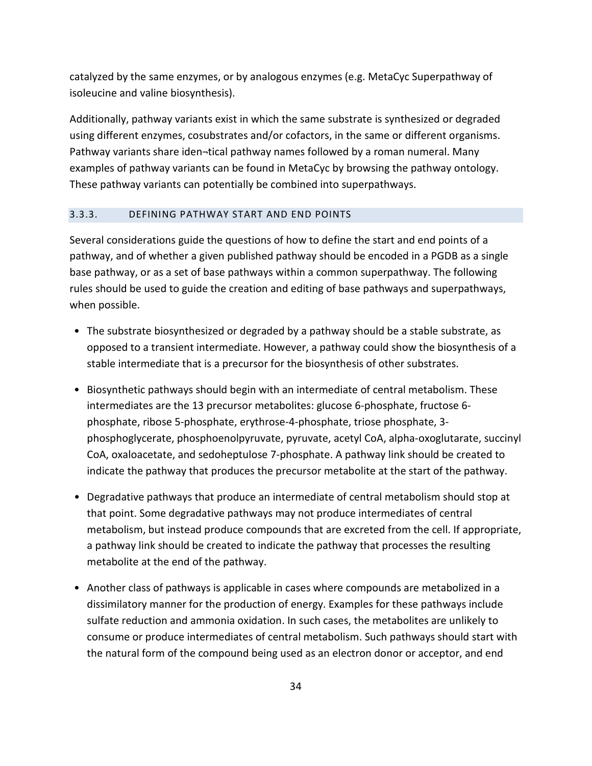catalyzed by the same enzymes, or by analogous enzymes (e.g. MetaCyc Superpathway of isoleucine and valine biosynthesis).

Additionally, pathway variants exist in which the same substrate is synthesized or degraded using different enzymes, cosubstrates and/or cofactors, in the same or different organisms. Pathway variants share iden¬tical pathway names followed by a roman numeral. Many examples of pathway variants can be found in MetaCyc by browsing the pathway ontology. These pathway variants can potentially be combined into superpathways.

### 3.3.3. DEFINING PATHWAY START AND END POINTS

Several considerations guide the questions of how to define the start and end points of a pathway, and of whether a given published pathway should be encoded in a PGDB as a single base pathway, or as a set of base pathways within a common superpathway. The following rules should be used to guide the creation and editing of base pathways and superpathways, when possible.

- The substrate biosynthesized or degraded by a pathway should be a stable substrate, as opposed to a transient intermediate. However, a pathway could show the biosynthesis of a stable intermediate that is a precursor for the biosynthesis of other substrates.
- Biosynthetic pathways should begin with an intermediate of central metabolism. These intermediates are the 13 precursor metabolites: glucose 6-phosphate, fructose 6-phosphate, ribose 5-phosphate, erythrose-4-phosphate, triose phosphate, 3-phosphoglycerate, phosphoenolpyruvate, pyruvate, acetyl CoA, alpha-oxoglutarate, succinyl CoA, oxaloacetate, and sedoheptulose 7-phosphate. A pathway link should be created to indicate the pathway that produces the precursor metabolite at the start of the pathway.
- Degradative pathways that produce an intermediate of central metabolism should stop at that point. Some degradative pathways may not produce intermediates of central metabolism, but instead produce compounds that are excreted from the cell. If appropriate, a pathway link should be created to indicate the pathway that processes the resulting metabolite at the end of the pathway.
- Another class of pathways is applicable in cases where compounds are metabolized in a dissimilatory manner for the production of energy. Examples for these pathways include sulfate reduction and ammonia oxidation. In such cases, the metabolites are unlikely to consume or produce intermediates of central metabolism. Such pathways should start with the natural form of the compound being used as an electron donor or acceptor, and end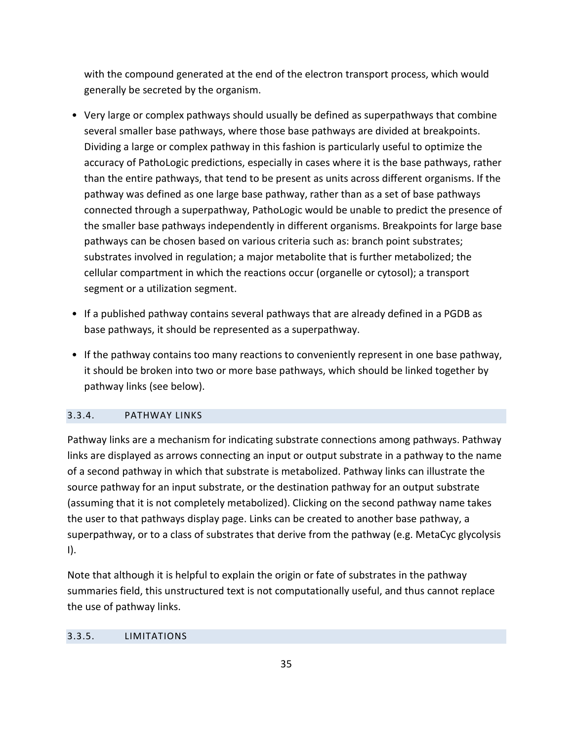with the compound generated at the end of the electron transport process, which would generally be secreted by the organism.

- Very large or complex pathways should usually be defined as superpathways that combine several smaller base pathways, where those base pathways are divided at breakpoints. Dividing a large or complex pathway in this fashion is particularly useful to optimize the accuracy of PathoLogic predictions, especially in cases where it is the base pathways, rather than the entire pathways, that tend to be present as units across different organisms. If the pathway was defined as one large base pathway, rather than as a set of base pathways connected through a superpathway, PathoLogic would be unable to predict the presence of the smaller base pathways independently in different organisms. Breakpoints for large base pathways can be chosen based on various criteria such as: branch point substrates; substrates involved in regulation; a major metabolite that is further metabolized; the cellular compartment in which the reactions occur (organelle or cytosol); a transport segment or a utilization segment.
- If a published pathway contains several pathways that are already defined in a PGDB as base pathways, it should be represented as a superpathway.
- If the pathway contains too many reactions to conveniently represent in one base pathway, it should be broken into two or more base pathways, which should be linked together by pathway links (see below).

### 3.3.4. PATHWAY LINKS

Pathway links are a mechanism for indicating substrate connections among pathways. Pathway links are displayed as arrows connecting an input or output substrate in a pathway to the name of a second pathway in which that substrate is metabolized. Pathway links can illustrate the source pathway for an input substrate, or the destination pathway for an output substrate (assuming that it is not completely metabolized). Clicking on the second pathway name takes the user to that pathways display page. Links can be created to another base pathway, a superpathway, or to a class of substrates that derive from the pathway (e.g. MetaCyc glycolysis I).

Note that although it is helpful to explain the origin or fate of substrates in the pathway summaries field, this unstructured text is not computationally useful, and thus cannot replace the use of pathway links.

### 3.3.5. LIMITATIONS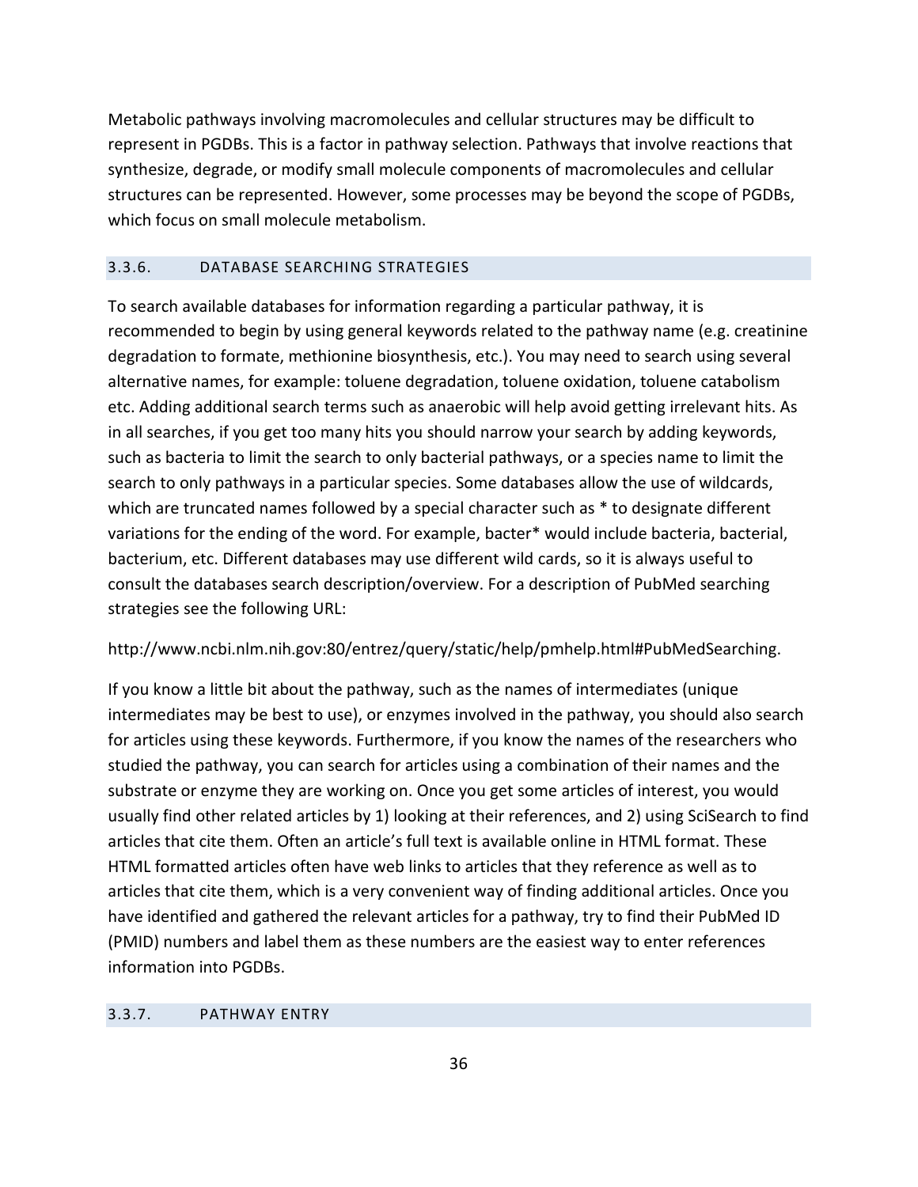Metabolic pathways involving macromolecules and cellular structures may be difficult to represent in PGDBs. This is a factor in pathway selection. Pathways that involve reactions that synthesize, degrade, or modify small molecule components of macromolecules and cellular structures can be represented. However, some processes may be beyond the scope of PGDBs, which focus on small molecule metabolism.

### 3.3.6. DATABASE SEARCHING STRATEGIES

To search available databases for information regarding a particular pathway, it is recommended to begin by using general keywords related to the pathway name (e.g. creatinine degradation to formate, methionine biosynthesis, etc.). You may need to search using several alternative names, for example: toluene degradation, toluene oxidation, toluene catabolism etc. Adding additional search terms such as anaerobic will help avoid getting irrelevant hits. As in all searches, if you get too many hits you should narrow your search by adding keywords, such as bacteria to limit the search to only bacterial pathways, or a species name to limit the search to only pathways in a particular species. Some databases allow the use of wildcards, which are truncated names followed by a special character such as * to designate different variations for the ending of the word. For example, bacter* would include bacteria, bacterial, bacterium, etc. Different databases may use different wild cards, so it is always useful to consult the databases search description/overview. For a description of PubMed searching strategies see the following URL:

http://www.ncbi.nlm.nih.gov:80/entrez/query/static/help/pmhelp.html#PubMedSearching.

If you know a little bit about the pathway, such as the names of intermediates (unique intermediates may be best to use), or enzymes involved in the pathway, you should also search for articles using these keywords. Furthermore, if you know the names of the researchers who studied the pathway, you can search for articles using a combination of their names and the substrate or enzyme they are working on. Once you get some articles of interest, you would usually find other related articles by 1) looking at their references, and 2) using SciSearch to find articles that cite them. Often an article's full text is available online in HTML format. These HTML formatted articles often have web links to articles that they reference as well as to articles that cite them, which is a very convenient way of finding additional articles. Once you have identified and gathered the relevant articles for a pathway, try to find their PubMed ID (PMID) numbers and label them as these numbers are the easiest way to enter references information into PGDBs.

### 3.3.7. PATHWAY ENTRY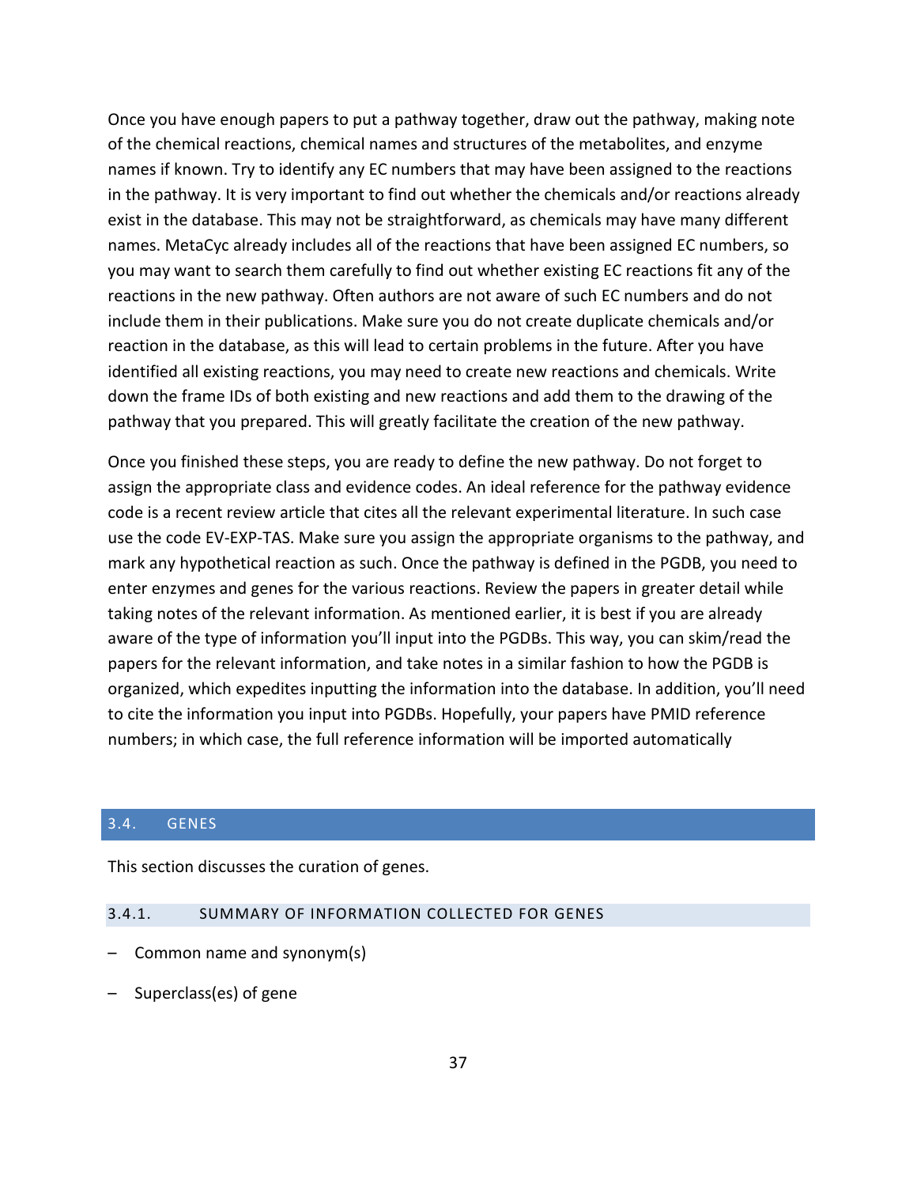Once you have enough papers to put a pathway together, draw out the pathway, making note of the chemical reactions, chemical names and structures of the metabolites, and enzyme names if known. Try to identify any EC numbers that may have been assigned to the reactions in the pathway. It is very important to find out whether the chemicals and/or reactions already exist in the database. This may not be straightforward, as chemicals may have many different names. MetaCyc already includes all of the reactions that have been assigned EC numbers, so you may want to search them carefully to find out whether existing EC reactions fit any of the reactions in the new pathway. Often authors are not aware of such EC numbers and do not include them in their publications. Make sure you do not create duplicate chemicals and/or reaction in the database, as this will lead to certain problems in the future. After you have identified all existing reactions, you may need to create new reactions and chemicals. Write down the frame IDs of both existing and new reactions and add them to the drawing of the pathway that you prepared. This will greatly facilitate the creation of the new pathway.

Once you finished these steps, you are ready to define the new pathway. Do not forget to assign the appropriate class and evidence codes. An ideal reference for the pathway evidence code is a recent review article that cites all the relevant experimental literature. In such case use the code EV-EXP-TAS. Make sure you assign the appropriate organisms to the pathway, and mark any hypothetical reaction as such. Once the pathway is defined in the PGDB, you need to enter enzymes and genes for the various reactions. Review the papers in greater detail while taking notes of the relevant information. As mentioned earlier, it is best if you are already aware of the type of information you'll input into the PGDBs. This way, you can skim/read the papers for the relevant information, and take notes in a similar fashion to how the PGDB is organized, which expedites inputting the information into the database. In addition, you'll need to cite the information you input into PGDBs. Hopefully, your papers have PMID reference numbers; in which case, the full reference information will be imported automatically

## 3.4. GENES

This section discusses the curation of genes.

### 3.4.1. SUMMARY OF INFORMATION COLLECTED FOR GENES

- Common name and synonym(s)
- Superclass(es) of gene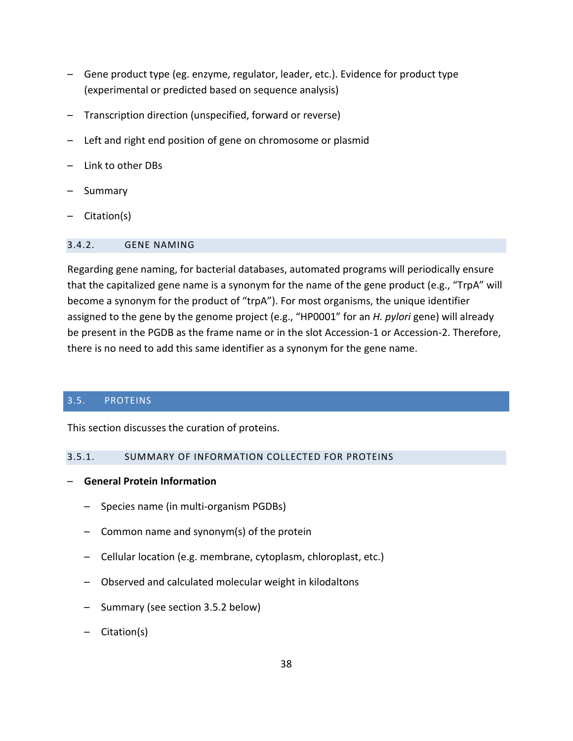- Gene product type (eg. enzyme, regulator, leader, etc.). Evidence for product type (experimental or predicted based on sequence analysis)
- Transcription direction (unspecified, forward or reverse)
- Left and right end position of gene on chromosome or plasmid
- Link to other DBs
- Summary
- Citation(s)

### 3.4.2. GENE NAMING

Regarding gene naming, for bacterial databases, automated programs will periodically ensure that the capitalized gene name is a synonym for the name of the gene product (e.g., “TrpA” will become a synonym for the product of “trpA”). For most organisms, the unique identifier assigned to the gene by the genome project (e.g., “HP0001” for an *H. pylori* gene) will already be present in the PGDB as the frame name or in the slot Accession-1 or Accession-2. Therefore, there is no need to add this same identifier as a synonym for the gene name.

## 3.5. PROTEINS

This section discusses the curation of proteins.

### 3.5.1. SUMMARY OF INFORMATION COLLECTED FOR PROTEINS

- **General Protein Information**
  - Species name (in multi-organism PGDBs)
  - Common name and synonym(s) of the protein
  - Cellular location (e.g. membrane, cytoplasm, chloroplast, etc.)
  - Observed and calculated molecular weight in kilodaltons
  - Summary (see section 3.5.2 below)
  - Citation(s)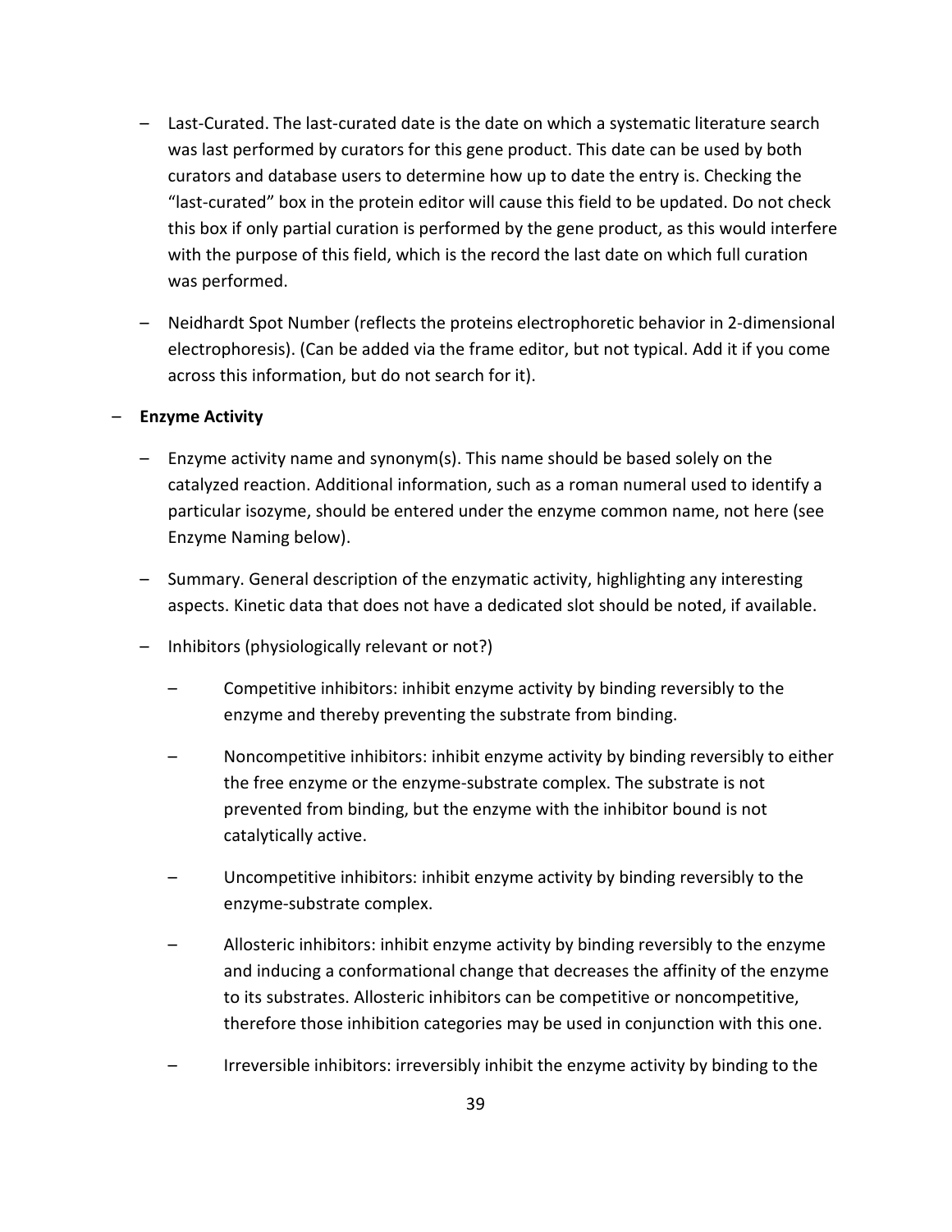- Last-Curated. The last-curated date is the date on which a systematic literature search was last performed by curators for this gene product. This date can be used by both curators and database users to determine how up to date the entry is. Checking the "last-curated" box in the protein editor will cause this field to be updated. Do not check this box if only partial curation is performed by the gene product, as this would interfere with the purpose of this field, which is the record the last date on which full curation was performed.

- Neidhardt Spot Number (reflects the proteins electrophoretic behavior in 2-dimensional electrophoresis). (Can be added via the frame editor, but not typical. Add it if you come across this information, but do not search for it).

- **Enzyme Activity**
  - Enzyme activity name and synonym(s). This name should be based solely on the catalyzed reaction. Additional information, such as a roman numeral used to identify a particular isozyme, should be entered under the enzyme common name, not here (see Enzyme Naming below).
  - Summary. General description of the enzymatic activity, highlighting any interesting aspects. Kinetic data that does not have a dedicated slot should be noted, if available.
  - Inhibitors (physiologically relevant or not?)
    - Competitive inhibitors: inhibit enzyme activity by binding reversibly to the enzyme and thereby preventing the substrate from binding.
    - Noncompetitive inhibitors: inhibit enzyme activity by binding reversibly to either the free enzyme or the enzyme-substrate complex. The substrate is not prevented from binding, but the enzyme with the inhibitor bound is not catalytically active.
    - Uncompetitive inhibitors: inhibit enzyme activity by binding reversibly to the enzyme-substrate complex.
    - Allosteric inhibitors: inhibit enzyme activity by binding reversibly to the enzyme and inducing a conformational change that decreases the affinity of the enzyme to its substrates. Allosteric inhibitors can be competitive or noncompetitive, therefore those inhibition categories may be used in conjunction with this one.
    - Irreversible inhibitors: irreversibly inhibit the enzyme activity by binding to the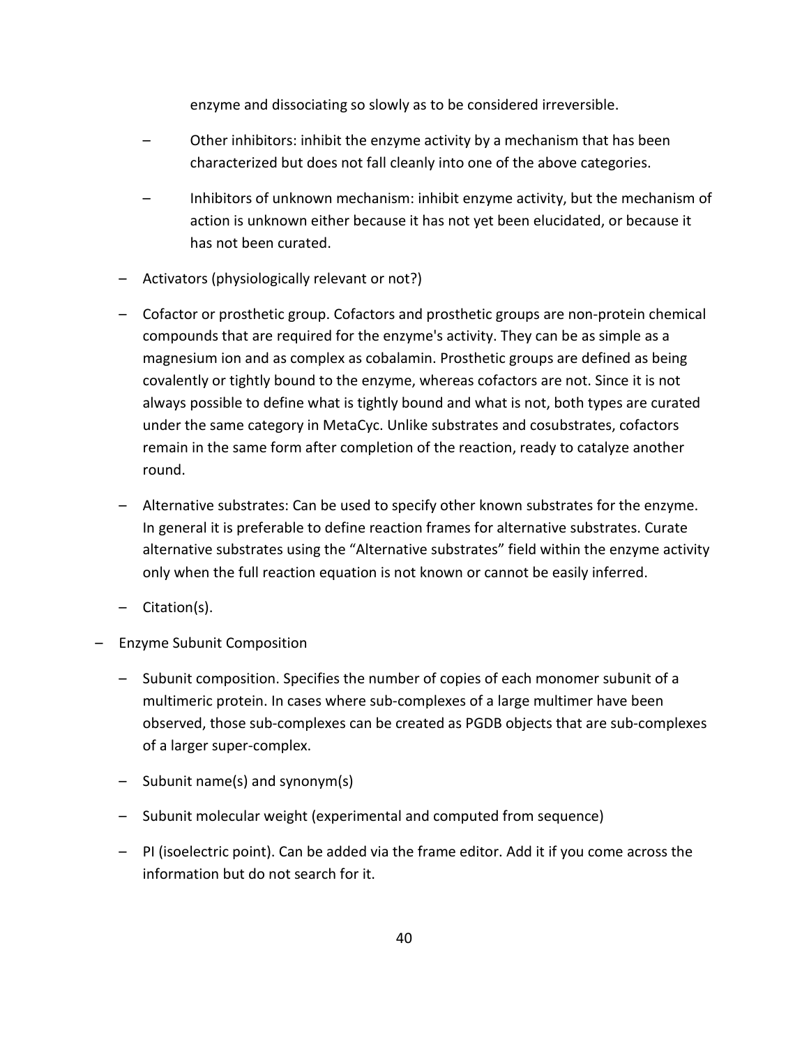enzyme and dissociating so slowly as to be considered irreversible.

        – Other inhibitors: inhibit the enzyme activity by a mechanism that has been characterized but does not fall cleanly into one of the above categories.

        – Inhibitors of unknown mechanism: inhibit enzyme activity, but the mechanism of action is unknown either because it has not yet been elucidated, or because it has not been curated.

    – Activators (physiologically relevant or not?)

    – Cofactor or prosthetic group. Cofactors and prosthetic groups are non-protein chemical compounds that are required for the enzyme's activity. They can be as simple as a magnesium ion and as complex as cobalamin. Prosthetic groups are defined as being covalently or tightly bound to the enzyme, whereas cofactors are not. Since it is not always possible to define what is tightly bound and what is not, both types are curated under the same category in MetaCyc. Unlike substrates and cosubstrates, cofactors remain in the same form after completion of the reaction, ready to catalyze another round.

    – Alternative substrates: Can be used to specify other known substrates for the enzyme. In general it is preferable to define reaction frames for alternative substrates. Curate alternative substrates using the "Alternative substrates" field within the enzyme activity only when the full reaction equation is not known or cannot be easily inferred.

    – Citation(s).

– Enzyme Subunit Composition

    – Subunit composition. Specifies the number of copies of each monomer subunit of a multimeric protein. In cases where sub-complexes of a large multimer have been observed, those sub-complexes can be created as PGDB objects that are sub-complexes of a larger super-complex.

    – Subunit name(s) and synonym(s)

    – Subunit molecular weight (experimental and computed from sequence)

    – PI (isoelectric point). Can be added via the frame editor. Add it if you come across the information but do not search for it.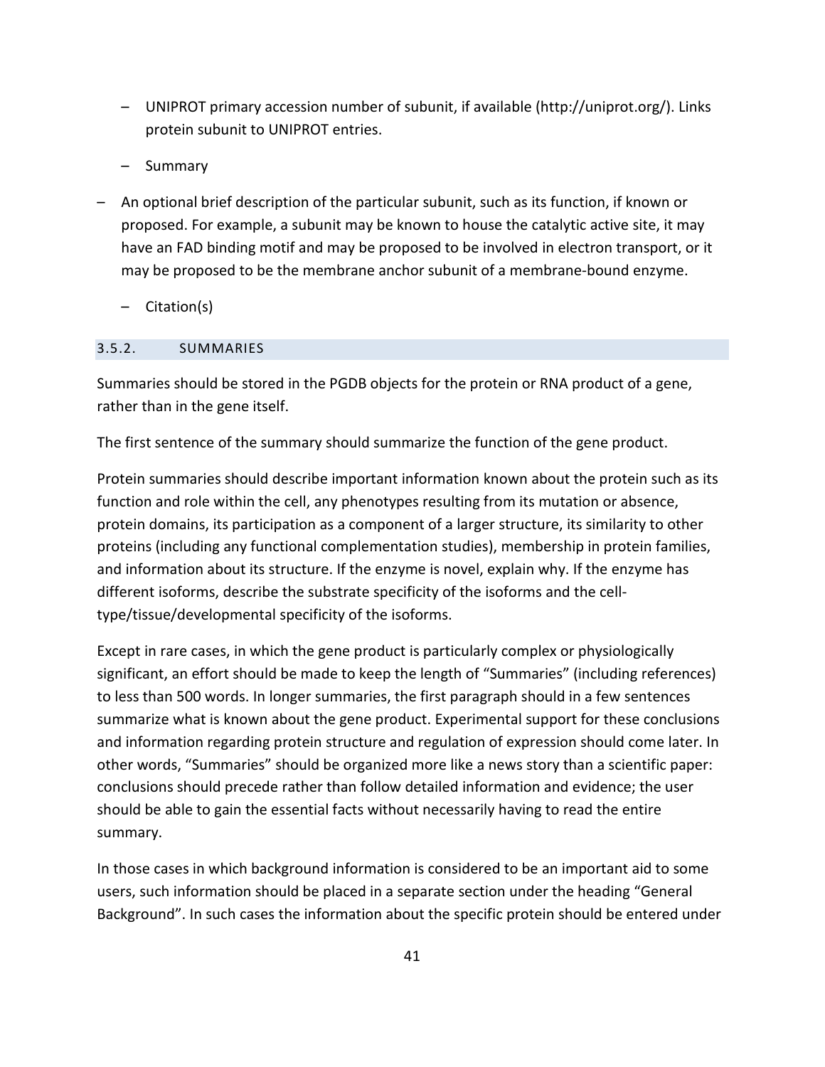- UNIPROT primary accession number of subunit, if available (http://uniprot.org/). Links protein subunit to UNIPROT entries.

  - Summary

- An optional brief description of the particular subunit, such as its function, if known or proposed. For example, a subunit may be known to house the catalytic active site, it may have an FAD binding motif and may be proposed to be involved in electron transport, or it may be proposed to be the membrane anchor subunit of a membrane-bound enzyme.

  - Citation(s)

### 3.5.2. SUMMARIES

Summaries should be stored in the PGDB objects for the protein or RNA product of a gene, rather than in the gene itself.

The first sentence of the summary should summarize the function of the gene product.

Protein summaries should describe important information known about the protein such as its function and role within the cell, any phenotypes resulting from its mutation or absence, protein domains, its participation as a component of a larger structure, its similarity to other proteins (including any functional complementation studies), membership in protein families, and information about its structure. If the enzyme is novel, explain why. If the enzyme has different isoforms, describe the substrate specificity of the isoforms and the cell-type/tissue/developmental specificity of the isoforms.

Except in rare cases, in which the gene product is particularly complex or physiologically significant, an effort should be made to keep the length of "Summaries" (including references) to less than 500 words. In longer summaries, the first paragraph should in a few sentences summarize what is known about the gene product. Experimental support for these conclusions and information regarding protein structure and regulation of expression should come later. In other words, "Summaries" should be organized more like a news story than a scientific paper: conclusions should precede rather than follow detailed information and evidence; the user should be able to gain the essential facts without necessarily having to read the entire summary.

In those cases in which background information is considered to be an important aid to some users, such information should be placed in a separate section under the heading "General Background". In such cases the information about the specific protein should be entered under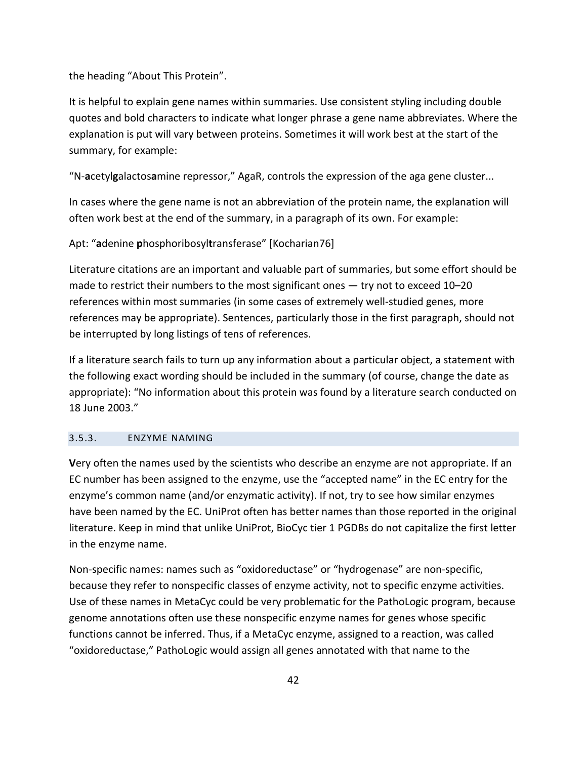the heading “About This Protein”.

It is helpful to explain gene names within summaries. Use consistent styling including double quotes and bold characters to indicate what longer phrase a gene name abbreviates. Where the explanation is put will vary between proteins. Sometimes it will work best at the start of the summary, for example:

“N-**a**cetyl**g**alactos**a**mine repressor,” AgaR, controls the expression of the aga gene cluster...

In cases where the gene name is not an abbreviation of the protein name, the explanation will often work best at the end of the summary, in a paragraph of its own. For example:

Apt: “**a**denine **p**hosphoribosyl**t**ransferase” [Kocharian76]

Literature citations are an important and valuable part of summaries, but some effort should be made to restrict their numbers to the most significant ones — try not to exceed 10–20 references within most summaries (in some cases of extremely well-studied genes, more references may be appropriate). Sentences, particularly those in the first paragraph, should not be interrupted by long listings of tens of references.

If a literature search fails to turn up any information about a particular object, a statement with the following exact wording should be included in the summary (of course, change the date as appropriate): “No information about this protein was found by a literature search conducted on 18 June 2003.”

### 3.5.3. ENZYME NAMING

**V**ery often the names used by the scientists who describe an enzyme are not appropriate. If an EC number has been assigned to the enzyme, use the “accepted name” in the EC entry for the enzyme’s common name (and/or enzymatic activity). If not, try to see how similar enzymes have been named by the EC. UniProt often has better names than those reported in the original literature. Keep in mind that unlike UniProt, BioCyc tier 1 PGDBs do not capitalize the first letter in the enzyme name.

Non-specific names: names such as “oxidoreductase” or “hydrogenase” are non-specific, because they refer to nonspecific classes of enzyme activity, not to specific enzyme activities. Use of these names in MetaCyc could be very problematic for the PathoLogic program, because genome annotations often use these nonspecific enzyme names for genes whose specific functions cannot be inferred. Thus, if a MetaCyc enzyme, assigned to a reaction, was called “oxidoreductase,” PathoLogic would assign all genes annotated with that name to the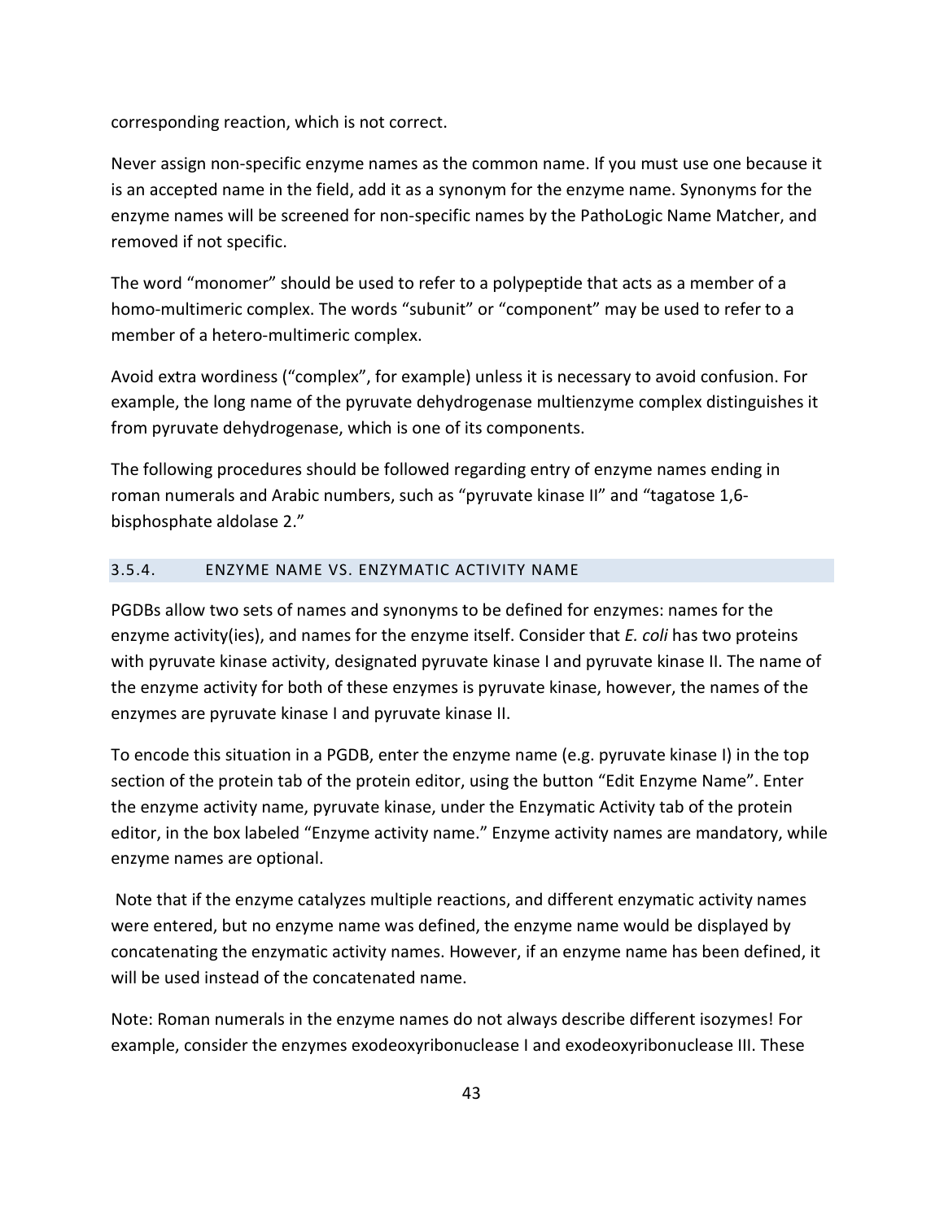corresponding reaction, which is not correct.

Never assign non-specific enzyme names as the common name. If you must use one because it is an accepted name in the field, add it as a synonym for the enzyme name. Synonyms for the enzyme names will be screened for non-specific names by the PathoLogic Name Matcher, and removed if not specific.

The word “monomer” should be used to refer to a polypeptide that acts as a member of a homo-multimeric complex. The words “subunit” or “component” may be used to refer to a member of a hetero-multimeric complex.

Avoid extra wordiness (“complex”, for example) unless it is necessary to avoid confusion. For example, the long name of the pyruvate dehydrogenase multienzyme complex distinguishes it from pyruvate dehydrogenase, which is one of its components.

The following procedures should be followed regarding entry of enzyme names ending in roman numerals and Arabic numbers, such as “pyruvate kinase II” and “tagatose 1,6-bisphosphate aldolase 2.”

### 3.5.4. ENZYME NAME VS. ENZYMATIC ACTIVITY NAME

PGDBs allow two sets of names and synonyms to be defined for enzymes: names for the enzyme activity(ies), and names for the enzyme itself. Consider that *E. coli* has two proteins with pyruvate kinase activity, designated pyruvate kinase I and pyruvate kinase II. The name of the enzyme activity for both of these enzymes is pyruvate kinase, however, the names of the enzymes are pyruvate kinase I and pyruvate kinase II.

To encode this situation in a PGDB, enter the enzyme name (e.g. pyruvate kinase I) in the top section of the protein tab of the protein editor, using the button “Edit Enzyme Name”. Enter the enzyme activity name, pyruvate kinase, under the Enzymatic Activity tab of the protein editor, in the box labeled “Enzyme activity name.” Enzyme activity names are mandatory, while enzyme names are optional.

Note that if the enzyme catalyzes multiple reactions, and different enzymatic activity names were entered, but no enzyme name was defined, the enzyme name would be displayed by concatenating the enzymatic activity names. However, if an enzyme name has been defined, it will be used instead of the concatenated name.

Note: Roman numerals in the enzyme names do not always describe different isozymes! For example, consider the enzymes exodeoxyribonuclease I and exodeoxyribonuclease III. These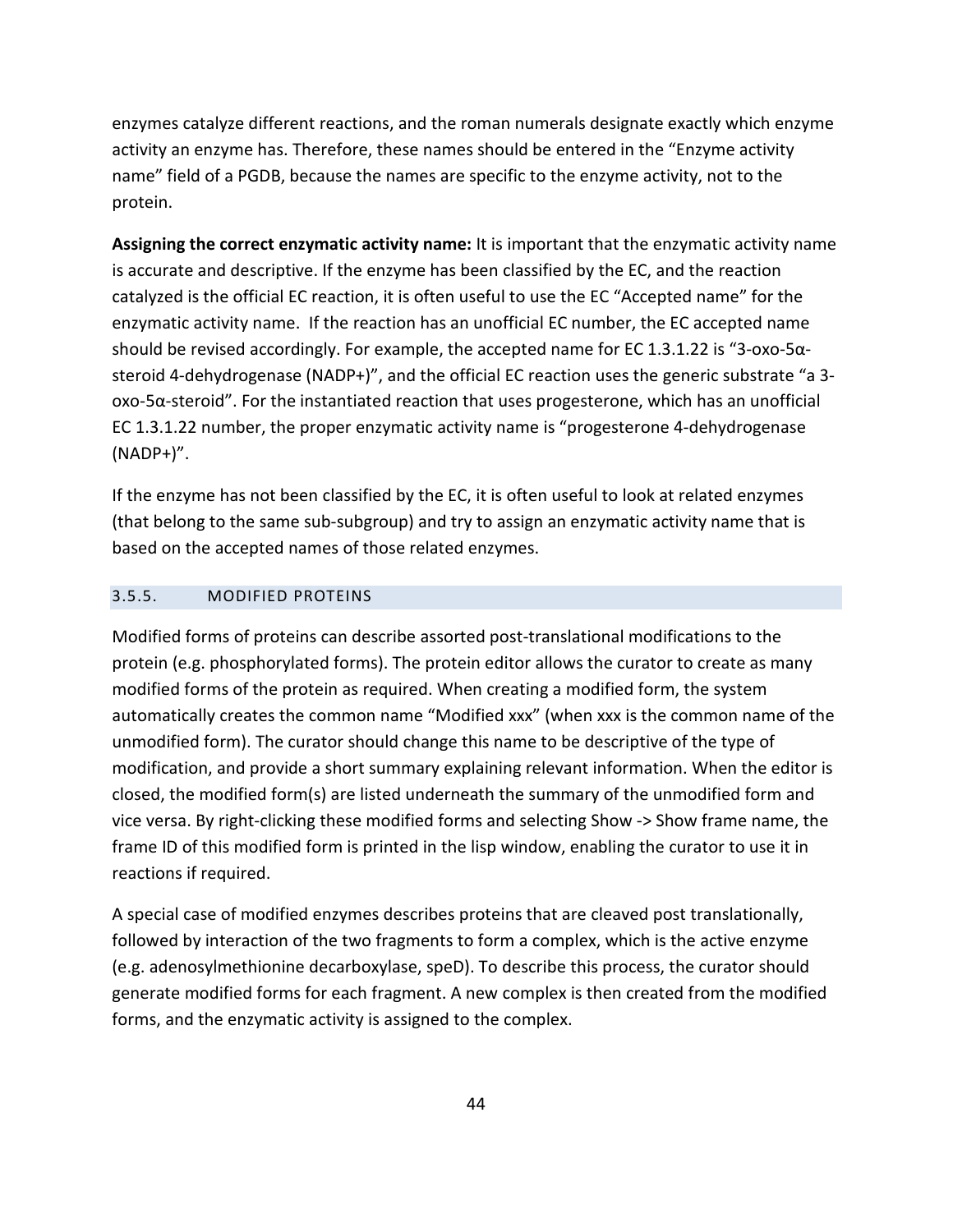enzymes catalyze different reactions, and the roman numerals designate exactly which enzyme activity an enzyme has. Therefore, these names should be entered in the "Enzyme activity name" field of a PGDB, because the names are specific to the enzyme activity, not to the protein.

**Assigning the correct enzymatic activity name:** It is important that the enzymatic activity name is accurate and descriptive. If the enzyme has been classified by the EC, and the reaction catalyzed is the official EC reaction, it is often useful to use the EC "Accepted name" for the enzymatic activity name. If the reaction has an unofficial EC number, the EC accepted name should be revised accordingly. For example, the accepted name for EC 1.3.1.22 is "3-oxo-5α-steroid 4-dehydrogenase (NADP+)", and the official EC reaction uses the generic substrate "a 3-oxo-5α-steroid". For the instantiated reaction that uses progesterone, which has an unofficial EC 1.3.1.22 number, the proper enzymatic activity name is "progesterone 4-dehydrogenase (NADP+)".

If the enzyme has not been classified by the EC, it is often useful to look at related enzymes (that belong to the same sub-subgroup) and try to assign an enzymatic activity name that is based on the accepted names of those related enzymes.

### 3.5.5. MODIFIED PROTEINS

Modified forms of proteins can describe assorted post-translational modifications to the protein (e.g. phosphorylated forms). The protein editor allows the curator to create as many modified forms of the protein as required. When creating a modified form, the system automatically creates the common name "Modified xxx" (when xxx is the common name of the unmodified form). The curator should change this name to be descriptive of the type of modification, and provide a short summary explaining relevant information. When the editor is closed, the modified form(s) are listed underneath the summary of the unmodified form and vice versa. By right-clicking these modified forms and selecting Show -> Show frame name, the frame ID of this modified form is printed in the lisp window, enabling the curator to use it in reactions if required.

A special case of modified enzymes describes proteins that are cleaved post translationally, followed by interaction of the two fragments to form a complex, which is the active enzyme (e.g. adenosylmethionine decarboxylase, speD). To describe this process, the curator should generate modified forms for each fragment. A new complex is then created from the modified forms, and the enzymatic activity is assigned to the complex.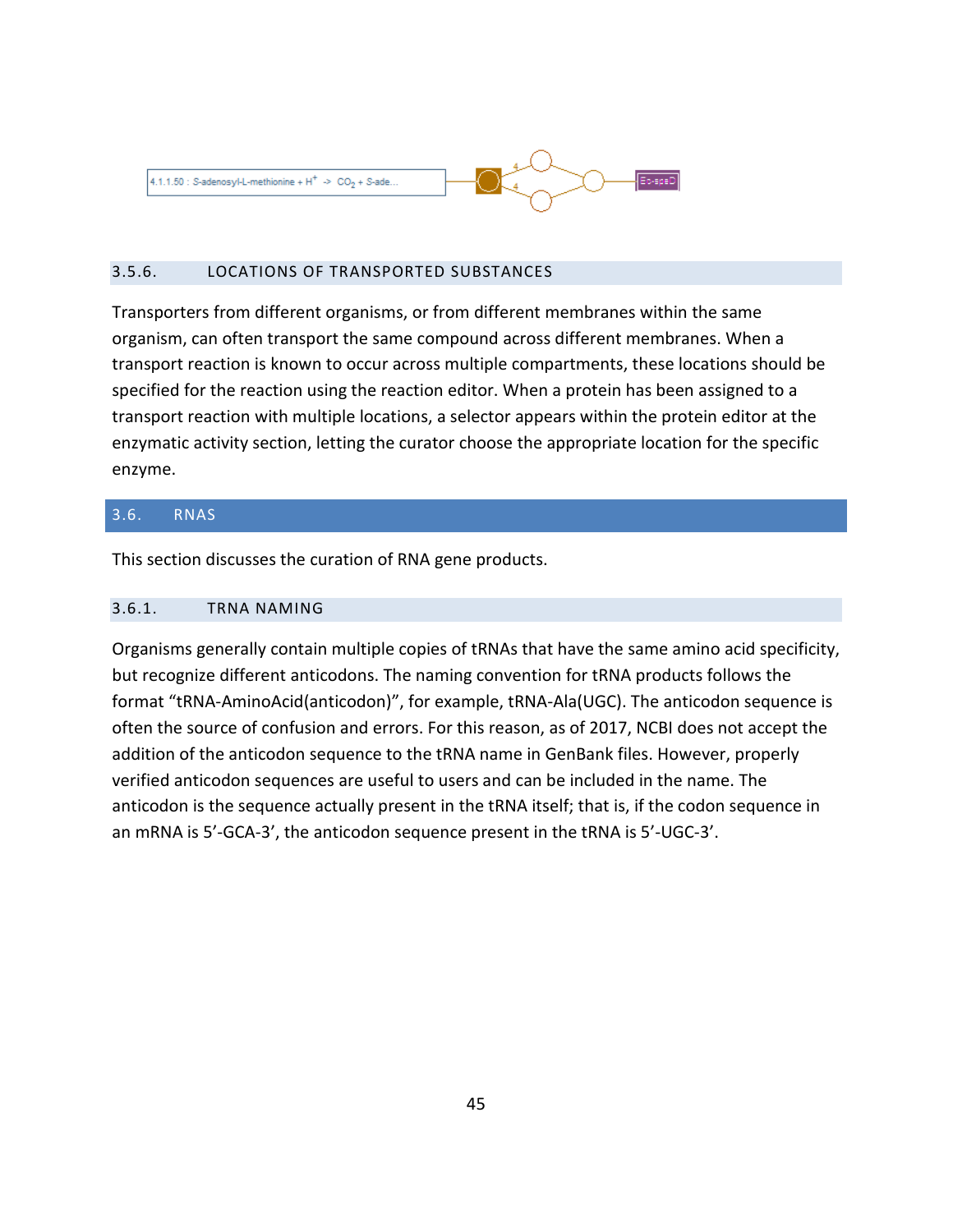4.1.1.50 : S-adenosyl-L-methionine + $H^+$ -> $CO_2$ + S-ade...

### 3.5.6. LOCATIONS OF TRANSPORTED SUBSTANCES

Transporters from different organisms, or from different membranes within the same organism, can often transport the same compound across different membranes. When a transport reaction is known to occur across multiple compartments, these locations should be specified for the reaction using the reaction editor. When a protein has been assigned to a transport reaction with multiple locations, a selector appears within the protein editor at the enzymatic activity section, letting the curator choose the appropriate location for the specific enzyme.

## 3.6. RNAS

This section discusses the curation of RNA gene products.

### 3.6.1. TRNA NAMING

Organisms generally contain multiple copies of tRNAs that have the same amino acid specificity, but recognize different anticodons. The naming convention for tRNA products follows the format "tRNA-AminoAcid(anticodon)", for example, tRNA-Ala(UGC). The anticodon sequence is often the source of confusion and errors. For this reason, as of 2017, NCBI does not accept the addition of the anticodon sequence to the tRNA name in GenBank files. However, properly verified anticodon sequences are useful to users and can be included in the name. The anticodon is the sequence actually present in the tRNA itself; that is, if the codon sequence in an mRNA is 5'-GCA-3', the anticodon sequence present in the tRNA is 5'-UGC-3'.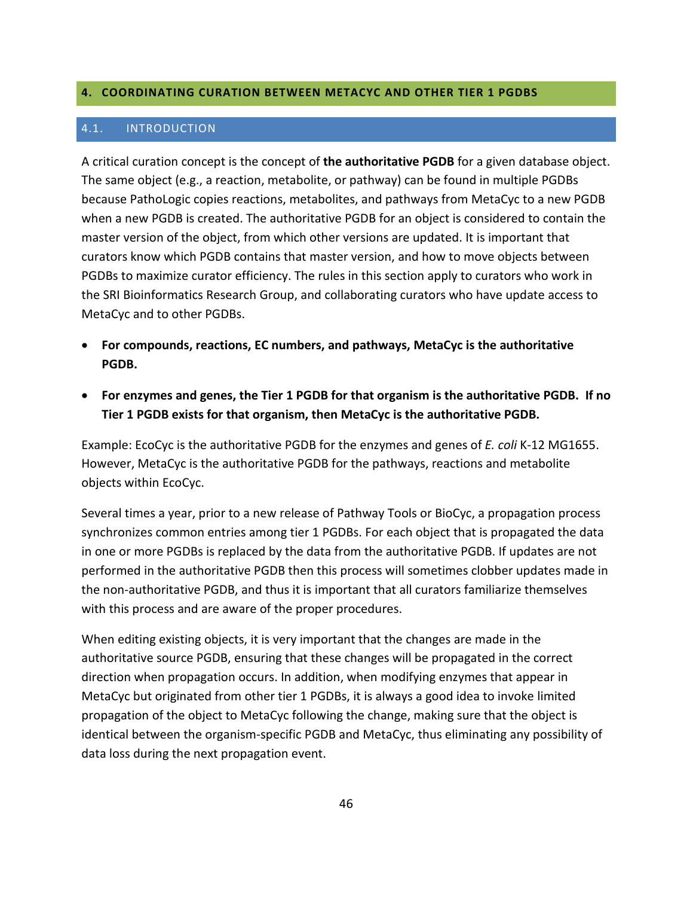# 4. COORDINATING CURATION BETWEEN METACYC AND OTHER TIER 1 PGDBS

## 4.1. INTRODUCTION

A critical curation concept is the concept of **the authoritative PGDB** for a given database object. The same object (e.g., a reaction, metabolite, or pathway) can be found in multiple PGDBs because PathoLogic copies reactions, metabolites, and pathways from MetaCyc to a new PGDB when a new PGDB is created. The authoritative PGDB for an object is considered to contain the master version of the object, from which other versions are updated. It is important that curators know which PGDB contains that master version, and how to move objects between PGDBs to maximize curator efficiency. The rules in this section apply to curators who work in the SRI Bioinformatics Research Group, and collaborating curators who have update access to MetaCyc and to other PGDBs.

- **For compounds, reactions, EC numbers, and pathways, MetaCyc is the authoritative PGDB.**
- **For enzymes and genes, the Tier 1 PGDB for that organism is the authoritative PGDB. If no Tier 1 PGDB exists for that organism, then MetaCyc is the authoritative PGDB.**

Example: EcoCyc is the authoritative PGDB for the enzymes and genes of *E. coli* K-12 MG1655. However, MetaCyc is the authoritative PGDB for the pathways, reactions and metabolite objects within EcoCyc.

Several times a year, prior to a new release of Pathway Tools or BioCyc, a propagation process synchronizes common entries among tier 1 PGDBs. For each object that is propagated the data in one or more PGDBs is replaced by the data from the authoritative PGDB. If updates are not performed in the authoritative PGDB then this process will sometimes clobber updates made in the non-authoritative PGDB, and thus it is important that all curators familiarize themselves with this process and are aware of the proper procedures.

When editing existing objects, it is very important that the changes are made in the authoritative source PGDB, ensuring that these changes will be propagated in the correct direction when propagation occurs. In addition, when modifying enzymes that appear in MetaCyc but originated from other tier 1 PGDBs, it is always a good idea to invoke limited propagation of the object to MetaCyc following the change, making sure that the object is identical between the organism-specific PGDB and MetaCyc, thus eliminating any possibility of data loss during the next propagation event.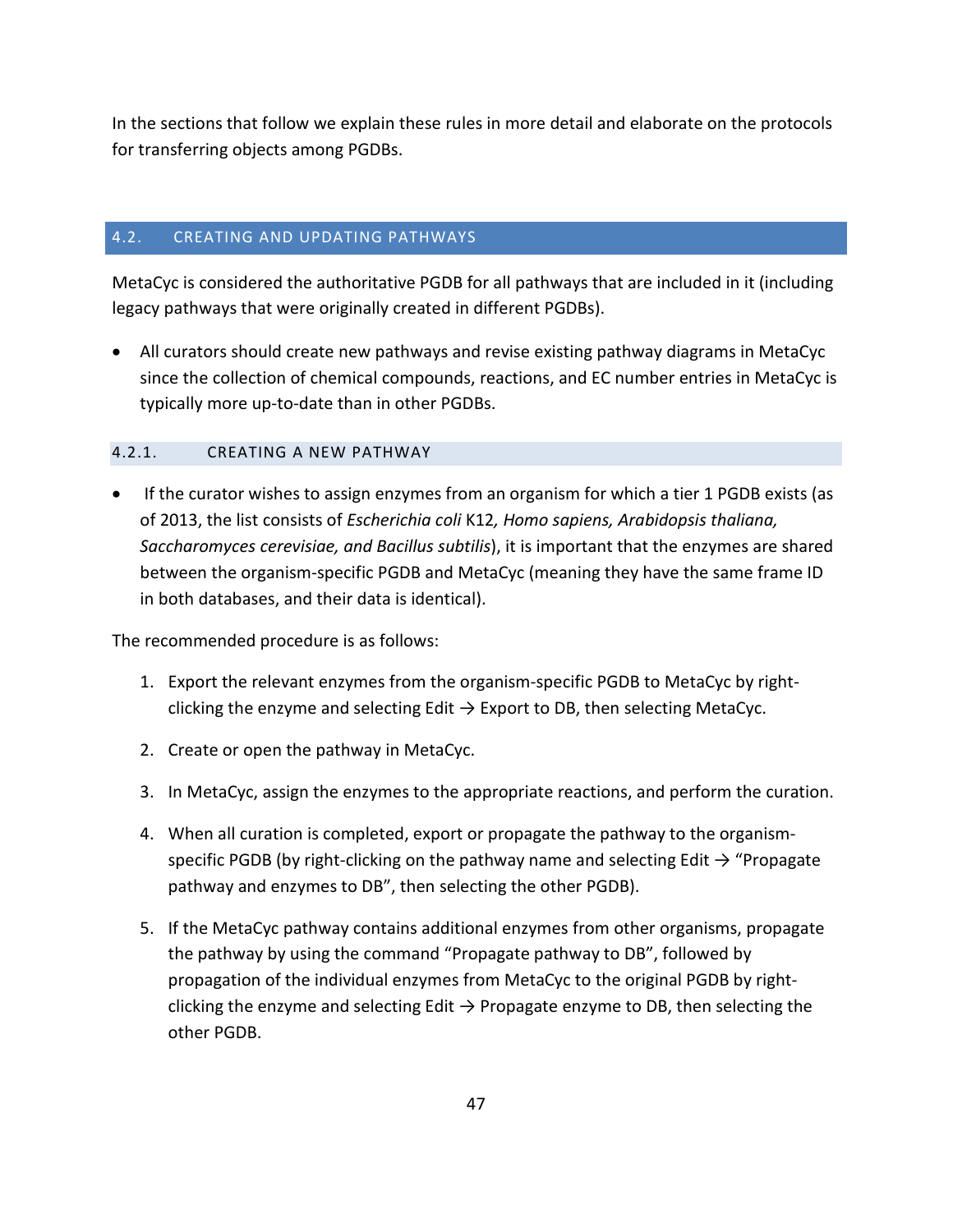In the sections that follow we explain these rules in more detail and elaborate on the protocols for transferring objects among PGDBs.

## 4.2. CREATING AND UPDATING PATHWAYS

MetaCyc is considered the authoritative PGDB for all pathways that are included in it (including legacy pathways that were originally created in different PGDBs).

- All curators should create new pathways and revise existing pathway diagrams in MetaCyc since the collection of chemical compounds, reactions, and EC number entries in MetaCyc is typically more up-to-date than in other PGDBs.

### 4.2.1. CREATING A NEW PATHWAY

- If the curator wishes to assign enzymes from an organism for which a tier 1 PGDB exists (as of 2013, the list consists of *Escherichia coli* K12*, Homo sapiens, Arabidopsis thaliana, Saccharomyces cerevisiae, and Bacillus subtilis*), it is important that the enzymes are shared between the organism-specific PGDB and MetaCyc (meaning they have the same frame ID in both databases, and their data is identical).

The recommended procedure is as follows:

1. Export the relevant enzymes from the organism-specific PGDB to MetaCyc by right-clicking the enzyme and selecting Edit → Export to DB, then selecting MetaCyc.
2. Create or open the pathway in MetaCyc.
3. In MetaCyc, assign the enzymes to the appropriate reactions, and perform the curation.
4. When all curation is completed, export or propagate the pathway to the organism-specific PGDB (by right-clicking on the pathway name and selecting Edit → "Propagate pathway and enzymes to DB", then selecting the other PGDB).
5. If the MetaCyc pathway contains additional enzymes from other organisms, propagate the pathway by using the command "Propagate pathway to DB", followed by propagation of the individual enzymes from MetaCyc to the original PGDB by right-clicking the enzyme and selecting Edit → Propagate enzyme to DB, then selecting the other PGDB.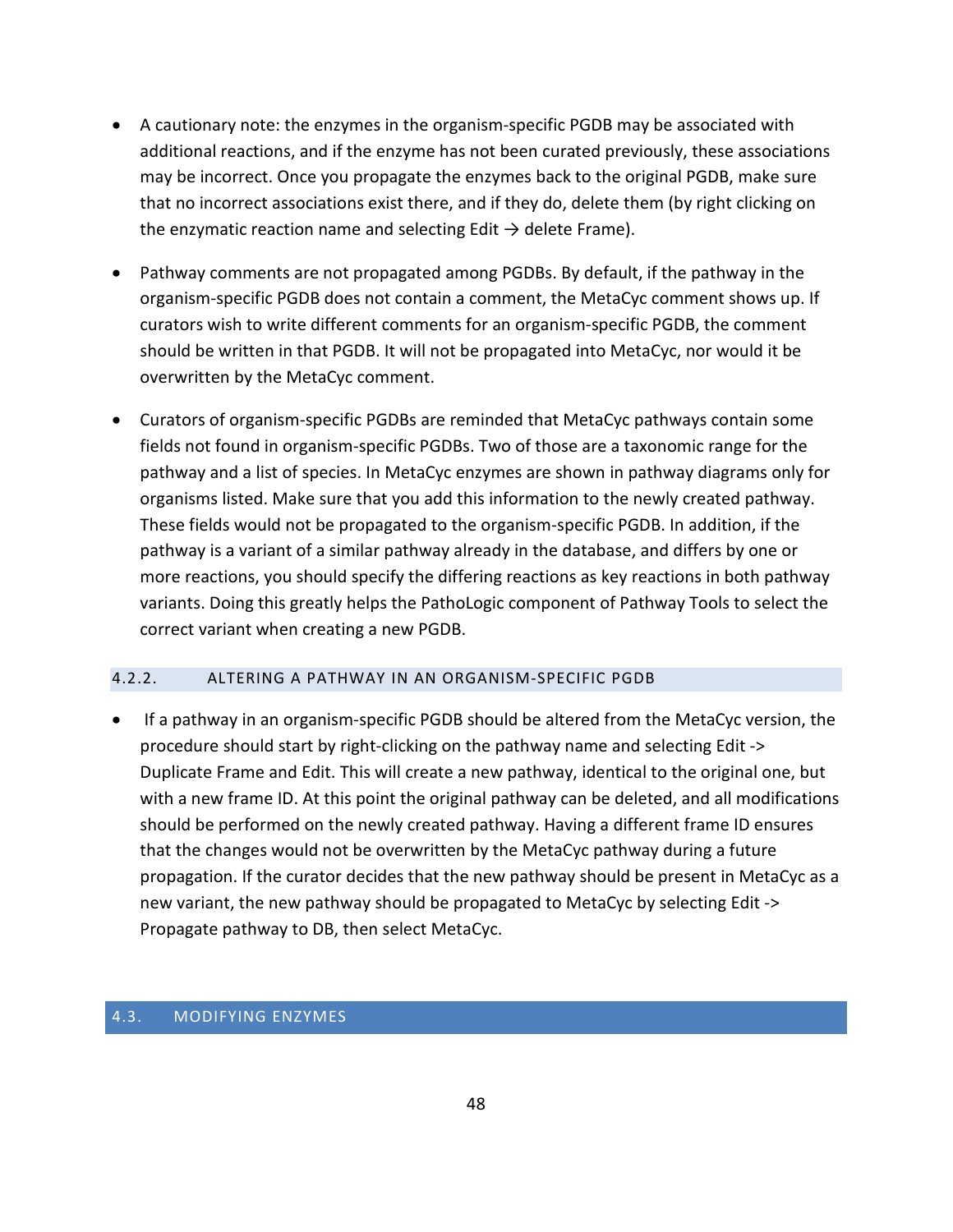- A cautionary note: the enzymes in the organism-specific PGDB may be associated with additional reactions, and if the enzyme has not been curated previously, these associations may be incorrect. Once you propagate the enzymes back to the original PGDB, make sure that no incorrect associations exist there, and if they do, delete them (by right clicking on the enzymatic reaction name and selecting Edit → delete Frame).

- Pathway comments are not propagated among PGDBs. By default, if the pathway in the organism-specific PGDB does not contain a comment, the MetaCyc comment shows up. If curators wish to write different comments for an organism-specific PGDB, the comment should be written in that PGDB. It will not be propagated into MetaCyc, nor would it be overwritten by the MetaCyc comment.

- Curators of organism-specific PGDBs are reminded that MetaCyc pathways contain some fields not found in organism-specific PGDBs. Two of those are a taxonomic range for the pathway and a list of species. In MetaCyc enzymes are shown in pathway diagrams only for organisms listed. Make sure that you add this information to the newly created pathway. These fields would not be propagated to the organism-specific PGDB. In addition, if the pathway is a variant of a similar pathway already in the database, and differs by one or more reactions, you should specify the differing reactions as key reactions in both pathway variants. Doing this greatly helps the PathoLogic component of Pathway Tools to select the correct variant when creating a new PGDB.

### 4.2.2. ALTERING A PATHWAY IN AN ORGANISM-SPECIFIC PGDB

- If a pathway in an organism-specific PGDB should be altered from the MetaCyc version, the procedure should start by right-clicking on the pathway name and selecting Edit -> Duplicate Frame and Edit. This will create a new pathway, identical to the original one, but with a new frame ID. At this point the original pathway can be deleted, and all modifications should be performed on the newly created pathway. Having a different frame ID ensures that the changes would not be overwritten by the MetaCyc pathway during a future propagation. If the curator decides that the new pathway should be present in MetaCyc as a new variant, the new pathway should be propagated to MetaCyc by selecting Edit -> Propagate pathway to DB, then select MetaCyc.

## 4.3. MODIFYING ENZYMES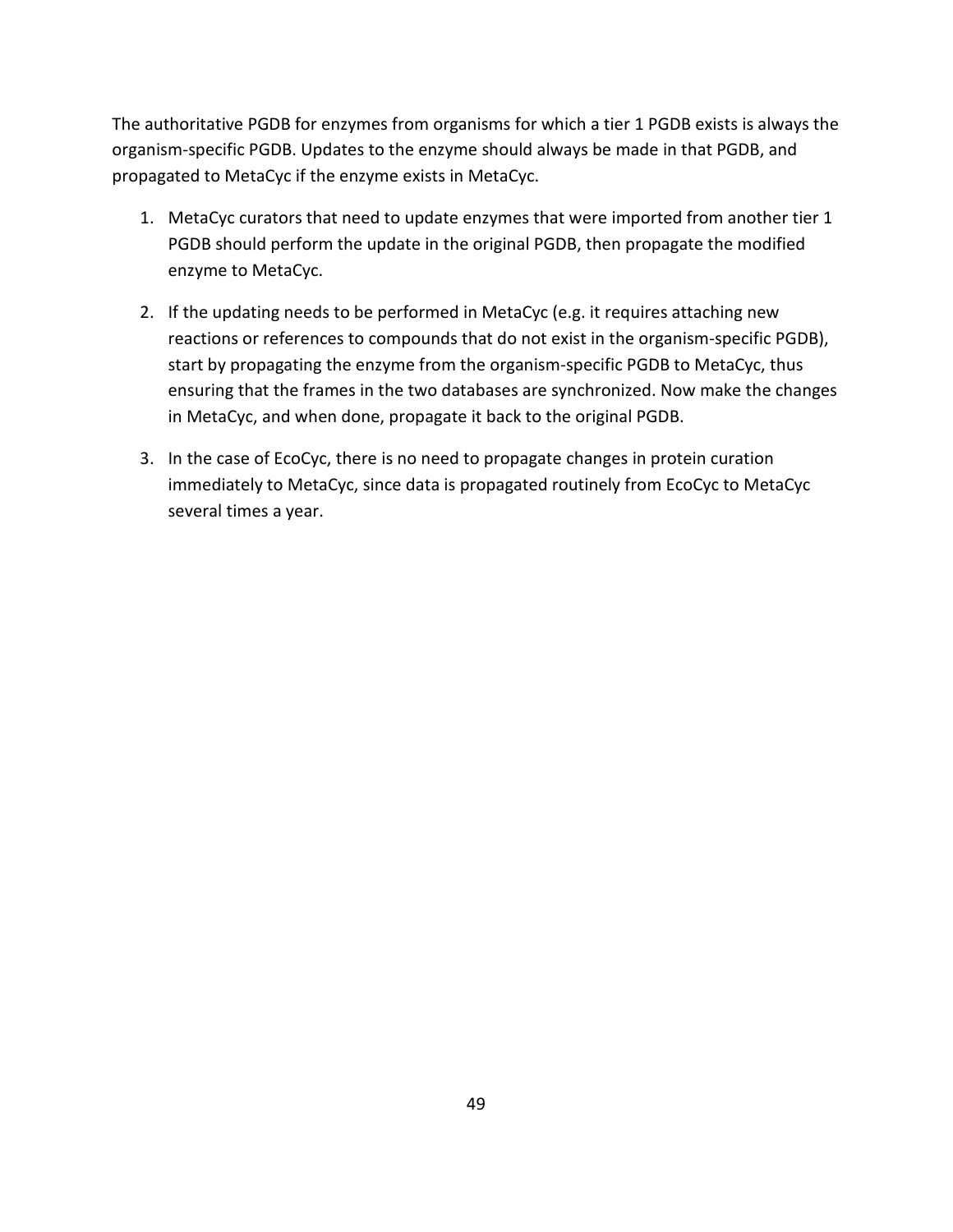The authoritative PGDB for enzymes from organisms for which a tier 1 PGDB exists is always the organism-specific PGDB. Updates to the enzyme should always be made in that PGDB, and propagated to MetaCyc if the enzyme exists in MetaCyc.

1. MetaCyc curators that need to update enzymes that were imported from another tier 1 PGDB should perform the update in the original PGDB, then propagate the modified enzyme to MetaCyc.

2. If the updating needs to be performed in MetaCyc (e.g. it requires attaching new reactions or references to compounds that do not exist in the organism-specific PGDB), start by propagating the enzyme from the organism-specific PGDB to MetaCyc, thus ensuring that the frames in the two databases are synchronized. Now make the changes in MetaCyc, and when done, propagate it back to the original PGDB.

3. In the case of EcoCyc, there is no need to propagate changes in protein curation immediately to MetaCyc, since data is propagated routinely from EcoCyc to MetaCyc several times a year.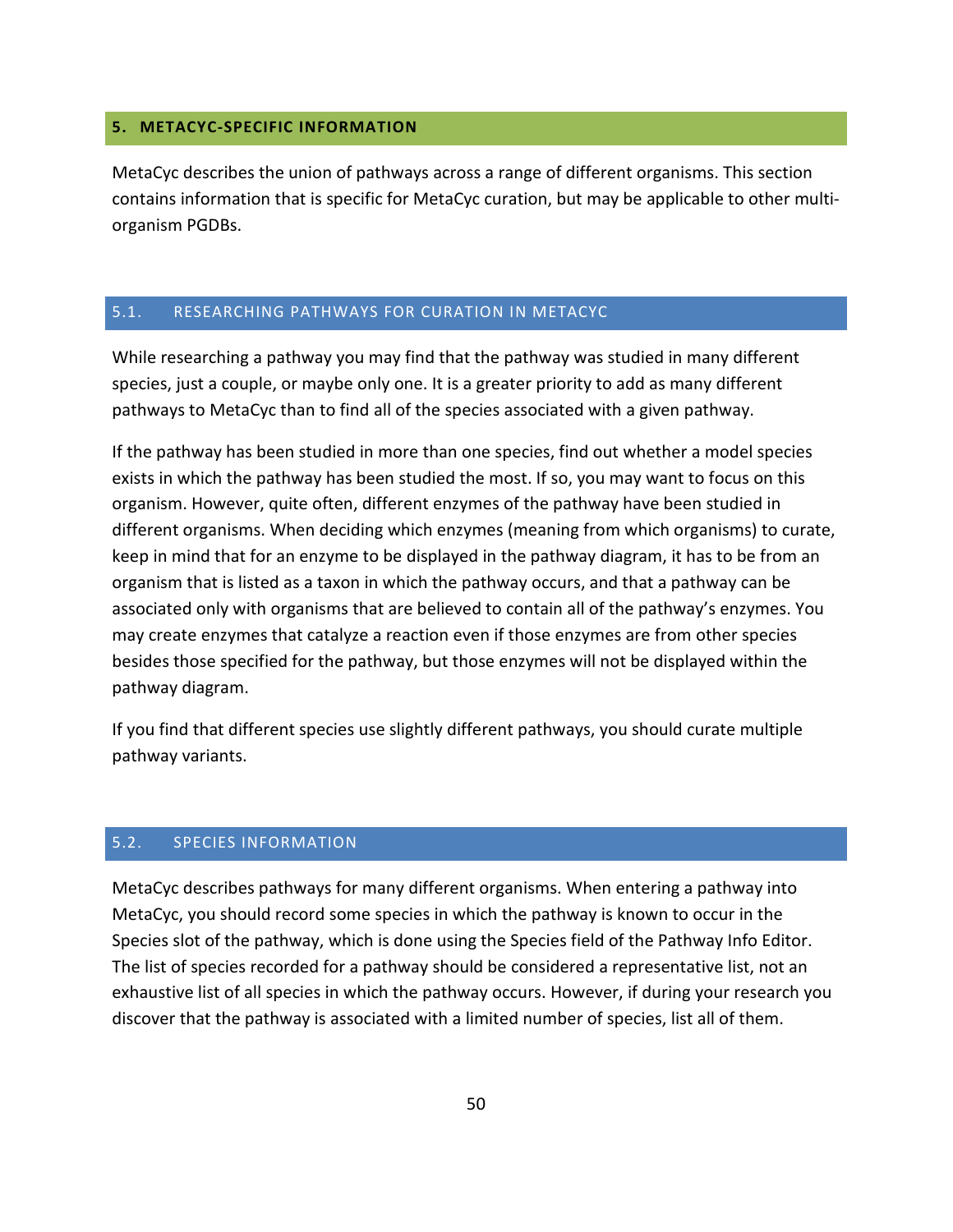## 5. METACYC-SPECIFIC INFORMATION

MetaCyc describes the union of pathways across a range of different organisms. This section contains information that is specific for MetaCyc curation, but may be applicable to other multi-organism PGDBs.

### 5.1. RESEARCHING PATHWAYS FOR CURATION IN METACYC

While researching a pathway you may find that the pathway was studied in many different species, just a couple, or maybe only one. It is a greater priority to add as many different pathways to MetaCyc than to find all of the species associated with a given pathway.

If the pathway has been studied in more than one species, find out whether a model species exists in which the pathway has been studied the most. If so, you may want to focus on this organism. However, quite often, different enzymes of the pathway have been studied in different organisms. When deciding which enzymes (meaning from which organisms) to curate, keep in mind that for an enzyme to be displayed in the pathway diagram, it has to be from an organism that is listed as a taxon in which the pathway occurs, and that a pathway can be associated only with organisms that are believed to contain all of the pathway's enzymes. You may create enzymes that catalyze a reaction even if those enzymes are from other species besides those specified for the pathway, but those enzymes will not be displayed within the pathway diagram.

If you find that different species use slightly different pathways, you should curate multiple pathway variants.

### 5.2. SPECIES INFORMATION

MetaCyc describes pathways for many different organisms. When entering a pathway into MetaCyc, you should record some species in which the pathway is known to occur in the Species slot of the pathway, which is done using the Species field of the Pathway Info Editor. The list of species recorded for a pathway should be considered a representative list, not an exhaustive list of all species in which the pathway occurs. However, if during your research you discover that the pathway is associated with a limited number of species, list all of them.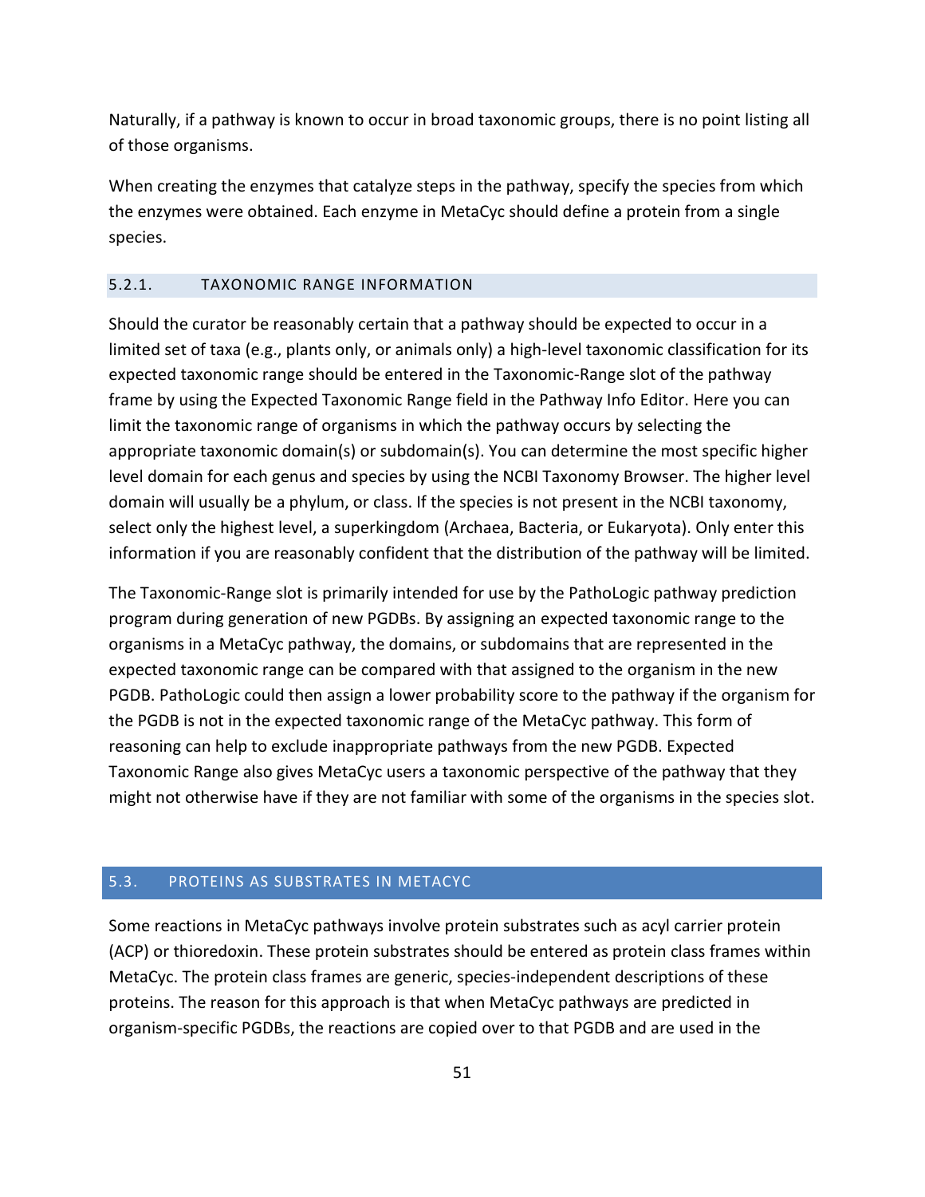Naturally, if a pathway is known to occur in broad taxonomic groups, there is no point listing all of those organisms.

When creating the enzymes that catalyze steps in the pathway, specify the species from which the enzymes were obtained. Each enzyme in MetaCyc should define a protein from a single species.

### 5.2.1. TAXONOMIC RANGE INFORMATION

Should the curator be reasonably certain that a pathway should be expected to occur in a limited set of taxa (e.g., plants only, or animals only) a high-level taxonomic classification for its expected taxonomic range should be entered in the Taxonomic-Range slot of the pathway frame by using the Expected Taxonomic Range field in the Pathway Info Editor. Here you can limit the taxonomic range of organisms in which the pathway occurs by selecting the appropriate taxonomic domain(s) or subdomain(s). You can determine the most specific higher level domain for each genus and species by using the NCBI Taxonomy Browser. The higher level domain will usually be a phylum, or class. If the species is not present in the NCBI taxonomy, select only the highest level, a superkingdom (Archaea, Bacteria, or Eukaryota). Only enter this information if you are reasonably confident that the distribution of the pathway will be limited.

The Taxonomic-Range slot is primarily intended for use by the PathoLogic pathway prediction program during generation of new PGDBs. By assigning an expected taxonomic range to the organisms in a MetaCyc pathway, the domains, or subdomains that are represented in the expected taxonomic range can be compared with that assigned to the organism in the new PGDB. PathoLogic could then assign a lower probability score to the pathway if the organism for the PGDB is not in the expected taxonomic range of the MetaCyc pathway. This form of reasoning can help to exclude inappropriate pathways from the new PGDB. Expected Taxonomic Range also gives MetaCyc users a taxonomic perspective of the pathway that they might not otherwise have if they are not familiar with some of the organisms in the species slot.

## 5.3. PROTEINS AS SUBSTRATES IN METACYC

Some reactions in MetaCyc pathways involve protein substrates such as acyl carrier protein (ACP) or thioredoxin. These protein substrates should be entered as protein class frames within MetaCyc. The protein class frames are generic, species-independent descriptions of these proteins. The reason for this approach is that when MetaCyc pathways are predicted in organism-specific PGDBs, the reactions are copied over to that PGDB and are used in the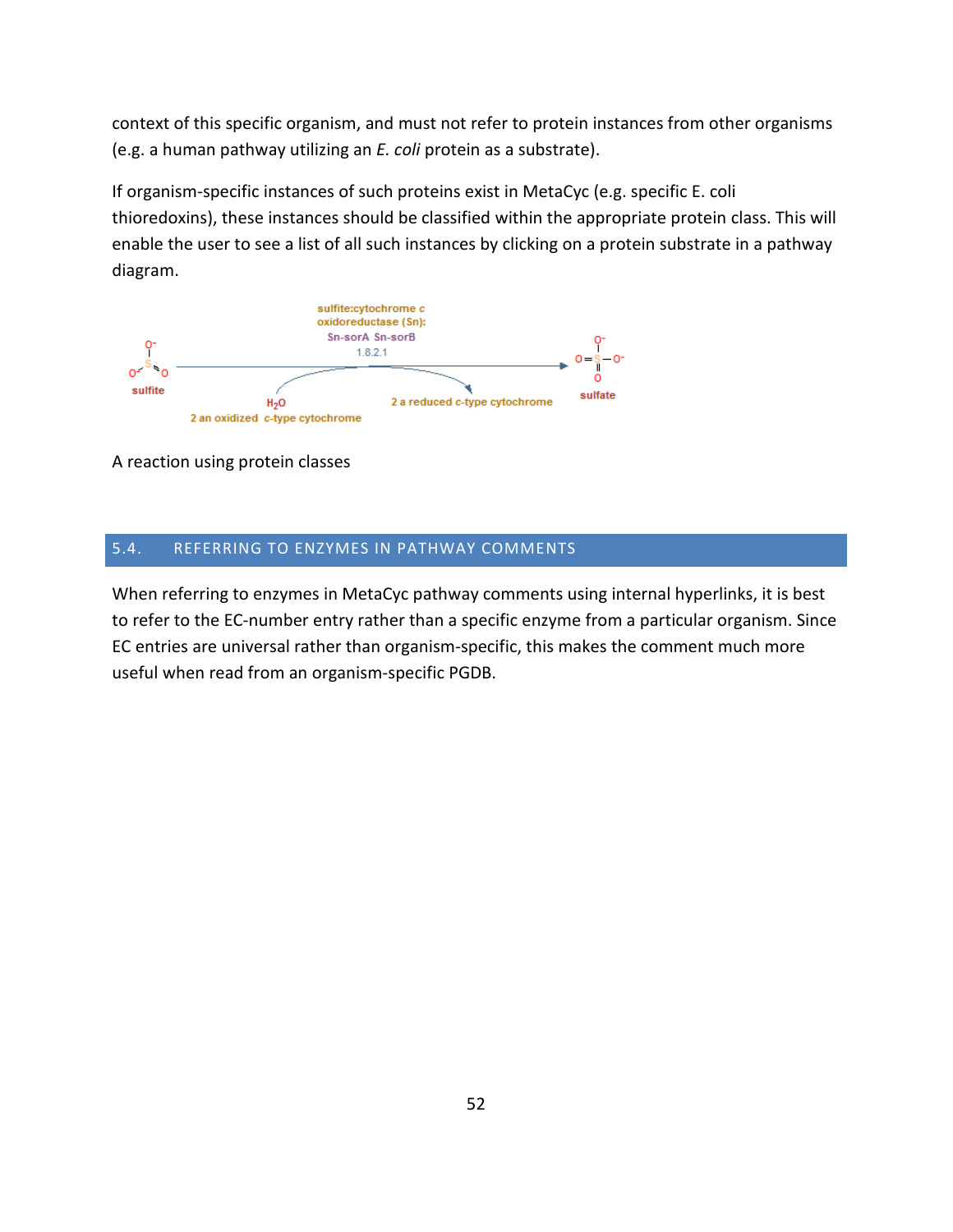context of this specific organism, and must not refer to protein instances from other organisms (e.g. a human pathway utilizing an *E. coli* protein as a substrate).

If organism-specific instances of such proteins exist in MetaCyc (e.g. specific E. coli thioredoxins), these instances should be classified within the appropriate protein class. This will enable the user to see a list of all such instances by clicking on a protein substrate in a pathway diagram.

A reaction using protein classes

## 5.4. REFERRING TO ENZYMES IN PATHWAY COMMENTS

When referring to enzymes in MetaCyc pathway comments using internal hyperlinks, it is best to refer to the EC-number entry rather than a specific enzyme from a particular organism. Since EC entries are universal rather than organism-specific, this makes the comment much more useful when read from an organism-specific PGDB.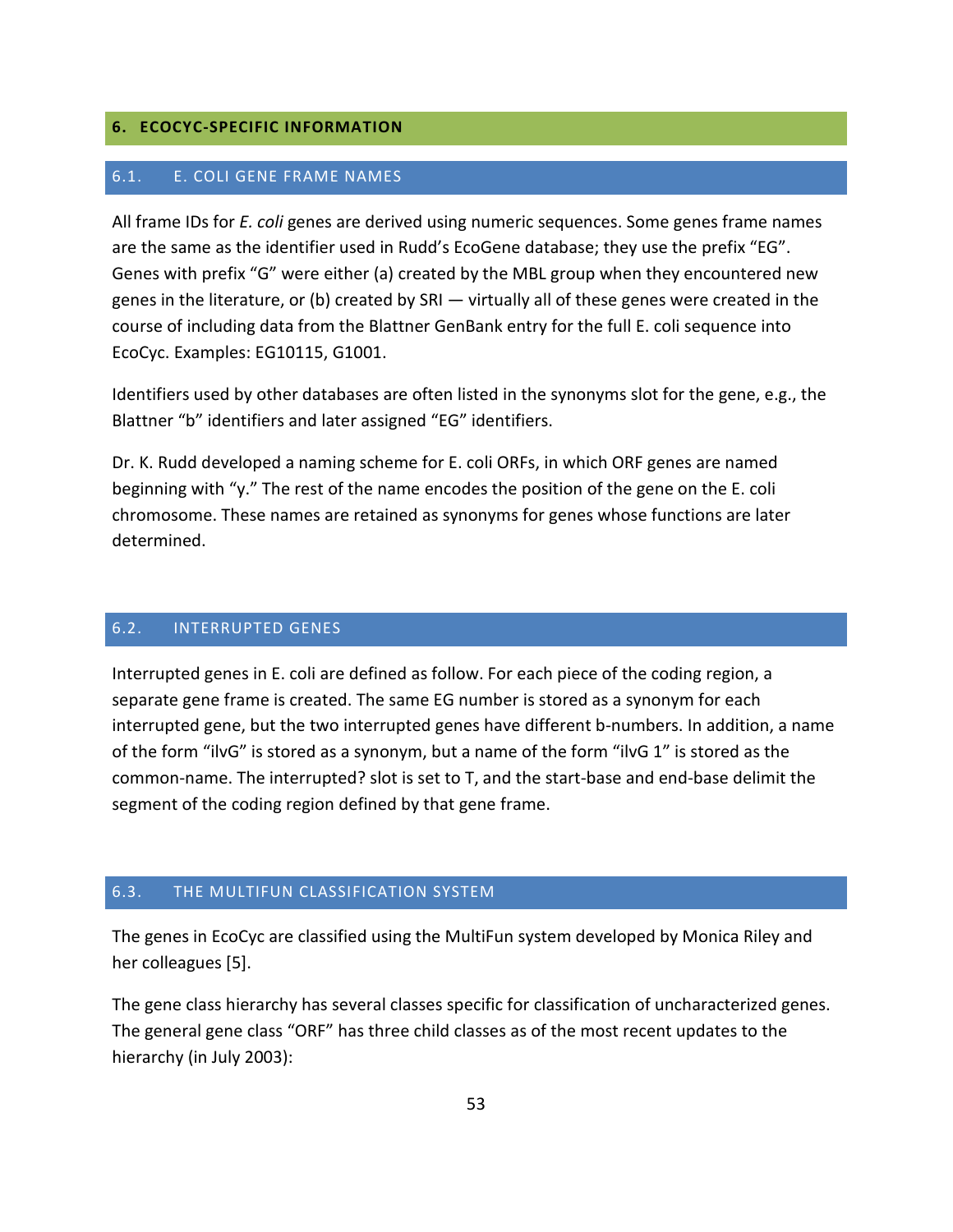# 6. ECOCYC-SPECIFIC INFORMATION

## 6.1. E. COLI GENE FRAME NAMES

All frame IDs for *E. coli* genes are derived using numeric sequences. Some genes frame names are the same as the identifier used in Rudd's EcoGene database; they use the prefix "EG". Genes with prefix "G" were either (a) created by the MBL group when they encountered new genes in the literature, or (b) created by SRI — virtually all of these genes were created in the course of including data from the Blattner GenBank entry for the full E. coli sequence into EcoCyc. Examples: EG10115, G1001.

Identifiers used by other databases are often listed in the synonyms slot for the gene, e.g., the Blattner "b" identifiers and later assigned "EG" identifiers.

Dr. K. Rudd developed a naming scheme for E. coli ORFs, in which ORF genes are named beginning with "y." The rest of the name encodes the position of the gene on the E. coli chromosome. These names are retained as synonyms for genes whose functions are later determined.

## 6.2. INTERRUPTED GENES

Interrupted genes in E. coli are defined as follow. For each piece of the coding region, a separate gene frame is created. The same EG number is stored as a synonym for each interrupted gene, but the two interrupted genes have different b-numbers. In addition, a name of the form "ilvG" is stored as a synonym, but a name of the form "ilvG 1" is stored as the common-name. The interrupted? slot is set to T, and the start-base and end-base delimit the segment of the coding region defined by that gene frame.

## 6.3. THE MULTIFUN CLASSIFICATION SYSTEM

The genes in EcoCyc are classified using the MultiFun system developed by Monica Riley and her colleagues [5].

The gene class hierarchy has several classes specific for classification of uncharacterized genes. The general gene class "ORF" has three child classes as of the most recent updates to the hierarchy (in July 2003):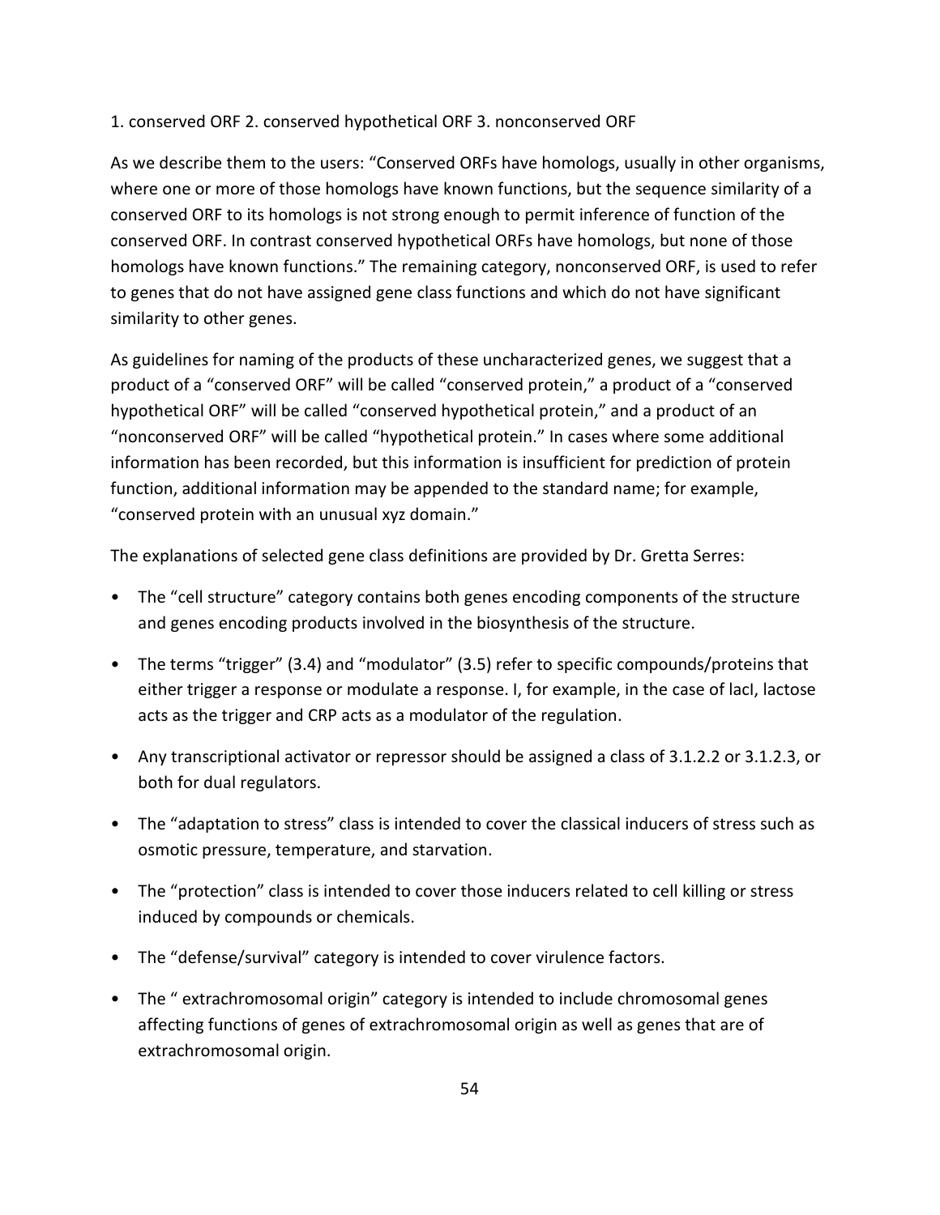1. conserved ORF 2. conserved hypothetical ORF 3. nonconserved ORF

As we describe them to the users: "Conserved ORFs have homologs, usually in other organisms, where one or more of those homologs have known functions, but the sequence similarity of a conserved ORF to its homologs is not strong enough to permit inference of function of the conserved ORF. In contrast conserved hypothetical ORFs have homologs, but none of those homologs have known functions." The remaining category, nonconserved ORF, is used to refer to genes that do not have assigned gene class functions and which do not have significant similarity to other genes.

As guidelines for naming of the products of these uncharacterized genes, we suggest that a product of a "conserved ORF" will be called "conserved protein," a product of a "conserved hypothetical ORF" will be called "conserved hypothetical protein," and a product of an "nonconserved ORF" will be called "hypothetical protein." In cases where some additional information has been recorded, but this information is insufficient for prediction of protein function, additional information may be appended to the standard name; for example, "conserved protein with an unusual xyz domain."

The explanations of selected gene class definitions are provided by Dr. Gretta Serres:

- The "cell structure" category contains both genes encoding components of the structure and genes encoding products involved in the biosynthesis of the structure.
- The terms "trigger" (3.4) and "modulator" (3.5) refer to specific compounds/proteins that either trigger a response or modulate a response. I, for example, in the case of lacI, lactose acts as the trigger and CRP acts as a modulator of the regulation.
- Any transcriptional activator or repressor should be assigned a class of 3.1.2.2 or 3.1.2.3, or both for dual regulators.
- The "adaptation to stress" class is intended to cover the classical inducers of stress such as osmotic pressure, temperature, and starvation.
- The "protection" class is intended to cover those inducers related to cell killing or stress induced by compounds or chemicals.
- The "defense/survival" category is intended to cover virulence factors.
- The " extrachromosomal origin" category is intended to include chromosomal genes affecting functions of genes of extrachromosomal origin as well as genes that are of extrachromosomal origin.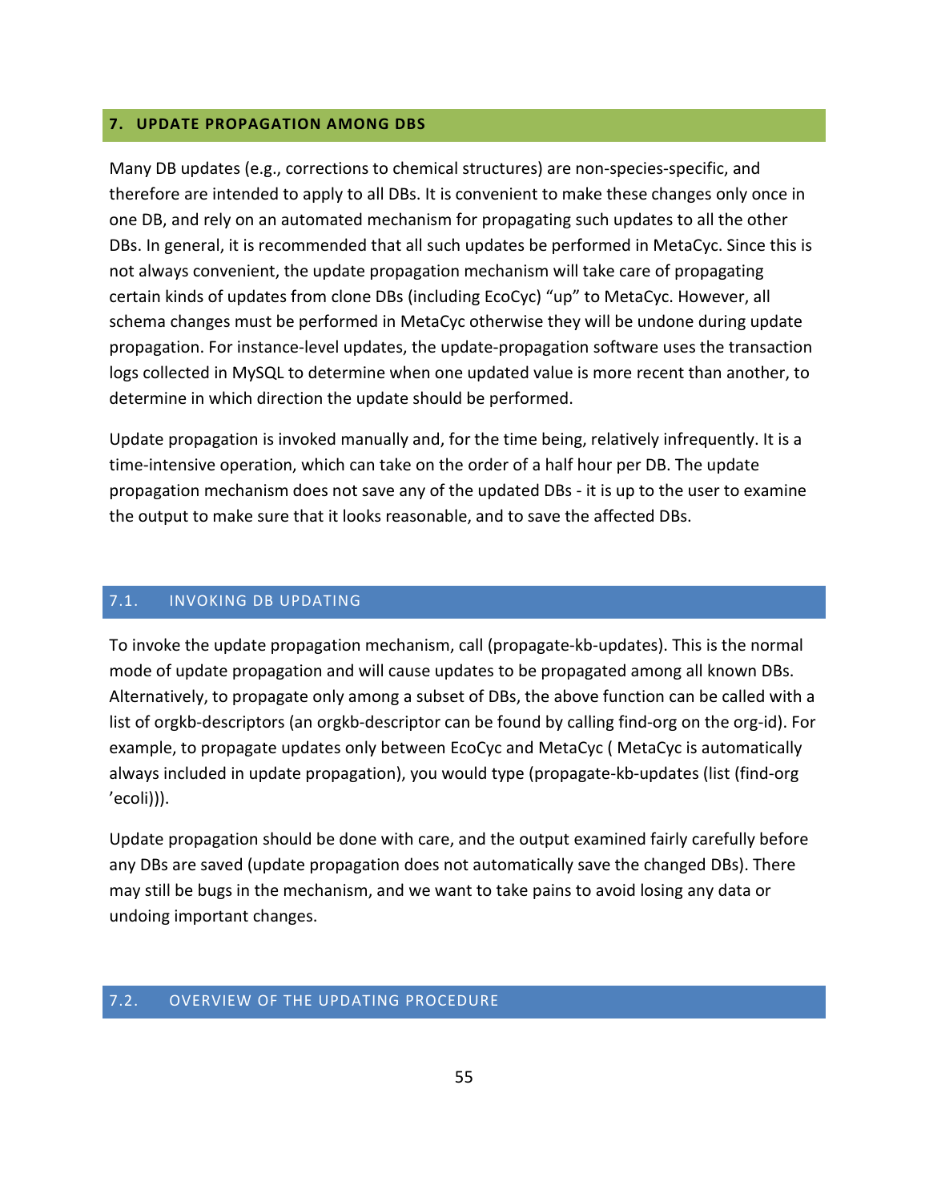# 7. UPDATE PROPAGATION AMONG DBS

Many DB updates (e.g., corrections to chemical structures) are non-species-specific, and therefore are intended to apply to all DBs. It is convenient to make these changes only once in one DB, and rely on an automated mechanism for propagating such updates to all the other DBs. In general, it is recommended that all such updates be performed in MetaCyc. Since this is not always convenient, the update propagation mechanism will take care of propagating certain kinds of updates from clone DBs (including EcoCyc) "up" to MetaCyc. However, all schema changes must be performed in MetaCyc otherwise they will be undone during update propagation. For instance-level updates, the update-propagation software uses the transaction logs collected in MySQL to determine when one updated value is more recent than another, to determine in which direction the update should be performed.

Update propagation is invoked manually and, for the time being, relatively infrequently. It is a time-intensive operation, which can take on the order of a half hour per DB. The update propagation mechanism does not save any of the updated DBs - it is up to the user to examine the output to make sure that it looks reasonable, and to save the affected DBs.

## 7.1. INVOKING DB UPDATING

To invoke the update propagation mechanism, call (propagate-kb-updates). This is the normal mode of update propagation and will cause updates to be propagated among all known DBs. Alternatively, to propagate only among a subset of DBs, the above function can be called with a list of orgkb-descriptors (an orgkb-descriptor can be found by calling find-org on the org-id). For example, to propagate updates only between EcoCyc and MetaCyc ( MetaCyc is automatically always included in update propagation), you would type (propagate-kb-updates (list (find-org 'ecoli))).

Update propagation should be done with care, and the output examined fairly carefully before any DBs are saved (update propagation does not automatically save the changed DBs). There may still be bugs in the mechanism, and we want to take pains to avoid losing any data or undoing important changes.

## 7.2. OVERVIEW OF THE UPDATING PROCEDURE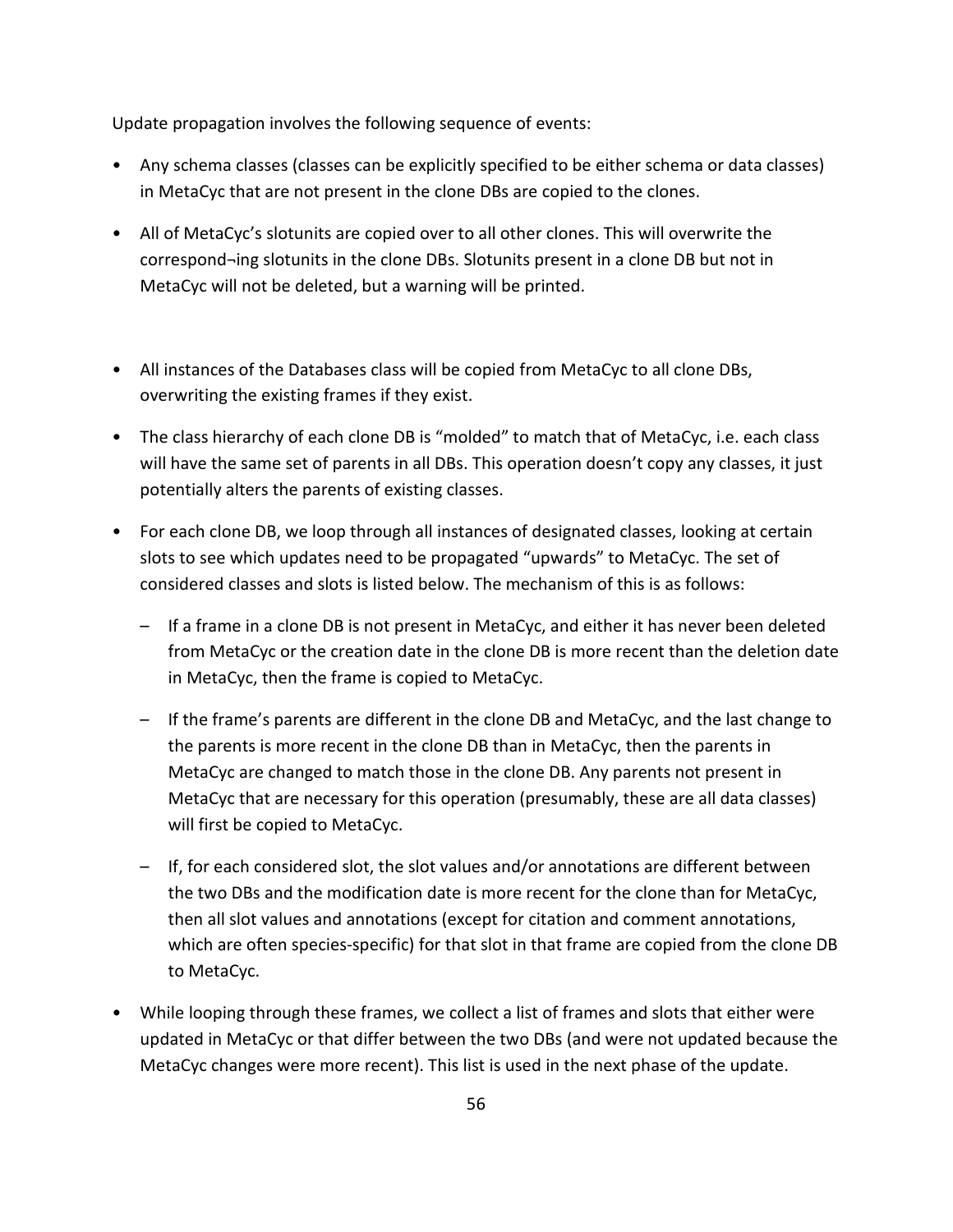Update propagation involves the following sequence of events:

- Any schema classes (classes can be explicitly specified to be either schema or data classes) in MetaCyc that are not present in the clone DBs are copied to the clones.
- All of MetaCyc's slotunits are copied over to all other clones. This will overwrite the correspond¬ing slotunits in the clone DBs. Slotunits present in a clone DB but not in MetaCyc will not be deleted, but a warning will be printed.
- All instances of the Databases class will be copied from MetaCyc to all clone DBs, overwriting the existing frames if they exist.
- The class hierarchy of each clone DB is "molded" to match that of MetaCyc, i.e. each class will have the same set of parents in all DBs. This operation doesn't copy any classes, it just potentially alters the parents of existing classes.
- For each clone DB, we loop through all instances of designated classes, looking at certain slots to see which updates need to be propagated "upwards" to MetaCyc. The set of considered classes and slots is listed below. The mechanism of this is as follows:
  - If a frame in a clone DB is not present in MetaCyc, and either it has never been deleted from MetaCyc or the creation date in the clone DB is more recent than the deletion date in MetaCyc, then the frame is copied to MetaCyc.
  - If the frame's parents are different in the clone DB and MetaCyc, and the last change to the parents is more recent in the clone DB than in MetaCyc, then the parents in MetaCyc are changed to match those in the clone DB. Any parents not present in MetaCyc that are necessary for this operation (presumably, these are all data classes) will first be copied to MetaCyc.
  - If, for each considered slot, the slot values and/or annotations are different between the two DBs and the modification date is more recent for the clone than for MetaCyc, then all slot values and annotations (except for citation and comment annotations, which are often species-specific) for that slot in that frame are copied from the clone DB to MetaCyc.
- While looping through these frames, we collect a list of frames and slots that either were updated in MetaCyc or that differ between the two DBs (and were not updated because the MetaCyc changes were more recent). This list is used in the next phase of the update.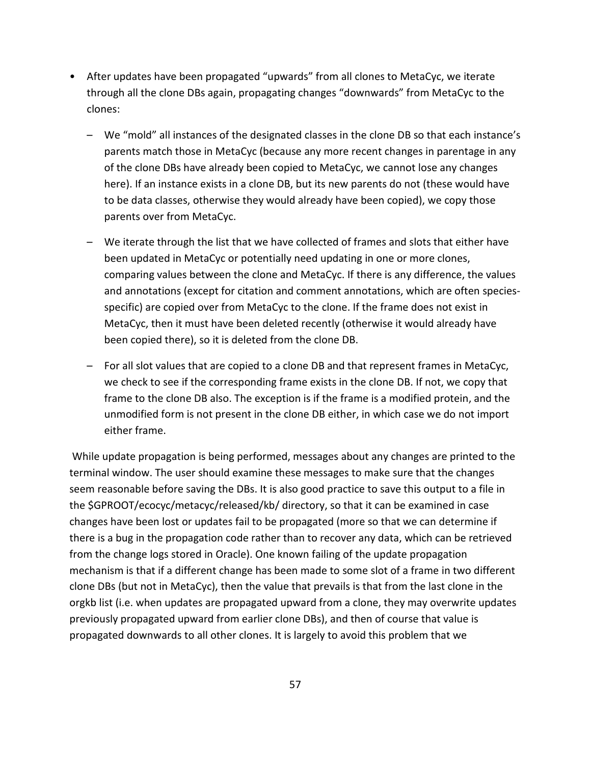- After updates have been propagated "upwards" from all clones to MetaCyc, we iterate through all the clone DBs again, propagating changes "downwards" from MetaCyc to the clones:
  - We "mold" all instances of the designated classes in the clone DB so that each instance's parents match those in MetaCyc (because any more recent changes in parentage in any of the clone DBs have already been copied to MetaCyc, we cannot lose any changes here). If an instance exists in a clone DB, but its new parents do not (these would have to be data classes, otherwise they would already have been copied), we copy those parents over from MetaCyc.
  - We iterate through the list that we have collected of frames and slots that either have been updated in MetaCyc or potentially need updating in one or more clones, comparing values between the clone and MetaCyc. If there is any difference, the values and annotations (except for citation and comment annotations, which are often species-specific) are copied over from MetaCyc to the clone. If the frame does not exist in MetaCyc, then it must have been deleted recently (otherwise it would already have been copied there), so it is deleted from the clone DB.
  - For all slot values that are copied to a clone DB and that represent frames in MetaCyc, we check to see if the corresponding frame exists in the clone DB. If not, we copy that frame to the clone DB also. The exception is if the frame is a modified protein, and the unmodified form is not present in the clone DB either, in which case we do not import either frame.

While update propagation is being performed, messages about any changes are printed to the terminal window. The user should examine these messages to make sure that the changes seem reasonable before saving the DBs. It is also good practice to save this output to a file in the $GPROOT/ecocyc/metacyc/released/kb/ directory, so that it can be examined in case changes have been lost or updates fail to be propagated (more so that we can determine if there is a bug in the propagation code rather than to recover any data, which can be retrieved from the change logs stored in Oracle). One known failing of the update propagation mechanism is that if a different change has been made to some slot of a frame in two different clone DBs (but not in MetaCyc), then the value that prevails is that from the last clone in the orgkb list (i.e. when updates are propagated upward from a clone, they may overwrite updates previously propagated upward from earlier clone DBs), and then of course that value is propagated downwards to all other clones. It is largely to avoid this problem that we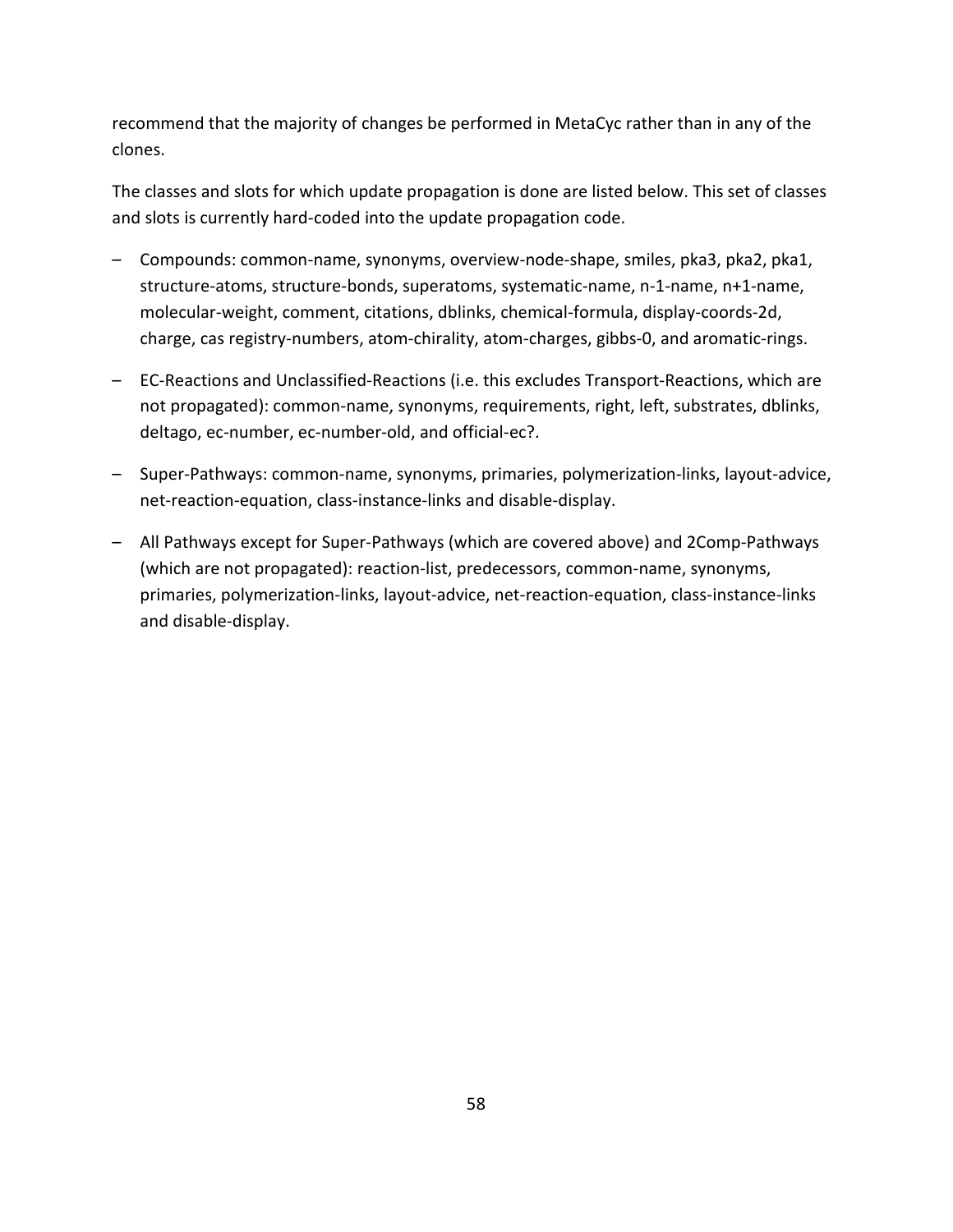recommend that the majority of changes be performed in MetaCyc rather than in any of the clones.

The classes and slots for which update propagation is done are listed below. This set of classes and slots is currently hard-coded into the update propagation code.

- Compounds: common-name, synonyms, overview-node-shape, smiles, pka3, pka2, pka1, structure-atoms, structure-bonds, superatoms, systematic-name, n-1-name, n+1-name, molecular-weight, comment, citations, dblinks, chemical-formula, display-coords-2d, charge, cas registry-numbers, atom-chirality, atom-charges, gibbs-0, and aromatic-rings.
- EC-Reactions and Unclassified-Reactions (i.e. this excludes Transport-Reactions, which are not propagated): common-name, synonyms, requirements, right, left, substrates, dblinks, deltago, ec-number, ec-number-old, and official-ec?.
- Super-Pathways: common-name, synonyms, primaries, polymerization-links, layout-advice, net-reaction-equation, class-instance-links and disable-display.
- All Pathways except for Super-Pathways (which are covered above) and 2Comp-Pathways (which are not propagated): reaction-list, predecessors, common-name, synonyms, primaries, polymerization-links, layout-advice, net-reaction-equation, class-instance-links and disable-display.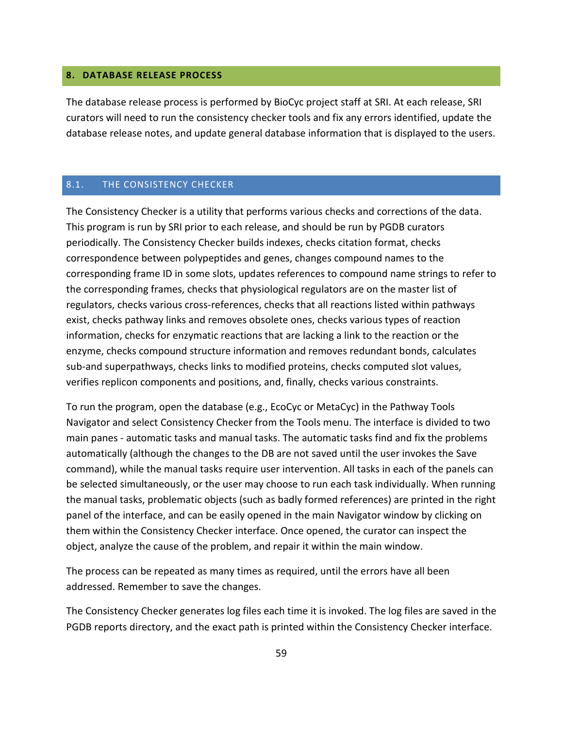## 8. DATABASE RELEASE PROCESS

The database release process is performed by BioCyc project staff at SRI. At each release, SRI curators will need to run the consistency checker tools and fix any errors identified, update the database release notes, and update general database information that is displayed to the users.

### 8.1. THE CONSISTENCY CHECKER

The Consistency Checker is a utility that performs various checks and corrections of the data. This program is run by SRI prior to each release, and should be run by PGDB curators periodically. The Consistency Checker builds indexes, checks citation format, checks correspondence between polypeptides and genes, changes compound names to the corresponding frame ID in some slots, updates references to compound name strings to refer to the corresponding frames, checks that physiological regulators are on the master list of regulators, checks various cross-references, checks that all reactions listed within pathways exist, checks pathway links and removes obsolete ones, checks various types of reaction information, checks for enzymatic reactions that are lacking a link to the reaction or the enzyme, checks compound structure information and removes redundant bonds, calculates sub-and superpathways, checks links to modified proteins, checks computed slot values, verifies replicon components and positions, and, finally, checks various constraints.

To run the program, open the database (e.g., EcoCyc or MetaCyc) in the Pathway Tools Navigator and select Consistency Checker from the Tools menu. The interface is divided to two main panes - automatic tasks and manual tasks. The automatic tasks find and fix the problems automatically (although the changes to the DB are not saved until the user invokes the Save command), while the manual tasks require user intervention. All tasks in each of the panels can be selected simultaneously, or the user may choose to run each task individually. When running the manual tasks, problematic objects (such as badly formed references) are printed in the right panel of the interface, and can be easily opened in the main Navigator window by clicking on them within the Consistency Checker interface. Once opened, the curator can inspect the object, analyze the cause of the problem, and repair it within the main window.

The process can be repeated as many times as required, until the errors have all been addressed. Remember to save the changes.

The Consistency Checker generates log files each time it is invoked. The log files are saved in the PGDB reports directory, and the exact path is printed within the Consistency Checker interface.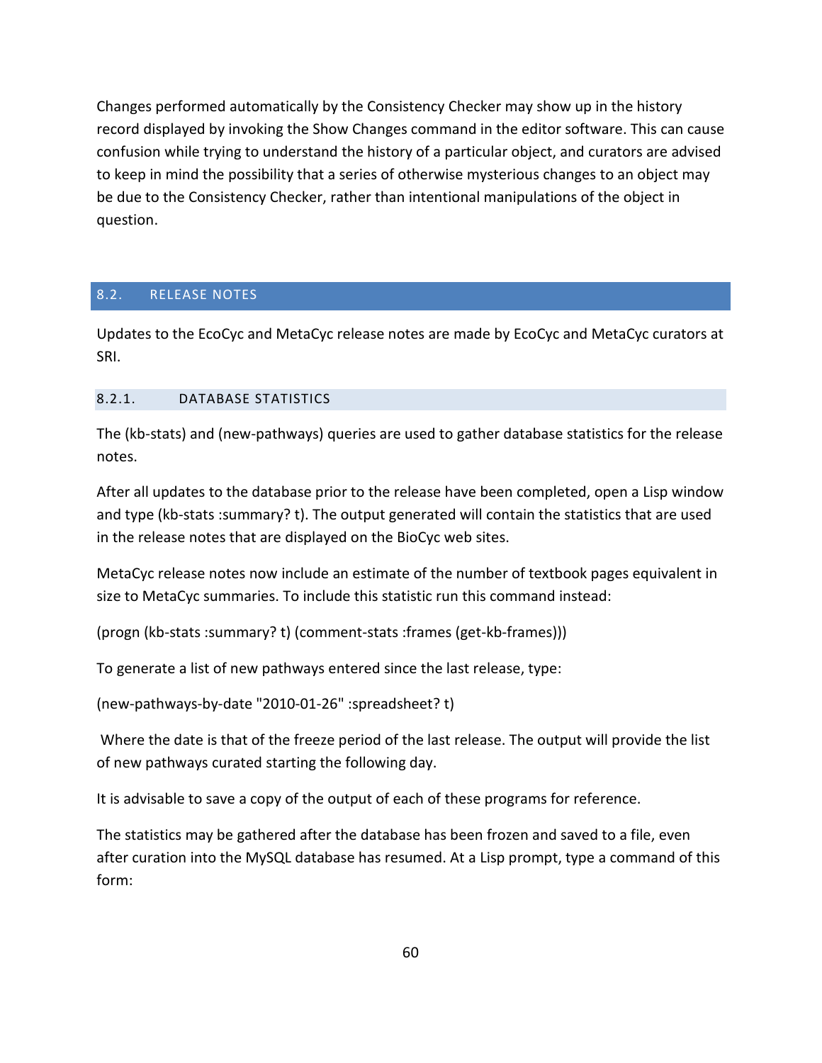Changes performed automatically by the Consistency Checker may show up in the history record displayed by invoking the Show Changes command in the editor software. This can cause confusion while trying to understand the history of a particular object, and curators are advised to keep in mind the possibility that a series of otherwise mysterious changes to an object may be due to the Consistency Checker, rather than intentional manipulations of the object in question.

## 8.2. RELEASE NOTES

Updates to the EcoCyc and MetaCyc release notes are made by EcoCyc and MetaCyc curators at SRI.

### 8.2.1. DATABASE STATISTICS

The (kb-stats) and (new-pathways) queries are used to gather database statistics for the release notes.

After all updates to the database prior to the release have been completed, open a Lisp window and type (kb-stats :summary? t). The output generated will contain the statistics that are used in the release notes that are displayed on the BioCyc web sites.

MetaCyc release notes now include an estimate of the number of textbook pages equivalent in size to MetaCyc summaries. To include this statistic run this command instead:

```
(progn (kb-stats :summary? t) (comment-stats :frames (get-kb-frames)))
```

To generate a list of new pathways entered since the last release, type:

```
(new-pathways-by-date "2010-01-26" :spreadsheet? t)
```

Where the date is that of the freeze period of the last release. The output will provide the list of new pathways curated starting the following day.

It is advisable to save a copy of the output of each of these programs for reference.

The statistics may be gathered after the database has been frozen and saved to a file, even after curation into the MySQL database has resumed. At a Lisp prompt, type a command of this form: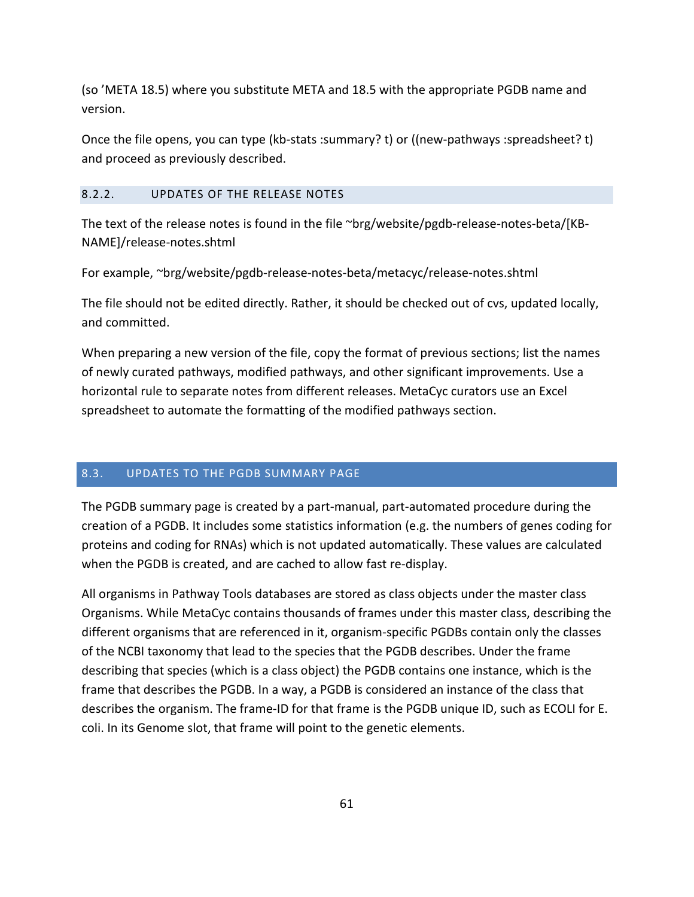(so ’META 18.5) where you substitute META and 18.5 with the appropriate PGDB name and version.

Once the file opens, you can type (kb-stats :summary? t) or ((new-pathways :spreadsheet? t) and proceed as previously described.

### 8.2.2. UPDATES OF THE RELEASE NOTES

The text of the release notes is found in the file ~brg/website/pgdb-release-notes-beta/[KB-NAME]/release-notes.shtml

For example, ~brg/website/pgdb-release-notes-beta/metacyc/release-notes.shtml

The file should not be edited directly. Rather, it should be checked out of cvs, updated locally, and committed.

When preparing a new version of the file, copy the format of previous sections; list the names of newly curated pathways, modified pathways, and other significant improvements. Use a horizontal rule to separate notes from different releases. MetaCyc curators use an Excel spreadsheet to automate the formatting of the modified pathways section.

## 8.3. UPDATES TO THE PGDB SUMMARY PAGE

The PGDB summary page is created by a part-manual, part-automated procedure during the creation of a PGDB. It includes some statistics information (e.g. the numbers of genes coding for proteins and coding for RNAs) which is not updated automatically. These values are calculated when the PGDB is created, and are cached to allow fast re-display.

All organisms in Pathway Tools databases are stored as class objects under the master class Organisms. While MetaCyc contains thousands of frames under this master class, describing the different organisms that are referenced in it, organism-specific PGDBs contain only the classes of the NCBI taxonomy that lead to the species that the PGDB describes. Under the frame describing that species (which is a class object) the PGDB contains one instance, which is the frame that describes the PGDB. In a way, a PGDB is considered an instance of the class that describes the organism. The frame-ID for that frame is the PGDB unique ID, such as ECOLI for E. coli. In its Genome slot, that frame will point to the genetic elements.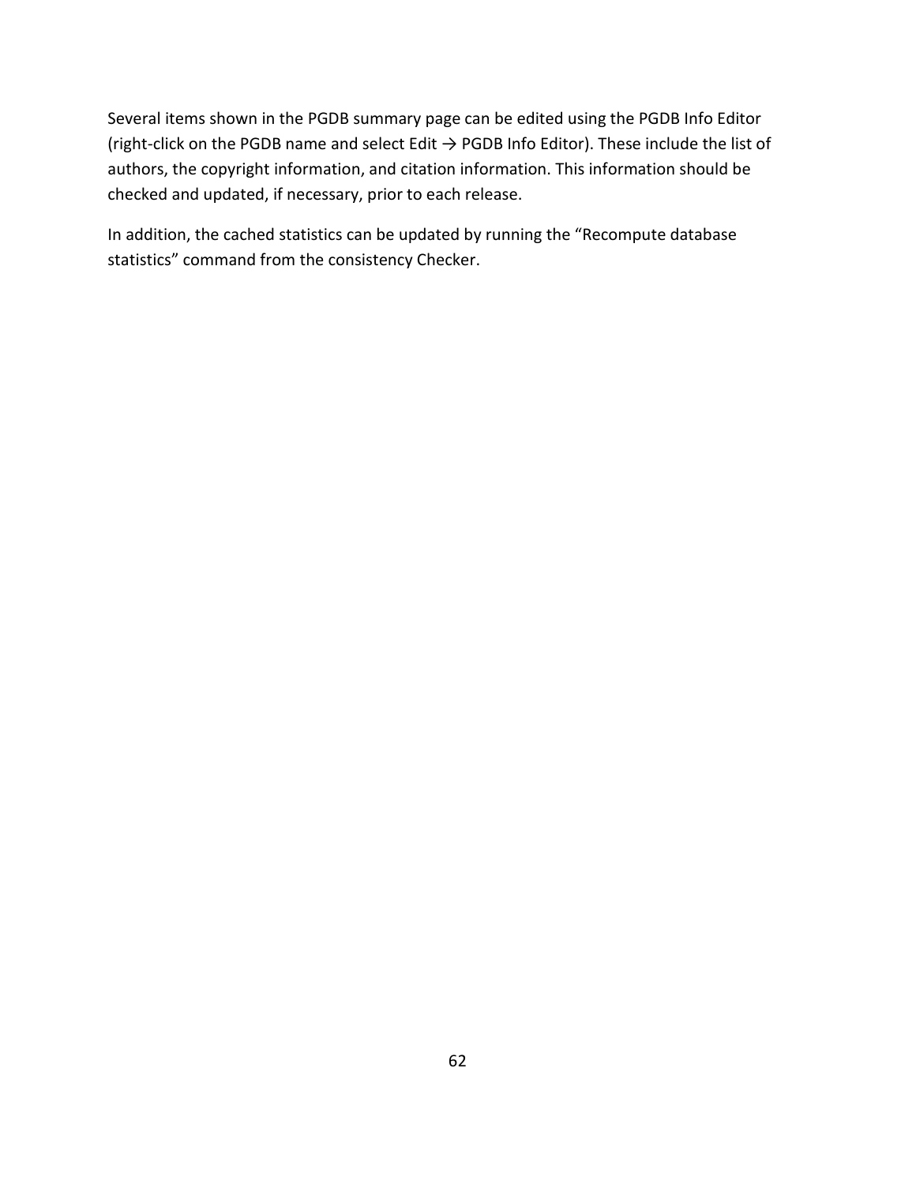Several items shown in the PGDB summary page can be edited using the PGDB Info Editor (right-click on the PGDB name and select Edit → PGDB Info Editor). These include the list of authors, the copyright information, and citation information. This information should be checked and updated, if necessary, prior to each release.

In addition, the cached statistics can be updated by running the "Recompute database statistics" command from the consistency Checker.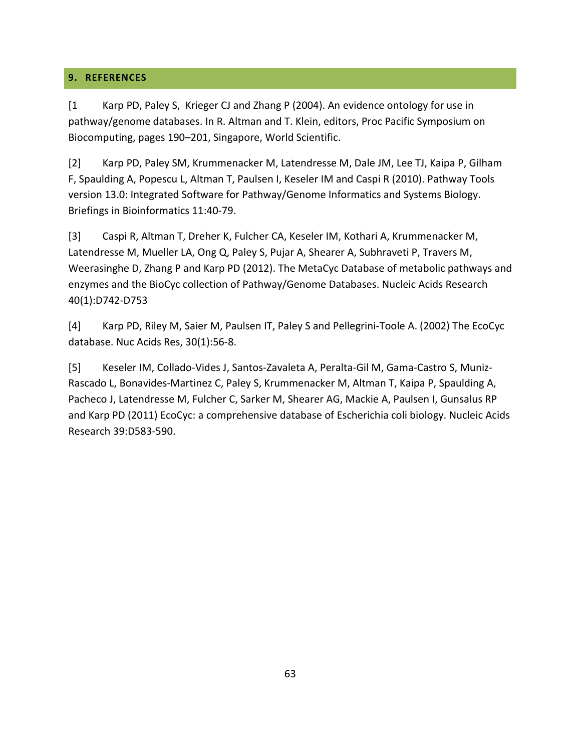## 9. REFERENCES

[1 Karp PD, Paley S, Krieger CJ and Zhang P (2004). An evidence ontology for use in pathway/genome databases. In R. Altman and T. Klein, editors, Proc Pacific Symposium on Biocomputing, pages 190–201, Singapore, World Scientific.

[2] Karp PD, Paley SM, Krummenacker M, Latendresse M, Dale JM, Lee TJ, Kaipa P, Gilham F, Spaulding A, Popescu L, Altman T, Paulsen I, Keseler IM and Caspi R (2010). Pathway Tools version 13.0: Integrated Software for Pathway/Genome Informatics and Systems Biology. Briefings in Bioinformatics 11:40-79.

[3] Caspi R, Altman T, Dreher K, Fulcher CA, Keseler IM, Kothari A, Krummenacker M, Latendresse M, Mueller LA, Ong Q, Paley S, Pujar A, Shearer A, Subhraveti P, Travers M, Weerasinghe D, Zhang P and Karp PD (2012). The MetaCyc Database of metabolic pathways and enzymes and the BioCyc collection of Pathway/Genome Databases. Nucleic Acids Research 40(1):D742-D753

[4] Karp PD, Riley M, Saier M, Paulsen IT, Paley S and Pellegrini-Toole A. (2002) The EcoCyc database. Nuc Acids Res, 30(1):56-8.

[5] Keseler IM, Collado-Vides J, Santos-Zavaleta A, Peralta-Gil M, Gama-Castro S, Muniz-Rascado L, Bonavides-Martinez C, Paley S, Krummenacker M, Altman T, Kaipa P, Spaulding A, Pacheco J, Latendresse M, Fulcher C, Sarker M, Shearer AG, Mackie A, Paulsen I, Gunsalus RP and Karp PD (2011) EcoCyc: a comprehensive database of Escherichia coli biology. Nucleic Acids Research 39:D583-590.